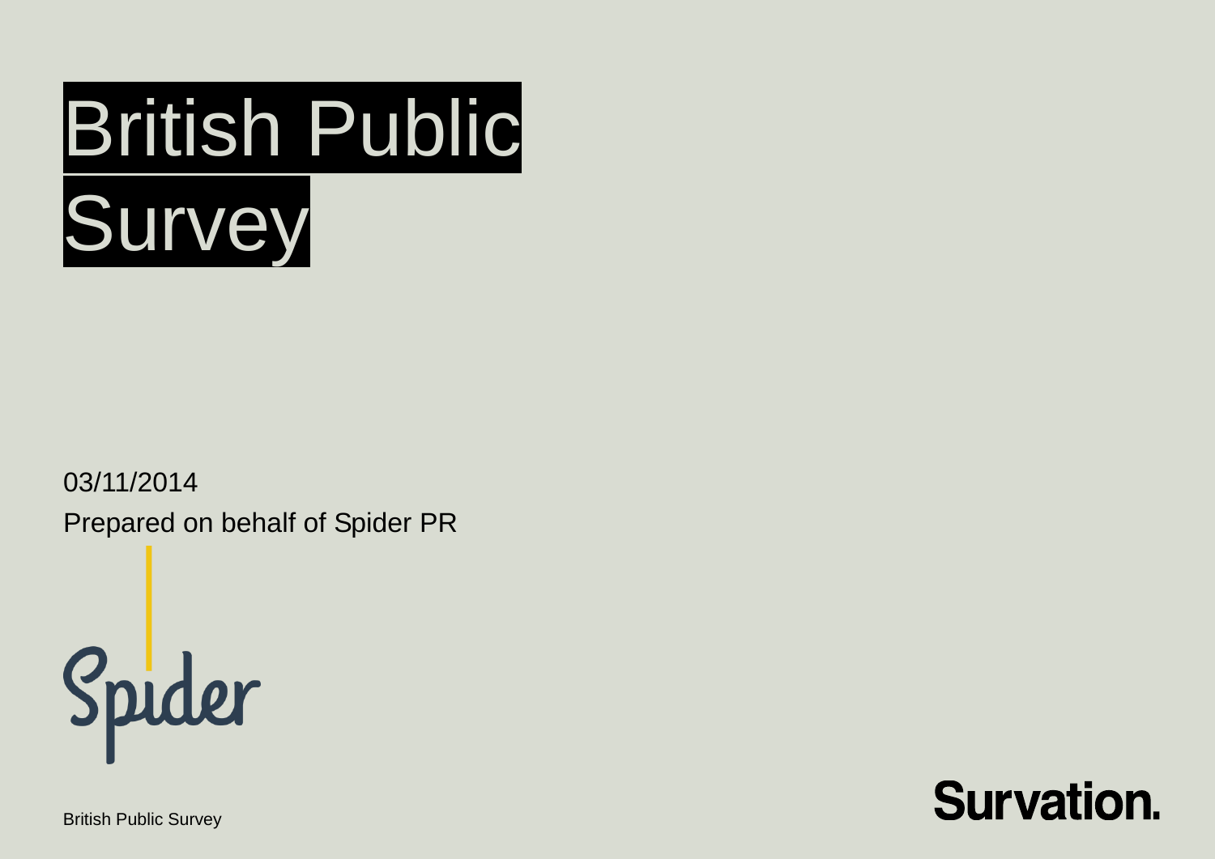# British Public Survey

03/11/2014

Prepared on behalf of Spider PR

Spider

Survation.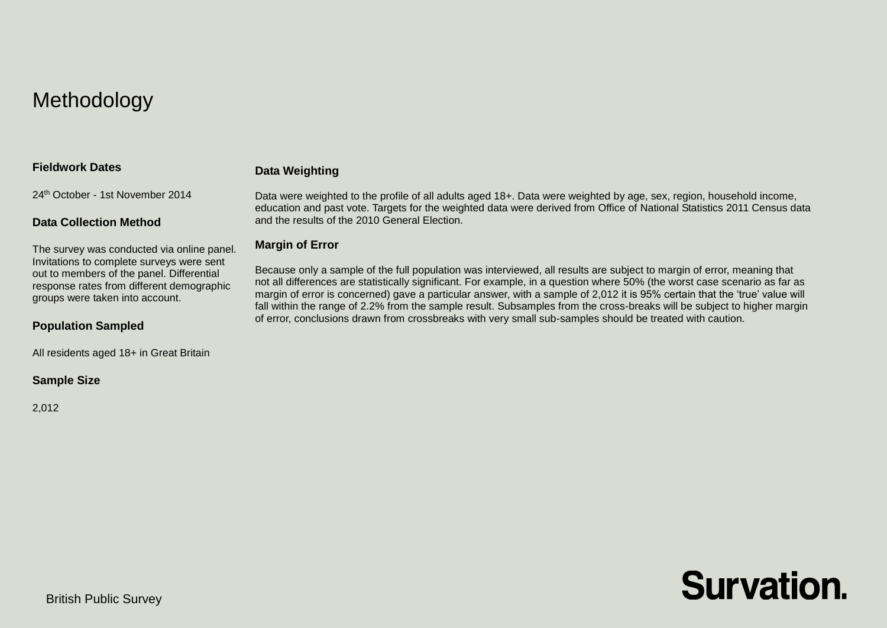# Methodology

### Fieldwork Dates

24th October - 1st November 2014

### Data Collection Method

The survey was conducted via online panel. Invitations to complete surveys were sent out to members of the panel. Differential response rates from different demographic groups were taken into account.

### Population Sampled

All residents aged 18+ in Great Britain

### Sample Size

2,012

### Data Weighting

Data were weighted to the profile of all adults aged 18+. Data were weighted by age, sex, region, household income, education and past vote. Targets for the weighted data were derived from Office of National Statistics 2011 Census data and the results of the 2010 General Election.

### Margin of Error

Because only a sample of the full population was interviewed, all results are subject to margin of error, meaning that not all differences are statistically significant. For example, in a question where 50% (the worst case scenario as far as margin of error is concerned) gave a particular answer, with a sample of 2,012 it is 95% certain that the 'true' value will fall within the range of 2.2% from the sample result. Subsamples from the cross-breaks will be subject to higher margin of error, conclusions drawn from crossbreaks with very small sub-samples should be treated with caution.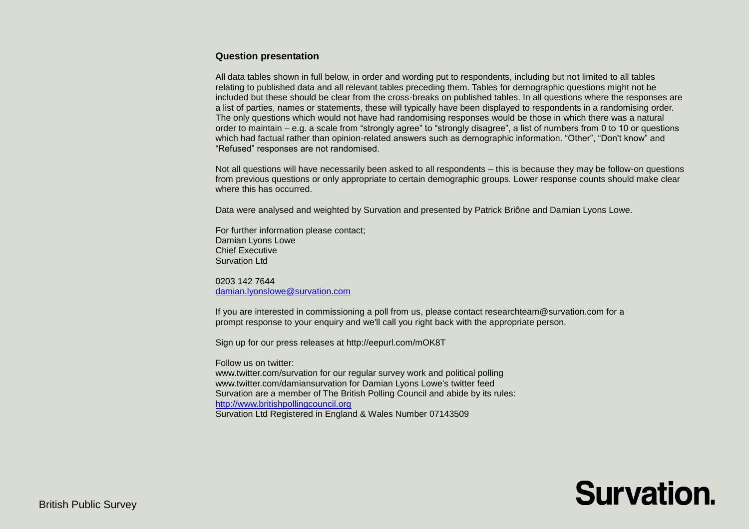## Question presentation

All data tables shown in full below, in order and wording put to respondents, including but not limited to all tables relating to published data and all relevant tables preceding them. Tables for demographic questions might not be included but these should be clear from the cross-breaks on published tables. In all questions where the responses are a list of parties, names or statements, these will typically have been displayed to respondents in a randomising order. The only questions which would not have had randomising responses would be those in which there was a natural order to maintain – e.g. a scale from "strongly agree" to "strongly disagree", a list of numbers from 0 to 10 or questions which had factual rather than opinion-related answers such as demographic information. "Other", "Don't know" and "Refused" responses are not randomised.

Not all questions will have necessarily been asked to all respondents – this is because they may be follow-on questions from previous questions or only appropriate to certain demographic groups. Lower response counts should make clear where this has occurred.

Data were analysed and weighted by Survation and presented by Patrick Briône and Damian Lyons Lowe.

For further information please contact;
Damian Lyons Lowe
Chief Executive
Survation Ltd

0203 142 7644
damian.lyonslowe@survation.com

If you are interested in commissioning a poll from us, please contact researchteam@survation.com for a prompt response to your enquiry and we'll call you right back with the appropriate person.

Sign up for our press releases at http://eepurl.com/mOK8T

Follow us on twitter:
www.twitter.com/survation for our regular survey work and political polling
www.twitter.com/damiansurvation for Damian Lyons Lowe's twitter feed
Survation are a member of The British Polling Council and abide by its rules:
http://www.britishpollingcouncil.org
Survation Ltd Registered in England & Wales Number 07143509

British Public Survey

Survation.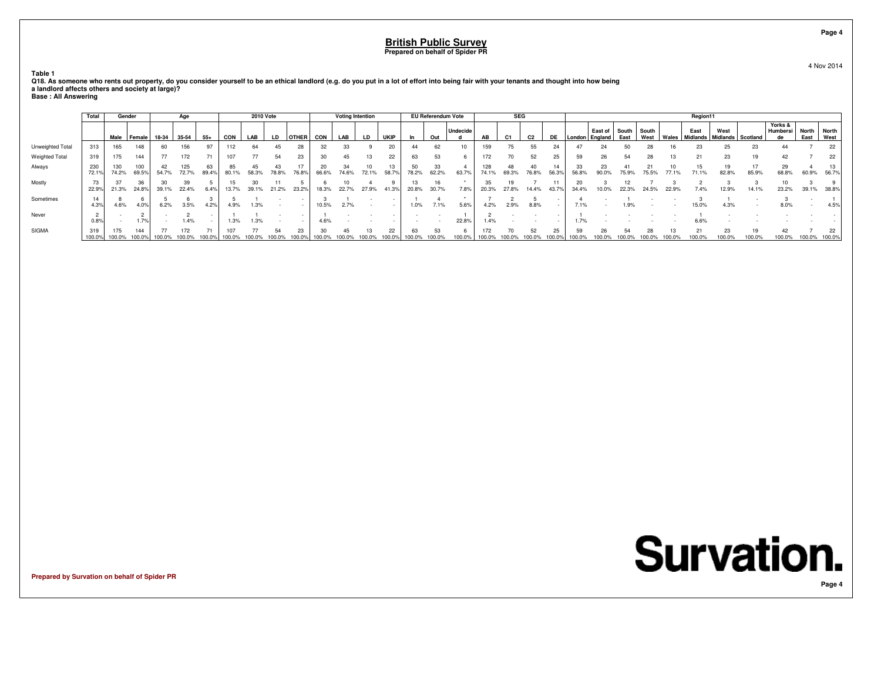## British Public Survey
**Prepared on behalf of Spider PR**

4 Nov 2014

**Table 1**
**Q18. As someone who rents out property, do you consider yourself to be an ethical landlord (e.g. do you put in a lot of effort into being fair with your tenants and thought into how being a landlord affects others and society at large)?**
**Base : All Answering**

| | Total | Gender | | Age | | | 2010 Vote | | | | Voting Intention | | | | EU Referendum Vote | | | SEG | | | | Region11 | | | | | | | | | | |
|---|---|---|---|---|---|---|---|---|---|---|---|---|---|---|---|---|---|---|---|---|---|---|---|---|---|---|---|---|---|---|---|---|
| | | Male | Female | 18-34 | 35-54 | 55+ | CON | LAB | LD | OTHER | CON | LAB | LD | UKIP | In | Out | Undecided | AB | C1 | C2 | DE | London | East of England | South East | South West | Wales | East Midlands | West Midlands | Scotland | Yorks & Humberside | North East | North West |
| Unweighted Total | 313 | 165 | 148 | 60 | 156 | 97 | 112 | 64 | 45 | 28 | 32 | 33 | 9 | 20 | 44 | 62 | 10 | 159 | 75 | 55 | 24 | 47 | 24 | 50 | 28 | 16 | 23 | 25 | 23 | 44 | 7 | 22 |
| Weighted Total | 319 | 175 | 144 | 77 | 172 | 71 | 107 | 77 | 54 | 23 | 30 | 45 | 13 | 22 | 63 | 53 | 6 | 172 | 70 | 52 | 25 | 59 | 26 | 54 | 28 | 13 | 21 | 23 | 19 | 42 | 7 | 22 |
| Always | 230 | 130 | 100 | 42 | 125 | 63 | 85 | 45 | 43 | 17 | 20 | 34 | 10 | 13 | 50 | 33 | 4 | 128 | 48 | 40 | 14 | 33 | 23 | 41 | 21 | 10 | 15 | 19 | 17 | 29 | 4 | 13 |
| | 72.1% | 74.2% | 69.5% | 54.7% | 72.7% | 89.4% | 80.1% | 58.3% | 78.8% | 76.8% | 66.6% | 74.6% | 72.1% | 58.7% | 78.2% | 62.2% | 63.7% | 74.1% | 69.3% | 76.8% | 56.3% | 56.8% | 90.0% | 75.9% | 75.5% | 77.1% | 71.1% | 82.8% | 85.9% | 68.8% | 60.9% | 56.7% |
| Mostly | 73 | 37 | 36 | 30 | 39 | 5 | 15 | 30 | 11 | 5 | 6 | 10 | 4 | 9 | 13 | 16 | * | 35 | 19 | 7 | 11 | 20 | 3 | 12 | 7 | 3 | 2 | 3 | 3 | 10 | 3 | 9 |
| | 22.9% | 21.3% | 24.8% | 39.1% | 22.4% | 6.4% | 13.7% | 39.1% | 21.2% | 23.2% | 18.3% | 22.7% | 27.9% | 41.3% | 20.8% | 30.7% | 7.8% | 20.3% | 27.8% | 14.4% | 43.7% | 34.4% | 10.0% | 22.3% | 24.5% | 22.9% | 7.4% | 12.9% | 14.1% | 23.2% | 39.1% | 38.8% |
| Sometimes | 14 | 8 | 6 | 5 | 6 | 3 | 5 | 1 | - | - | 3 | 1 | - | - | 1 | 4 | * | 7 | 2 | 5 | - | 4 | - | 1 | - | - | 3 | 1 | - | 3 | - | 1 |
| | 4.3% | 4.6% | 4.0% | 6.2% | 3.5% | 4.2% | 4.9% | 1.3% | - | - | 10.5% | 2.7% | - | - | 1.0% | 7.1% | 5.6% | 4.2% | 2.9% | 8.8% | - | 7.1% | - | 1.9% | - | - | 15.0% | 4.3% | - | 8.0% | - | 4.5% |
| Never | 2 | - | 2 | - | 2 | - | 1 | 1 | - | - | 1 | - | - | - | - | - | 1 | 2 | - | - | - | 1 | - | - | - | - | 1 | - | - | - | - | - |
| | 0.8% | - | 1.7% | - | 1.4% | - | 1.3% | 1.3% | - | - | 4.6% | - | - | - | - | - | 22.8% | 1.4% | - | - | - | 1.7% | - | - | - | - | 6.6% | - | - | - | - | - |
| SIGMA | 319 | 175 | 144 | 77 | 172 | 71 | 107 | 77 | 54 | 23 | 30 | 45 | 13 | 22 | 63 | 53 | 6 | 172 | 70 | 52 | 25 | 59 | 26 | 54 | 28 | 13 | 21 | 23 | 19 | 42 | 7 | 22 |
| | 100.0% | 100.0% | 100.0% | 100.0% | 100.0% | 100.0% | 100.0% | 100.0% | 100.0% | 100.0% | 100.0% | 100.0% | 100.0% | 100.0% | 100.0% | 100.0% | 100.0% | 100.0% | 100.0% | 100.0% | 100.0% | 100.0% | 100.0% | 100.0% | 100.0% | 100.0% | 100.0% | 100.0% | 100.0% | 100.0% | 100.0% | 100.0% |

**Survation.**

Prepared by Survation on behalf of Spider PR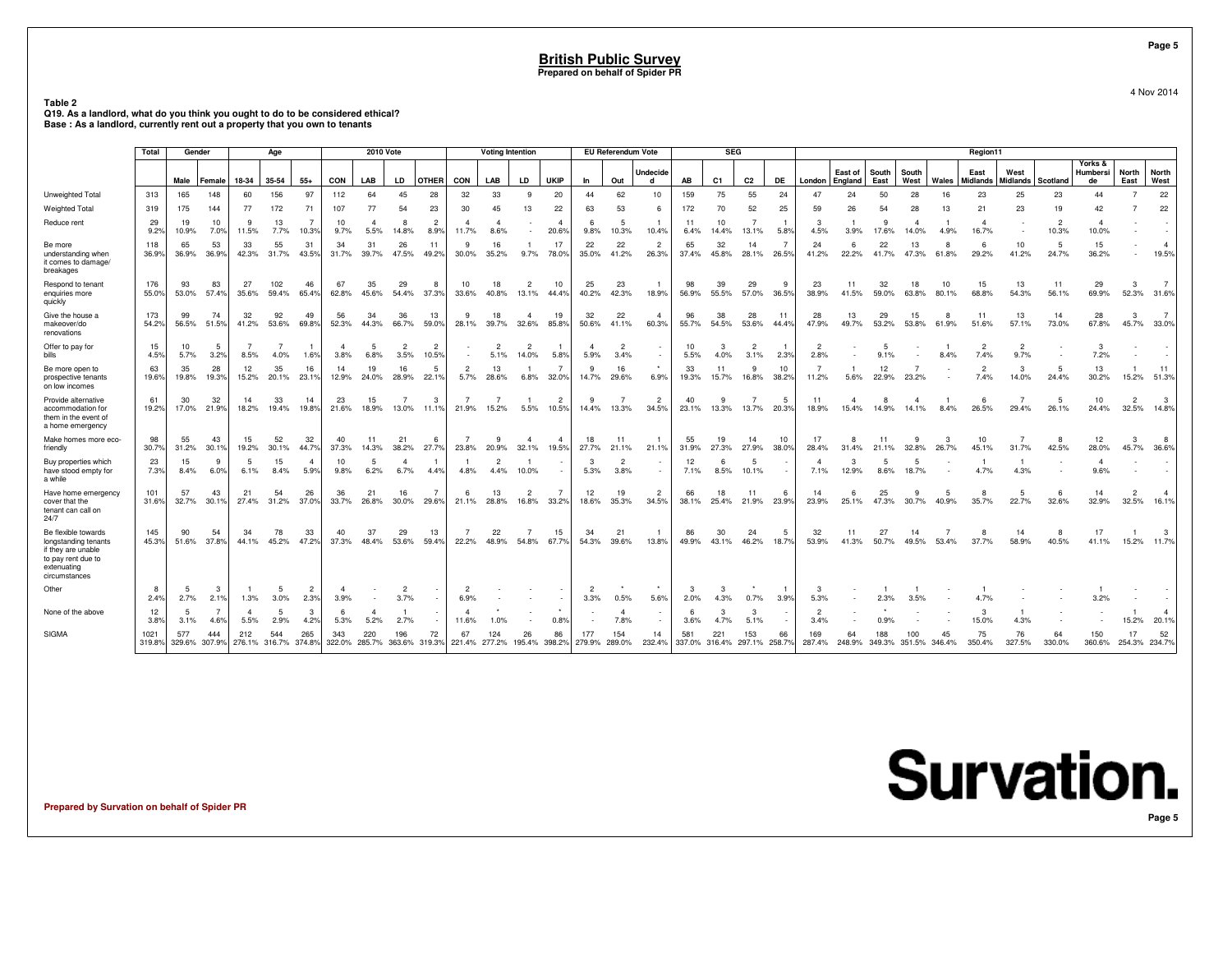## British Public Survey
**Prepared on behalf of Spider PR**

4 Nov 2014

**Table 2**
**Q19. As a landlord, what do you think you ought to do to be considered ethical?**
**Base : As a landlord, currently rent out a property that you own to tenants**

| | Total | Gender | | Age | | | 2010 Vote | | | | Voting Intention | | | | EU Referendum Vote | | | SEG | | | | Region11 | | | | | | | | | | |
|---|---|---|---|---|---|---|---|---|---|---|---|---|---|---|---|---|---|---|---|---|---|---|---|---|---|---|---|---|---|---|---|---|
| | | Male | Female | 18-34 | 35-54 | 55+ | CON | LAB | LD | OTHER | CON | LAB | LD | UKIP | In | Out | Undecided | AB | C1 | C2 | DE | London | East of England | South East | South West | Wales | East Midlands | West Midlands | Scotland | Yorks & Humberside | North East | North West |
| Unweighted Total | 313 | 165 | 148 | 60 | 156 | 97 | 112 | 64 | 45 | 28 | 32 | 33 | 9 | 20 | 44 | 62 | 10 | 159 | 75 | 55 | 24 | 47 | 24 | 50 | 28 | 16 | 23 | 25 | 23 | 44 | 7 | 22 |
| Weighted Total | 319 | 175 | 144 | 77 | 172 | 71 | 107 | 77 | 54 | 23 | 30 | 45 | 13 | 22 | 63 | 53 | 6 | 172 | 70 | 52 | 25 | 59 | 26 | 54 | 28 | 13 | 21 | 23 | 19 | 42 | 7 | 22 |
| Reduce rent | 29 | 19 | 10 | 9 | 13 | 7 | 10 | 4 | 8 | 2 | 4 | 4 | - | 4 | 6 | 5 | 1 | 11 | 10 | 7 | 1 | 3 | 1 | 9 | 4 | 1 | 4 | - | 2 | 4 | - | - |
| | 9.2% | 10.9% | 7.0% | 11.5% | 7.7% | 10.3% | 9.7% | 5.5% | 14.8% | 8.9% | 11.7% | 8.6% | - | 20.6% | 9.8% | 10.3% | 10.4% | 6.4% | 14.4% | 13.1% | 5.8% | 4.5% | 3.9% | 17.6% | 14.0% | 4.9% | 16.7% | - | 10.3% | 10.0% | - | - |
| Be more understanding when it comes to damage/ breakages | 118 | 65 | 53 | 33 | 55 | 31 | 34 | 31 | 26 | 11 | 9 | 16 | 1 | 17 | 22 | 22 | 2 | 65 | 32 | 14 | 7 | 24 | 6 | 22 | 13 | 8 | 6 | 10 | 5 | 15 | - | 4 |
| | 36.9% | 36.9% | 36.9% | 42.3% | 31.7% | 43.5% | 31.7% | 39.7% | 47.5% | 49.2% | 30.0% | 35.2% | 9.7% | 78.0% | 35.0% | 41.2% | 26.3% | 37.4% | 45.8% | 28.1% | 26.5% | 41.2% | 22.2% | 41.7% | 47.3% | 61.8% | 29.2% | 41.2% | 24.7% | 36.2% | - | 19.5% |
| Respond to tenant enquiries more quickly | 176 | 93 | 83 | 27 | 102 | 46 | 67 | 35 | 29 | 8 | 10 | 18 | 2 | 10 | 25 | 23 | 1 | 98 | 39 | 29 | 9 | 23 | 11 | 32 | 18 | 10 | 15 | 13 | 11 | 29 | 3 | 7 |
| | 55.0% | 53.0% | 57.4% | 35.6% | 59.4% | 65.4% | 62.8% | 45.6% | 54.4% | 37.3% | 33.6% | 40.8% | 13.1% | 44.4% | 40.2% | 42.3% | 18.9% | 56.9% | 55.5% | 57.0% | 36.5% | 38.9% | 41.5% | 59.0% | 63.8% | 80.1% | 68.8% | 54.3% | 56.1% | 69.9% | 52.3% | 31.6% |
| Give the house a makeover/do renovations | 173 | 99 | 74 | 32 | 92 | 49 | 56 | 34 | 36 | 13 | 9 | 18 | 4 | 19 | 32 | 22 | 4 | 96 | 38 | 28 | 11 | 28 | 13 | 29 | 15 | 8 | 11 | 13 | 14 | 28 | 3 | 7 |
| | 54.2% | 56.5% | 51.5% | 41.2% | 53.6% | 69.8% | 52.3% | 44.3% | 66.7% | 59.0% | 28.1% | 39.7% | 32.6% | 85.8% | 50.6% | 41.1% | 60.3% | 55.7% | 54.5% | 53.6% | 44.4% | 47.9% | 49.7% | 53.2% | 53.8% | 61.9% | 51.6% | 57.1% | 73.0% | 67.8% | 45.7% | 33.0% |
| Offer to pay for bills | 15 | 10 | 5 | 7 | 7 | 1 | 4 | 5 | 2 | 2 | - | 2 | 2 | 1 | 4 | 2 | - | 10 | 3 | 2 | 1 | 2 | - | 5 | - | 1 | 2 | 2 | - | 3 | - | - |
| | 4.5% | 5.7% | 3.2% | 8.5% | 4.0% | 1.6% | 3.8% | 6.8% | 3.5% | 10.5% | - | 5.1% | 14.0% | 5.8% | 5.9% | 3.4% | - | 5.5% | 4.0% | 3.1% | 2.3% | 2.8% | - | 9.1% | - | 8.4% | 7.4% | 9.7% | - | 7.2% | - | - |
| Be more open to prospective tenants on low incomes | 63 | 35 | 28 | 12 | 35 | 16 | 14 | 19 | 16 | 5 | 2 | 13 | 1 | 7 | 9 | 16 | * | 33 | 11 | 9 | 10 | 7 | 1 | 12 | 7 | - | 2 | 3 | 5 | 13 | 1 | 11 |
| | 19.6% | 19.8% | 19.3% | 15.2% | 20.1% | 23.1% | 12.9% | 24.0% | 28.9% | 22.1% | 5.7% | 28.6% | 6.8% | 32.0% | 14.7% | 29.6% | 6.9% | 19.3% | 15.7% | 16.8% | 38.2% | 11.2% | 5.6% | 22.9% | 23.2% | - | 7.4% | 14.0% | 24.4% | 30.2% | 15.2% | 51.3% |
| Provide alternative accommodation for them in the event of a home emergency | 61 | 30 | 32 | 14 | 33 | 14 | 23 | 15 | 7 | 3 | 7 | 7 | 1 | 2 | 9 | 7 | 2 | 40 | 9 | 7 | 5 | 11 | 4 | 8 | 4 | 1 | 6 | 7 | 5 | 10 | 2 | 3 |
| | 19.2% | 17.0% | 21.9% | 18.2% | 19.4% | 19.8% | 21.6% | 18.9% | 13.0% | 11.1% | 21.9% | 15.2% | 5.5% | 10.5% | 14.4% | 13.3% | 34.5% | 23.1% | 13.3% | 13.7% | 20.3% | 18.9% | 15.4% | 14.9% | 14.1% | 8.4% | 26.5% | 29.4% | 26.1% | 24.4% | 32.5% | 14.8% |
| Make homes more eco-friendly | 98 | 55 | 43 | 15 | 52 | 32 | 40 | 11 | 21 | 6 | 7 | 9 | 4 | 4 | 18 | 11 | 1 | 55 | 19 | 14 | 10 | 17 | 8 | 11 | 9 | 3 | 10 | 7 | 8 | 12 | 3 | 8 |
| | 30.7% | 31.2% | 30.1% | 19.2% | 30.1% | 44.7% | 37.3% | 14.3% | 38.2% | 27.7% | 23.8% | 20.9% | 32.1% | 19.5% | 27.7% | 21.1% | 21.1% | 31.9% | 27.3% | 27.9% | 38.0% | 28.4% | 31.4% | 21.1% | 32.8% | 26.7% | 45.1% | 31.7% | 42.5% | 28.0% | 45.7% | 36.6% |
| Buy properties which have stood empty for a while | 23 | 15 | 9 | 5 | 15 | 4 | 10 | 5 | 4 | 1 | 1 | 2 | 1 | - | 3 | 2 | - | 12 | 6 | 5 | - | 4 | 3 | 5 | 5 | - | 1 | 1 | - | 4 | - | - |
| | 7.3% | 8.4% | 6.0% | 6.1% | 8.4% | 5.9% | 9.8% | 6.2% | 6.7% | 4.4% | 4.8% | 4.4% | 10.0% | - | 5.3% | 3.8% | - | 7.1% | 8.5% | 10.1% | - | 7.1% | 12.9% | 8.6% | 18.7% | - | 4.7% | 4.3% | - | 9.6% | - | - |
| Have home emergency cover that the tenant can call on 24/7 | 101 | 57 | 43 | 21 | 54 | 26 | 36 | 21 | 16 | 7 | 6 | 13 | 2 | 7 | 12 | 19 | 2 | 66 | 18 | 11 | 6 | 14 | 6 | 25 | 9 | 5 | 8 | 5 | 6 | 14 | 2 | 4 |
| | 31.6% | 32.7% | 30.1% | 27.4% | 31.2% | 37.0% | 33.7% | 26.8% | 30.0% | 29.6% | 21.1% | 28.8% | 16.8% | 33.2% | 18.6% | 35.3% | 34.5% | 38.1% | 25.4% | 21.9% | 23.9% | 23.9% | 25.1% | 47.3% | 30.7% | 40.9% | 35.7% | 22.7% | 32.6% | 32.9% | 32.5% | 16.1% |
| Be flexible towards longstanding tenants if they are unable to pay rent due to extenuating circumstances | 145 | 90 | 54 | 34 | 78 | 33 | 40 | 37 | 29 | 13 | 7 | 22 | 7 | 15 | 34 | 21 | 1 | 86 | 30 | 24 | 5 | 32 | 11 | 27 | 14 | 7 | 8 | 14 | 8 | 17 | 1 | 3 |
| | 45.3% | 51.6% | 37.8% | 44.1% | 45.2% | 47.2% | 37.3% | 48.4% | 53.6% | 59.4% | 22.2% | 48.9% | 54.8% | 67.7% | 54.3% | 39.6% | 13.8% | 49.9% | 43.1% | 46.2% | 18.7% | 53.9% | 41.3% | 50.7% | 49.5% | 53.4% | 37.7% | 58.9% | 40.5% | 41.1% | 15.2% | 11.7% |
| Other | 8 | 5 | 3 | 1 | 5 | 2 | 4 | - | 2 | - | 2 | - | - | - | 2 | * | * | 3 | 3 | * | 1 | 3 | - | 1 | 1 | - | 1 | - | - | 1 | - | - |
| | 2.4% | 2.7% | 2.1% | 1.3% | 3.0% | 2.3% | 3.9% | - | 3.7% | - | 6.9% | - | - | - | 3.3% | 0.5% | 5.6% | 2.0% | 4.3% | 0.7% | 3.9% | 5.3% | - | 2.3% | 3.5% | - | 4.7% | - | - | 3.2% | - | - |
| None of the above | 12 | 5 | 7 | 4 | 5 | 3 | 6 | 4 | 1 | - | 4 | * | - | * | - | 4 | - | 6 | 3 | 3 | - | 2 | - | * | - | - | 3 | 1 | - | - | 1 | 4 |
| | 3.8% | 3.1% | 4.6% | 5.5% | 2.9% | 4.2% | 5.3% | 5.2% | 2.7% | - | 11.6% | 1.0% | - | 0.8% | - | 7.8% | - | 3.6% | 4.7% | 5.1% | - | 3.4% | - | 0.9% | - | - | 15.0% | 4.3% | - | - | 15.2% | 20.1% |
| SIGMA | 1021 | 577 | 444 | 212 | 544 | 265 | 343 | 220 | 196 | 72 | 67 | 124 | 26 | 86 | 177 | 154 | 14 | 581 | 221 | 153 | 66 | 169 | 64 | 188 | 100 | 45 | 75 | 76 | 64 | 150 | 17 | 52 |
| | 319.8% | 329.6% | 307.9% | 276.1% | 316.7% | 374.8% | 322.0% | 285.7% | 363.6% | 319.3% | 221.4% | 277.2% | 195.4% | 398.2% | 279.9% | 289.0% | 232.4% | 337.0% | 316.4% | 297.1% | 258.7% | 287.4% | 248.9% | 349.3% | 351.5% | 346.4% | 350.4% | 327.5% | 330.0% | 360.6% | 254.3% | 234.7% |

**Prepared by Survation on behalf of Spider PR**

Survation.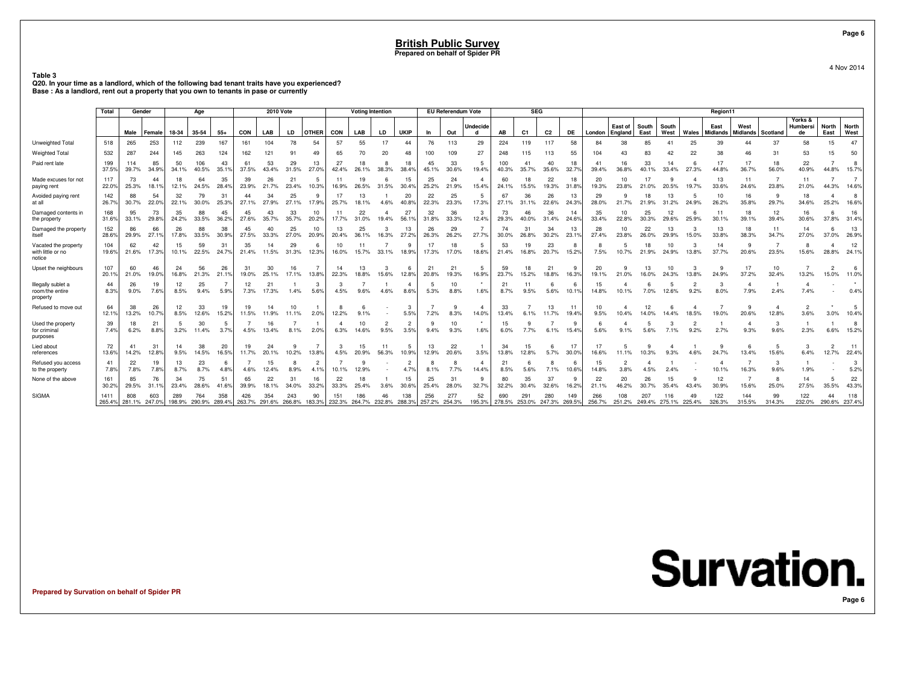# British Public Survey

**Prepared on behalf of Spider PR**

4 Nov 2014

**Table 3**
**Q20. In your time as a landlord, which of the following bad traits have you experienced?**
**Base : As a landlord, rent out a property that you own to tenants in pase or currently**

| | Total | Gender | | Age | | | 2010 Vote | | | | Voting Intention | | | | EU Referendum Vote | | | SEG | | | | Region11 | | | | | | | | | | | |
|---|---|---|---|---|---|---|---|---|---|---|---|---|---|---|---|---|---|---|---|---|---|---|---|---|---|---|---|---|---|---|---|---|---|
| | | Male | Female | 18-34 | 35-54 | 55+ | CON | LAB | LD | OTHER | CON | LAB | LD | UKIP | In | Out | Undecided | AB | C1 | C2 | DE | London | East of England | South East | South West | Wales | East Midlands | West Midlands | Scotland | Yorks & Humberside | North East | North West |
| Unweighted Total | 518 | 265 | 253 | 112 | 239 | 167 | 161 | 104 | 78 | 54 | 57 | 55 | 17 | 44 | 76 | 113 | 29 | 224 | 119 | 117 | 58 | 84 | 38 | 85 | 41 | 25 | 39 | 44 | 37 | 58 | 15 | 47 |
| Weighted Total | 532 | 287 | 244 | 145 | 263 | 124 | 162 | 121 | 91 | 49 | 65 | 70 | 20 | 48 | 100 | 109 | 27 | 248 | 115 | 113 | 55 | 104 | 43 | 83 | 42 | 22 | 38 | 46 | 31 | 53 | 15 | 50 |
| Paid rent late | 199 | 114 | 85 | 50 | 106 | 43 | 61 | 53 | 29 | 13 | 27 | 18 | 8 | 18 | 45 | 33 | 5 | 100 | 41 | 40 | 18 | 41 | 16 | 33 | 14 | 6 | 17 | 17 | 18 | 22 | 7 | 8 |
| | 37.5% | 39.7% | 34.9% | 34.1% | 40.5% | 35.1% | 37.5% | 43.4% | 31.5% | 27.0% | 42.4% | 26.1% | 38.3% | 38.4% | 45.1% | 30.6% | 19.4% | 40.3% | 35.7% | 35.6% | 32.7% | 39.4% | 36.8% | 40.1% | 33.4% | 27.3% | 44.8% | 36.7% | 56.0% | 40.9% | 44.8% | 15.7% |
| Made excuses for not paying rent | 117 | 73 | 44 | 18 | 64 | 35 | 39 | 26 | 21 | 5 | 11 | 19 | 6 | 15 | 25 | 24 | 4 | 60 | 18 | 22 | 18 | 20 | 10 | 17 | 9 | 4 | 13 | 11 | 7 | 11 | 7 | 7 |
| | 22.0% | 25.3% | 18.1% | 12.1% | 24.5% | 28.4% | 23.9% | 21.7% | 23.4% | 10.3% | 16.9% | 26.5% | 31.5% | 30.4% | 25.2% | 21.9% | 15.4% | 24.1% | 15.5% | 19.3% | 31.8% | 19.3% | 23.8% | 21.0% | 20.5% | 19.7% | 33.6% | 24.6% | 23.8% | 21.0% | 44.3% | 14.6% |
| Avoided paying rent at all | 142 | 88 | 54 | 32 | 79 | 31 | 44 | 34 | 25 | 9 | 17 | 13 | 1 | 20 | 22 | 25 | 5 | 67 | 36 | 26 | 13 | 29 | 9 | 18 | 13 | 5 | 10 | 16 | 9 | 18 | 4 | 8 |
| | 26.7% | 30.7% | 22.0% | 22.1% | 30.0% | 25.3% | 27.1% | 27.9% | 27.1% | 17.9% | 25.7% | 18.1% | 4.6% | 40.8% | 22.3% | 23.3% | 17.3% | 27.1% | 31.1% | 22.6% | 24.3% | 28.0% | 21.7% | 21.9% | 31.2% | 24.9% | 26.2% | 35.8% | 29.7% | 34.6% | 25.2% | 16.6% |
| Damaged contents in the property | 168 | 95 | 73 | 35 | 88 | 45 | 45 | 43 | 33 | 10 | 11 | 22 | 4 | 27 | 32 | 36 | 3 | 73 | 46 | 36 | 14 | 35 | 10 | 25 | 12 | 6 | 11 | 18 | 12 | 16 | 6 | 16 |
| | 31.6% | 33.1% | 29.8% | 24.2% | 33.5% | 36.2% | 27.6% | 35.7% | 35.7% | 20.2% | 17.7% | 31.0% | 19.4% | 56.1% | 31.8% | 33.3% | 12.4% | 29.3% | 40.0% | 31.4% | 24.6% | 33.4% | 22.8% | 30.3% | 29.6% | 25.9% | 30.1% | 39.1% | 39.4% | 30.6% | 37.8% | 31.4% |
| Damaged the property itself | 152 | 86 | 66 | 26 | 88 | 38 | 45 | 40 | 25 | 10 | 13 | 25 | 3 | 13 | 26 | 29 | 7 | 74 | 31 | 34 | 13 | 28 | 10 | 22 | 13 | 3 | 13 | 18 | 11 | 14 | 6 | 13 |
| | 28.6% | 29.9% | 27.1% | 17.8% | 33.5% | 30.9% | 27.5% | 33.3% | 27.0% | 20.9% | 20.4% | 36.1% | 16.3% | 27.2% | 26.3% | 26.2% | 27.7% | 30.0% | 26.8% | 30.2% | 23.1% | 27.4% | 23.8% | 26.0% | 29.9% | 15.0% | 33.8% | 38.3% | 34.7% | 27.0% | 37.0% | 26.9% |
| Vacated the property with little or no notice | 104 | 62 | 42 | 15 | 59 | 31 | 35 | 14 | 29 | 6 | 10 | 11 | 7 | 9 | 17 | 18 | 5 | 53 | 19 | 23 | 8 | 8 | 5 | 18 | 10 | 3 | 14 | 9 | 7 | 8 | 4 | 12 |
| | 19.6% | 21.6% | 17.3% | 10.1% | 22.5% | 24.7% | 21.4% | 11.5% | 31.3% | 12.3% | 16.0% | 15.7% | 33.1% | 18.9% | 17.3% | 17.0% | 18.6% | 21.4% | 16.8% | 20.7% | 15.2% | 7.5% | 10.7% | 21.9% | 24.9% | 13.8% | 37.7% | 20.6% | 23.5% | 15.6% | 28.8% | 24.1% |
| Upset the neighbours | 107 | 60 | 46 | 24 | 56 | 26 | 31 | 30 | 16 | 7 | 14 | 13 | 3 | 6 | 21 | 21 | 5 | 59 | 18 | 21 | 9 | 20 | 9 | 13 | 10 | 3 | 9 | 17 | 10 | 7 | 2 | 6 |
| | 20.1% | 21.0% | 19.0% | 16.8% | 21.3% | 21.1% | 19.0% | 25.1% | 17.1% | 13.8% | 22.3% | 18.8% | 15.6% | 12.8% | 20.8% | 19.3% | 16.9% | 23.7% | 15.2% | 18.8% | 16.3% | 19.1% | 21.0% | 16.0% | 24.3% | 13.8% | 24.9% | 37.2% | 32.4% | 13.2% | 15.0% | 11.0% |
| Illegally sublet a room/the entire property | 44 | 26 | 19 | 12 | 25 | 7 | 12 | 21 | 1 | 3 | 3 | 7 | 1 | 4 | 5 | 10 | * | 21 | 11 | 6 | 6 | 15 | 4 | 6 | 5 | 2 | 3 | 4 | 1 | 4 | - | * |
| | 8.3% | 9.0% | 7.6% | 8.5% | 9.4% | 5.9% | 7.3% | 17.3% | 1.4% | 5.6% | 4.5% | 9.6% | 4.6% | 8.6% | 5.3% | 8.8% | 1.6% | 8.7% | 9.5% | 5.6% | 10.1% | 14.8% | 10.1% | 7.0% | 12.6% | 9.2% | 8.0% | 7.9% | 2.4% | 7.4% | - | 0.4% |
| Refused to move out | 64 | 38 | 26 | 12 | 33 | 19 | 19 | 14 | 10 | 1 | 8 | 6 | - | 3 | 7 | 9 | 4 | 33 | 7 | 13 | 11 | 10 | 4 | 12 | 6 | 4 | 7 | 9 | 4 | 2 | * | 5 |
| | 12.1% | 13.2% | 10.7% | 8.5% | 12.6% | 15.2% | 11.5% | 11.9% | 11.1% | 2.0% | 12.2% | 9.1% | - | 5.5% | 7.2% | 8.3% | 14.0% | 13.4% | 6.1% | 11.7% | 19.4% | 9.5% | 10.4% | 14.0% | 14.4% | 18.5% | 19.0% | 20.6% | 12.8% | 3.6% | 3.0% | 10.4% |
| Used the property for criminal purposes | 39 | 18 | 21 | 5 | 30 | 5 | 7 | 16 | 7 | 1 | 4 | 10 | 2 | 2 | 9 | 10 | * | 15 | 9 | 7 | 9 | 6 | 4 | 5 | 3 | 2 | 1 | 4 | 3 | 1 | 1 | 8 |
| | 7.4% | 6.2% | 8.8% | 3.2% | 11.4% | 3.7% | 4.5% | 13.4% | 8.1% | 2.0% | 6.3% | 14.6% | 9.5% | 3.5% | 9.4% | 9.3% | 1.6% | 6.0% | 7.7% | 6.1% | 15.4% | 5.6% | 9.1% | 5.6% | 7.1% | 9.2% | 2.7% | 9.3% | 9.6% | 2.3% | 6.6% | 15.2% |
| Lied about references | 72 | 41 | 31 | 14 | 38 | 20 | 19 | 24 | 9 | 7 | 3 | 15 | 11 | 5 | 13 | 22 | 1 | 34 | 15 | 6 | 17 | 17 | 5 | 9 | 4 | 1 | 9 | 6 | 5 | 3 | 2 | 11 |
| | 13.6% | 14.2% | 12.8% | 9.5% | 14.5% | 16.5% | 11.7% | 20.1% | 10.2% | 13.8% | 4.5% | 20.9% | 56.3% | 10.9% | 12.9% | 20.6% | 3.5% | 13.8% | 12.8% | 5.7% | 30.0% | 16.6% | 11.1% | 10.3% | 9.3% | 4.6% | 24.7% | 13.4% | 15.6% | 6.4% | 12.7% | 22.4% |
| Refused you access to the property | 41 | 22 | 19 | 13 | 23 | 6 | 7 | 15 | 8 | 2 | 7 | 9 | - | 2 | 8 | 8 | 4 | 21 | 6 | 8 | 6 | 15 | 2 | 4 | 1 | - | 4 | 7 | 3 | 1 | - | 3 |
| | 7.8% | 7.8% | 7.8% | 8.7% | 8.7% | 4.8% | 4.6% | 12.4% | 8.9% | 4.1% | 10.1% | 12.9% | - | 4.7% | 8.1% | 7.7% | 14.4% | 8.5% | 5.6% | 7.1% | 10.6% | 14.8% | 3.8% | 4.5% | 2.4% | - | 10.1% | 16.3% | 9.6% | 1.9% | - | 5.2% |
| None of the above | 161 | 85 | 76 | 34 | 75 | 51 | 65 | 22 | 31 | 16 | 22 | 18 | 1 | 15 | 25 | 31 | 9 | 80 | 35 | 37 | 9 | 22 | 20 | 26 | 15 | 9 | 12 | 7 | 8 | 14 | 5 | 22 |
| | 30.2% | 29.5% | 31.1% | 23.4% | 28.6% | 41.6% | 39.9% | 18.1% | 34.0% | 33.2% | 33.3% | 25.4% | 3.6% | 30.6% | 25.4% | 28.0% | 32.7% | 32.2% | 30.4% | 32.6% | 16.2% | 21.1% | 46.2% | 30.7% | 35.4% | 43.4% | 30.9% | 15.6% | 25.0% | 27.5% | 35.5% | 43.3% |
| SIGMA | 1411 | 808 | 603 | 289 | 764 | 358 | 426 | 354 | 243 | 90 | 151 | 186 | 46 | 138 | 256 | 277 | 52 | 690 | 291 | 280 | 149 | 266 | 108 | 207 | 116 | 49 | 122 | 144 | 99 | 122 | 44 | 118 |
| | 265.4% | 281.1% | 247.0% | 198.9% | 290.9% | 289.4% | 263.7% | 291.6% | 266.8% | 183.3% | 232.3% | 264.7% | 232.8% | 288.3% | 257.2% | 254.3% | 195.3% | 278.5% | 253.0% | 247.3% | 269.5% | 256.7% | 251.2% | 249.4% | 275.1% | 225.4% | 326.3% | 315.5% | 314.3% | 232.0% | 290.6% | 237.4% |

Survation.

Prepared by Survation on behalf of Spider PR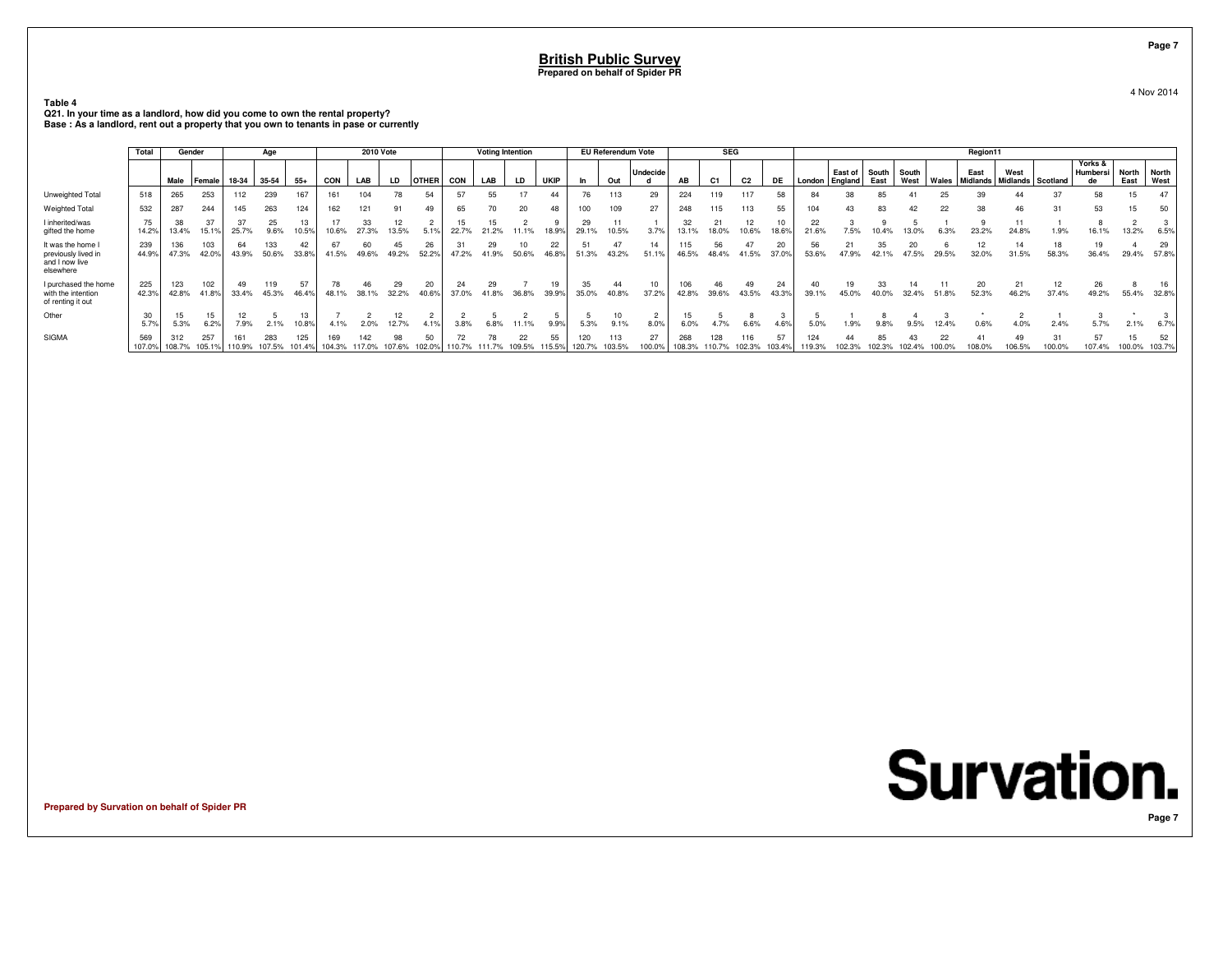# British Public Survey

**Prepared on behalf of Spider PR**

4 Nov 2014

**Table 4**
**Q21. In your time as a landlord, how did you come to own the rental property?**
**Base : As a landlord, rent out a property that you own to tenants in pase or currently**

| | Total | Gender | | Age | | | 2010 Vote | | | | Voting Intention | | | | EU Referendum Vote | | | SEG | | | | Region11 | | | | | | | | | | |
|---|---|---|---|---|---|---|---|---|---|---|---|---|---|---|---|---|---|---|---|---|---|---|---|---|---|---|---|---|---|---|---|---|
| | | Male | Female | 18-34 | 35-54 | 55+ | CON | LAB | LD | OTHER | CON | LAB | LD | UKIP | In | Out | Undecided | AB | C1 | C2 | DE | London | East of England | South East | South West | Wales | East Midlands | West Midlands | Scotland | Yorks & Humberside | North East | North West |
| Unweighted Total | 518 | 265 | 253 | 112 | 239 | 167 | 161 | 104 | 78 | 54 | 57 | 55 | 17 | 44 | 76 | 113 | 29 | 224 | 119 | 117 | 58 | 84 | 38 | 85 | 41 | 25 | 39 | 44 | 37 | 58 | 15 | 47 |
| Weighted Total | 532 | 287 | 244 | 145 | 263 | 124 | 162 | 121 | 91 | 49 | 65 | 70 | 20 | 48 | 100 | 109 | 27 | 248 | 115 | 113 | 55 | 104 | 43 | 83 | 42 | 22 | 38 | 46 | 31 | 53 | 15 | 50 |
| I inherited/was gifted the home | 75<br>14.2% | 38<br>13.4% | 37<br>15.1% | 37<br>25.7% | 25<br>9.6% | 13<br>10.5% | 17<br>10.6% | 33<br>27.3% | 12<br>13.5% | 2<br>5.1% | 15<br>22.7% | 15<br>21.2% | 2<br>11.1% | 9<br>18.9% | 29<br>29.1% | 11<br>10.5% | 1<br>3.7% | 32<br>13.1% | 21<br>18.0% | 12<br>10.6% | 10<br>18.6% | 22<br>21.6% | 3<br>7.5% | 9<br>10.4% | 5<br>13.0% | 1<br>6.3% | 9<br>23.2% | 11<br>24.8% | 1<br>1.9% | 8<br>16.1% | 2<br>13.2% | 3<br>6.5% |
| It was the home I previously lived in and I now live elsewhere | 239<br>44.9% | 136<br>47.3% | 103<br>42.0% | 64<br>43.9% | 133<br>50.6% | 42<br>33.8% | 67<br>41.5% | 60<br>49.6% | 45<br>49.2% | 26<br>52.2% | 31<br>47.2% | 29<br>41.9% | 10<br>50.6% | 22<br>46.8% | 51<br>51.3% | 47<br>43.2% | 14<br>51.1% | 115<br>46.5% | 56<br>48.4% | 47<br>41.5% | 20<br>37.0% | 56<br>53.6% | 21<br>47.9% | 35<br>42.1% | 20<br>47.5% | 6<br>29.5% | 12<br>32.0% | 14<br>31.5% | 18<br>58.3% | 19<br>36.4% | 4<br>29.4% | 29<br>57.8% |
| I purchased the home with the intention of renting it out | 225<br>42.3% | 123<br>42.8% | 102<br>41.8% | 49<br>33.4% | 119<br>45.3% | 57<br>46.4% | 78<br>48.1% | 46<br>38.1% | 29<br>32.2% | 20<br>40.6% | 24<br>37.0% | 29<br>41.8% | 7<br>36.8% | 19<br>39.9% | 35<br>35.0% | 44<br>40.8% | 10<br>37.2% | 106<br>42.8% | 46<br>39.6% | 49<br>43.5% | 24<br>43.3% | 40<br>39.1% | 19<br>45.0% | 33<br>40.0% | 14<br>32.4% | 11<br>51.8% | 20<br>52.3% | 21<br>46.2% | 12<br>37.4% | 26<br>49.2% | 8<br>55.4% | 16<br>32.8% |
| Other | 30<br>5.7% | 15<br>5.3% | 15<br>6.2% | 12<br>7.9% | 5<br>2.1% | 13<br>10.8% | 7<br>4.1% | 2<br>2.0% | 12<br>12.7% | 2<br>4.1% | 2<br>3.8% | 5<br>6.8% | 2<br>11.1% | 5<br>9.9% | 5<br>5.3% | 10<br>9.1% | 2<br>8.0% | 15<br>6.0% | 5<br>4.7% | 8<br>6.6% | 3<br>4.6% | 5<br>5.0% | 1<br>1.9% | 8<br>9.8% | 4<br>9.5% | 3<br>12.4% | *<br>0.6% | 2<br>4.0% | 1<br>2.4% | 3<br>5.7% | *<br>2.1% | 3<br>6.7% |
| SIGMA | 569<br>107.0% | 312<br>108.7% | 257<br>105.1% | 161<br>110.9% | 283<br>107.5% | 125<br>101.4% | 169<br>104.3% | 142<br>117.0% | 98<br>107.6% | 50<br>102.0% | 72<br>110.7% | 78<br>111.7% | 22<br>109.5% | 55<br>115.5% | 120<br>120.7% | 113<br>103.5% | 27<br>100.0% | 268<br>108.3% | 128<br>110.7% | 116<br>102.3% | 57<br>103.4% | 124<br>119.3% | 44<br>102.3% | 85<br>102.3% | 43<br>102.4% | 22<br>100.0% | 41<br>108.0% | 49<br>106.5% | 31<br>100.0% | 57<br>107.4% | 15<br>100.0% | 52<br>103.7% |

Prepared by Survation on behalf of Spider PR

Survation.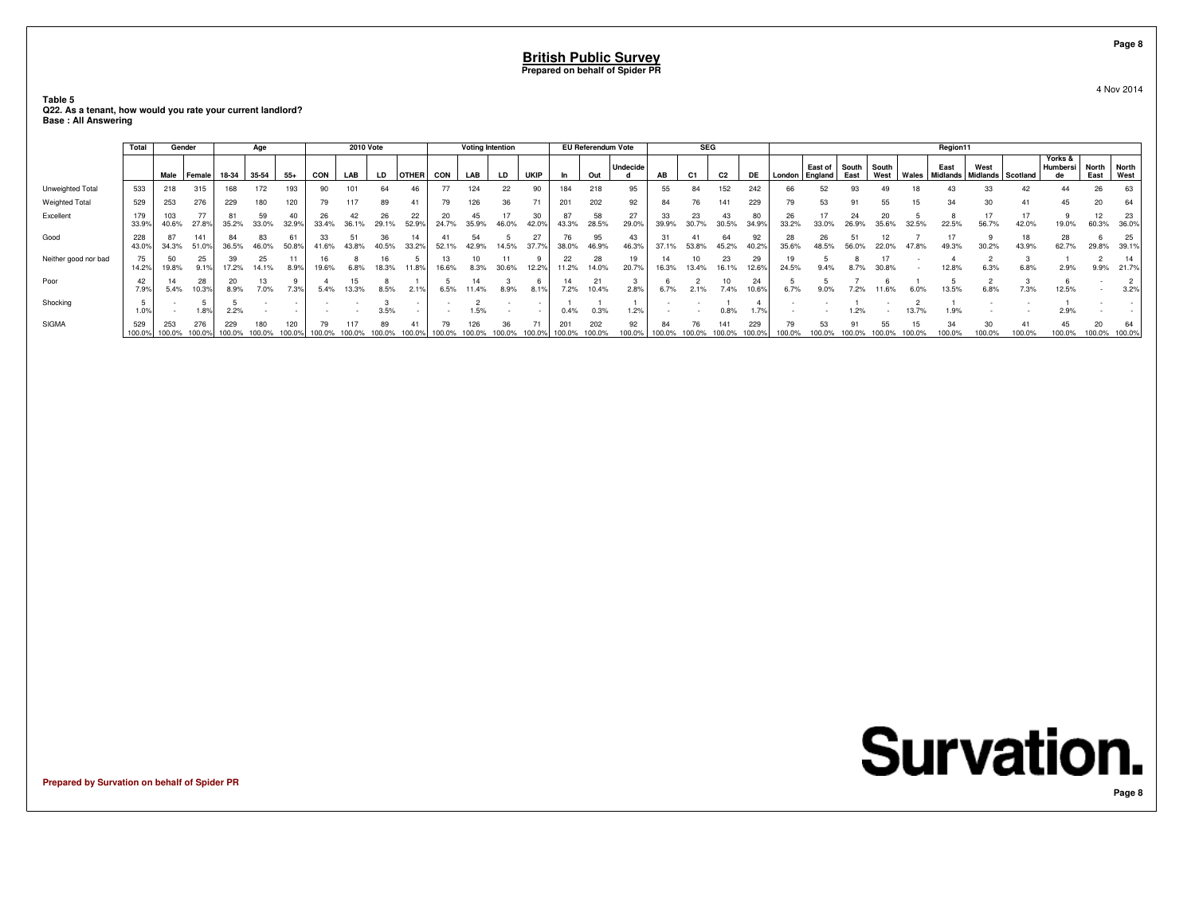# British Public Survey
**Prepared on behalf of Spider PR**

4 Nov 2014

**Table 5**
**Q22. As a tenant, how would you rate your current landlord?**
**Base : All Answering**

| | Total | Gender | | Age | | | 2010 Vote | | | | Voting Intention | | | | EU Referendum Vote | | | SEG | | | | Region11 | | | | | | | | | | | |
|---|---|---|---|---|---|---|---|---|---|---|---|---|---|---|---|---|---|---|---|---|---|---|---|---|---|---|---|---|---|---|---|---|---|
| | | Male | Female | 18-34 | 35-54 | 55+ | CON | LAB | LD | OTHER | CON | LAB | LD | UKIP | In | Out | Undecided | AB | C1 | C2 | DE | London | East of England | South East | South West | Wales | East Midlands | West Midlands | Scotland | Yorks & Humberside | North East | North West |
| Unweighted Total | 533 | 218 | 315 | 168 | 172 | 193 | 90 | 101 | 64 | 46 | 77 | 124 | 22 | 90 | 184 | 218 | 95 | 55 | 84 | 152 | 242 | 66 | 52 | 93 | 49 | 18 | 43 | 33 | 42 | 44 | 26 | 63 |
| Weighted Total | 529 | 253 | 276 | 229 | 180 | 120 | 79 | 117 | 89 | 41 | 79 | 126 | 36 | 71 | 201 | 202 | 92 | 84 | 76 | 141 | 229 | 79 | 53 | 91 | 55 | 15 | 34 | 30 | 41 | 45 | 20 | 64 |
| Excellent | 179<br>33.9% | 103<br>40.6% | 77<br>27.8% | 81<br>35.2% | 59<br>33.0% | 40<br>32.9% | 26<br>33.4% | 42<br>36.1% | 26<br>29.1% | 22<br>52.9% | 20<br>24.7% | 45<br>35.9% | 17<br>46.0% | 30<br>42.0% | 87<br>43.3% | 58<br>28.5% | 27<br>29.0% | 33<br>39.9% | 23<br>30.7% | 43<br>30.5% | 80<br>34.9% | 26<br>33.2% | 17<br>33.0% | 24<br>26.9% | 20<br>35.6% | 5<br>32.5% | 8<br>22.5% | 17<br>56.7% | 17<br>42.0% | 9<br>19.0% | 12<br>60.3% | 23<br>36.0% |
| Good | 228<br>43.0% | 87<br>34.3% | 141<br>51.0% | 84<br>36.5% | 83<br>46.0% | 61<br>50.8% | 33<br>41.6% | 51<br>43.8% | 36<br>40.5% | 14<br>33.2% | 41<br>52.1% | 54<br>42.9% | 5<br>14.5% | 27<br>37.7% | 76<br>38.0% | 95<br>46.9% | 43<br>46.3% | 31<br>37.1% | 41<br>53.8% | 64<br>45.2% | 92<br>40.2% | 28<br>35.6% | 26<br>48.5% | 51<br>56.0% | 12<br>22.0% | 7<br>47.8% | 17<br>49.3% | 9<br>30.2% | 18<br>43.9% | 28<br>62.7% | 6<br>29.8% | 25<br>39.1% |
| Neither good nor bad | 75<br>14.2% | 50<br>19.8% | 25<br>9.1% | 39<br>17.2% | 25<br>14.1% | 11<br>8.9% | 16<br>19.6% | 8<br>6.8% | 16<br>18.3% | 5<br>11.8% | 13<br>16.6% | 10<br>8.3% | 11<br>30.6% | 9<br>12.2% | 22<br>11.2% | 28<br>14.0% | 19<br>20.7% | 14<br>16.3% | 10<br>13.4% | 23<br>16.1% | 29<br>12.6% | 19<br>24.5% | 5<br>9.4% | 8<br>8.7% | 17<br>30.8% | -<br>- | 4<br>12.8% | 2<br>6.3% | 3<br>6.8% | 1<br>2.9% | 2<br>9.9% | 14<br>21.7% |
| Poor | 42<br>7.9% | 14<br>5.4% | 28<br>10.3% | 20<br>8.9% | 13<br>7.0% | 9<br>7.3% | 4<br>5.4% | 15<br>13.3% | 8<br>8.5% | 1<br>2.1% | 5<br>6.5% | 14<br>11.4% | 3<br>8.9% | 6<br>8.1% | 14<br>7.2% | 21<br>10.4% | 3<br>2.8% | 6<br>6.7% | 2<br>2.1% | 10<br>7.4% | 24<br>10.6% | 5<br>6.7% | 5<br>9.0% | 7<br>7.2% | 6<br>11.6% | 1<br>6.0% | 5<br>13.5% | 2<br>6.8% | 3<br>7.3% | 6<br>12.5% | -<br>- | 2<br>3.2% |
| Shocking | 5<br>1.0% | -<br>- | 5<br>1.8% | 5<br>2.2% | -<br>- | -<br>- | -<br>- | -<br>- | 3<br>3.5% | -<br>- | -<br>- | 2<br>1.5% | -<br>- | -<br>- | 1<br>0.4% | 1<br>0.3% | 1<br>1.2% | -<br>- | -<br>- | 1<br>0.8% | 4<br>1.7% | -<br>- | -<br>- | 1<br>1.2% | -<br>- | 2<br>13.7% | 1<br>1.9% | -<br>- | -<br>- | 1<br>2.9% | -<br>- | -<br>- |
| SIGMA | 529<br>100.0% | 253<br>100.0% | 276<br>100.0% | 229<br>100.0% | 180<br>100.0% | 120<br>100.0% | 79<br>100.0% | 117<br>100.0% | 89<br>100.0% | 41<br>100.0% | 79<br>100.0% | 126<br>100.0% | 36<br>100.0% | 71<br>100.0% | 201<br>100.0% | 202<br>100.0% | 92<br>100.0% | 84<br>100.0% | 76<br>100.0% | 141<br>100.0% | 229<br>100.0% | 79<br>100.0% | 53<br>100.0% | 91<br>100.0% | 55<br>100.0% | 15<br>100.0% | 34<br>100.0% | 30<br>100.0% | 41<br>100.0% | 45<br>100.0% | 20<br>100.0% | 64<br>100.0% |

**Prepared by Survation on behalf of Spider PR**

Survation.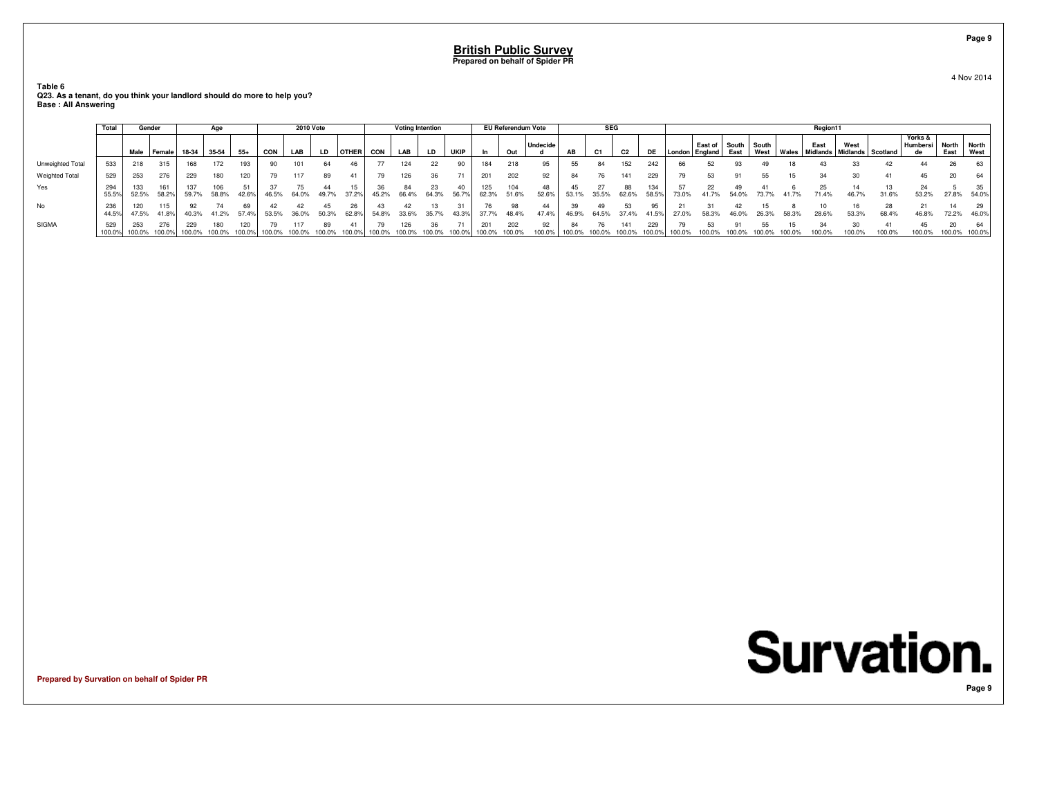# British Public Survey

**Prepared on behalf of Spider PR**

4 Nov 2014

**Table 6**
**Q23. As a tenant, do you think your landlord should do more to help you?**
**Base : All Answering**

| | Total | Gender | | Age | | | 2010 Vote | | | | Voting Intention | | | | EU Referendum Vote | | | SEG | | | | Region11 | | | | | | | | | | |
|---|---|---|---|---|---|---|---|---|---|---|---|---|---|---|---|---|---|---|---|---|---|---|---|---|---|---|---|---|---|---|---|---|
| | | Male | Female | 18-34 | 35-54 | 55+ | CON | LAB | LD | OTHER | CON | LAB | LD | UKIP | In | Out | Undecided | AB | C1 | C2 | DE | London | East of England | South East | South West | Wales | East Midlands | West Midlands | Scotland | Yorks & Humberside | North East | North West |
| Unweighted Total | 533 | 218 | 315 | 168 | 172 | 193 | 90 | 101 | 64 | 46 | 77 | 124 | 22 | 90 | 184 | 218 | 95 | 55 | 84 | 152 | 242 | 66 | 52 | 93 | 49 | 18 | 43 | 33 | 42 | 44 | 26 | 63 |
| Weighted Total | 529 | 253 | 276 | 229 | 180 | 120 | 79 | 117 | 89 | 41 | 79 | 126 | 36 | 71 | 201 | 202 | 92 | 84 | 76 | 141 | 229 | 79 | 53 | 91 | 55 | 15 | 34 | 30 | 41 | 45 | 20 | 64 |
| Yes | 294 | 133 | 161 | 137 | 106 | 51 | 37 | 75 | 44 | 15 | 36 | 84 | 23 | 40 | 125 | 104 | 48 | 45 | 27 | 88 | 134 | 57 | 22 | 49 | 41 | 6 | 25 | 14 | 13 | 24 | 5 | 35 |
| | 55.5% | 52.5% | 58.2% | 59.7% | 58.8% | 42.6% | 46.5% | 64.0% | 49.7% | 37.2% | 45.2% | 66.4% | 64.3% | 56.7% | 62.3% | 51.6% | 52.6% | 53.1% | 35.5% | 62.6% | 58.5% | 73.0% | 41.7% | 54.0% | 73.7% | 41.7% | 71.4% | 46.7% | 31.6% | 53.2% | 27.8% | 54.0% |
| No | 236 | 120 | 115 | 92 | 74 | 69 | 42 | 42 | 45 | 26 | 43 | 42 | 13 | 31 | 76 | 98 | 44 | 39 | 49 | 53 | 95 | 21 | 31 | 42 | 15 | 8 | 10 | 16 | 28 | 21 | 14 | 29 |
| | 44.5% | 47.5% | 41.8% | 40.3% | 41.2% | 57.4% | 53.5% | 36.0% | 50.3% | 62.8% | 54.8% | 33.6% | 35.7% | 43.3% | 37.7% | 48.4% | 47.4% | 46.9% | 64.5% | 37.4% | 41.5% | 27.0% | 58.3% | 46.0% | 26.3% | 58.3% | 28.6% | 53.3% | 68.4% | 46.8% | 72.2% | 46.0% |
| SIGMA | 529 | 253 | 276 | 229 | 180 | 120 | 79 | 117 | 89 | 41 | 79 | 126 | 36 | 71 | 201 | 202 | 92 | 84 | 76 | 141 | 229 | 79 | 53 | 91 | 55 | 15 | 34 | 30 | 41 | 45 | 20 | 64 |
| | 100.0% | 100.0% | 100.0% | 100.0% | 100.0% | 100.0% | 100.0% | 100.0% | 100.0% | 100.0% | 100.0% | 100.0% | 100.0% | 100.0% | 100.0% | 100.0% | 100.0% | 100.0% | 100.0% | 100.0% | 100.0% | 100.0% | 100.0% | 100.0% | 100.0% | 100.0% | 100.0% | 100.0% | 100.0% | 100.0% | 100.0% | 100.0% |

Prepared by Survation on behalf of Spider PR

Survation.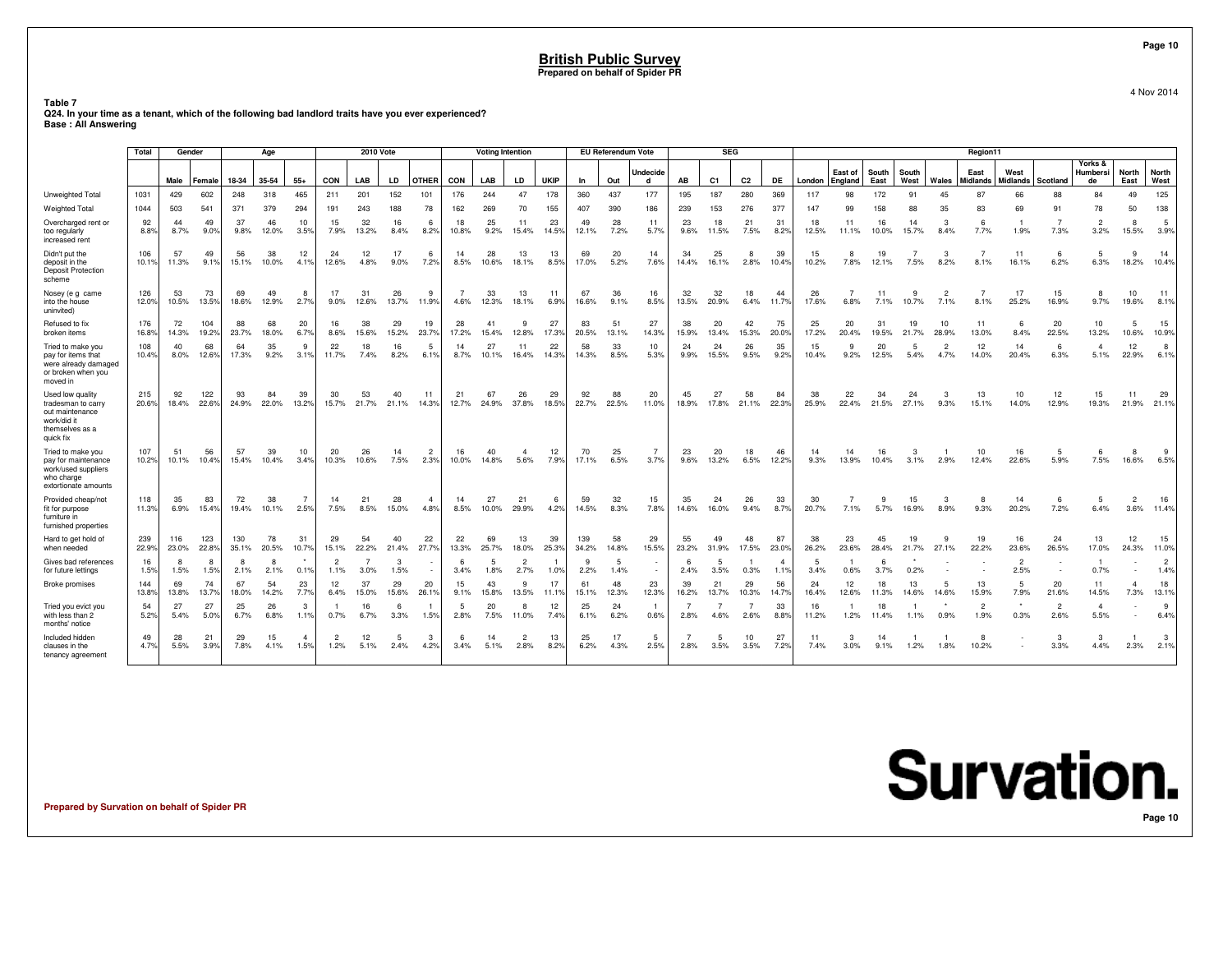# British Public Survey

**Prepared on behalf of Spider PR**

4 Nov 2014

**Table 7**
**Q24. In your time as a tenant, which of the following bad landlord traits have you ever experienced?**
**Base : All Answering**

| | Total | Gender | | Age | | | 2010 Vote | | | | Voting Intention | | | | EU Referendum Vote | | | SEG | | | | Region11 | | | | | | | | | | |
|---|---|---|---|---|---|---|---|---|---|---|---|---|---|---|---|---|---|---|---|---|---|---|---|---|---|---|---|---|---|---|---|---|
| | | Male | Female | 18-34 | 35-54 | 55+ | CON | LAB | LD | OTHER | CON | LAB | LD | UKIP | In | Out | Undecided | AB | C1 | C2 | DE | London | East of England | South East | South West | Wales | East Midlands | West Midlands | Scotland | Yorks & Humberside | North East | North West |
| Unweighted Total | 1031 | 429 | 602 | 248 | 318 | 465 | 211 | 201 | 152 | 101 | 176 | 244 | 47 | 178 | 360 | 437 | 177 | 195 | 187 | 280 | 369 | 117 | 98 | 172 | 91 | 45 | 87 | 66 | 88 | 84 | 49 | 125 |
| Weighted Total | 1044 | 503 | 541 | 371 | 379 | 294 | 191 | 243 | 188 | 78 | 162 | 269 | 70 | 155 | 407 | 390 | 186 | 239 | 153 | 276 | 377 | 147 | 99 | 158 | 88 | 35 | 83 | 69 | 91 | 78 | 50 | 138 |
| Overcharged rent or too regularly increased rent | 92<br>8.8% | 44<br>8.7% | 49<br>9.0% | 37<br>9.8% | 46<br>12.0% | 10<br>3.5% | 15<br>7.9% | 32<br>13.2% | 16<br>8.4% | 6<br>8.2% | 18<br>10.8% | 25<br>9.2% | 11<br>15.4% | 23<br>14.5% | 49<br>12.1% | 28<br>7.2% | 11<br>5.7% | 23<br>9.6% | 18<br>11.5% | 21<br>7.5% | 31<br>8.2% | 18<br>12.5% | 11<br>11.1% | 16<br>10.0% | 14<br>15.7% | 3<br>8.4% | 6<br>7.7% | 1<br>1.9% | 7<br>7.3% | 2<br>3.2% | 8<br>15.5% | 5<br>3.9% |
| Didn't put the deposit in the Deposit Protection scheme | 106<br>10.1% | 57<br>11.3% | 49<br>9.1% | 56<br>15.1% | 38<br>10.0% | 12<br>4.1% | 24<br>12.6% | 12<br>4.8% | 17<br>9.0% | 6<br>7.2% | 14<br>8.5% | 28<br>10.6% | 13<br>18.1% | 13<br>8.5% | 69<br>17.0% | 20<br>5.2% | 14<br>7.6% | 34<br>14.4% | 25<br>16.1% | 8<br>2.8% | 39<br>10.4% | 15<br>10.2% | 8<br>7.8% | 19<br>12.1% | 7<br>7.5% | 3<br>8.2% | 7<br>8.1% | 11<br>16.1% | 6<br>6.2% | 5<br>6.3% | 9<br>18.2% | 14<br>10.4% |
| Nosey (e g came into the house uninvited) | 126<br>12.0% | 53<br>10.5% | 73<br>13.5% | 69<br>18.6% | 49<br>12.9% | 8<br>2.7% | 17<br>9.0% | 31<br>12.6% | 26<br>13.7% | 9<br>11.9% | 7<br>4.6% | 33<br>12.3% | 13<br>18.1% | 11<br>6.9% | 67<br>16.6% | 36<br>9.1% | 16<br>8.5% | 32<br>13.5% | 32<br>20.9% | 18<br>6.4% | 44<br>11.7% | 26<br>17.6% | 7<br>6.8% | 11<br>7.1% | 9<br>10.7% | 2<br>7.1% | 7<br>8.1% | 17<br>25.2% | 15<br>16.9% | 8<br>9.7% | 10<br>19.6% | 11<br>8.1% |
| Refused to fix broken items | 176<br>16.8% | 72<br>14.3% | 104<br>19.2% | 88<br>23.7% | 68<br>18.0% | 20<br>6.7% | 16<br>8.6% | 38<br>15.6% | 29<br>15.2% | 19<br>23.7% | 28<br>17.2% | 41<br>15.4% | 9<br>12.8% | 27<br>17.3% | 83<br>20.5% | 51<br>13.1% | 27<br>14.3% | 38<br>15.9% | 20<br>13.4% | 42<br>15.3% | 75<br>20.0% | 25<br>17.2% | 20<br>20.4% | 31<br>19.5% | 19<br>21.7% | 10<br>28.9% | 11<br>13.0% | 6<br>8.4% | 20<br>22.5% | 10<br>13.2% | 5<br>10.6% | 15<br>10.9% |
| Tried to make you pay for items that were already damaged or broken when you moved in | 108<br>10.4% | 40<br>8.0% | 68<br>12.6% | 64<br>17.3% | 35<br>9.2% | 9<br>3.1% | 22<br>11.7% | 18<br>7.4% | 16<br>8.2% | 5<br>6.1% | 14<br>8.7% | 27<br>10.1% | 11<br>16.4% | 22<br>14.3% | 58<br>14.3% | 33<br>8.5% | 10<br>5.3% | 24<br>9.9% | 24<br>15.5% | 26<br>9.5% | 35<br>9.2% | 15<br>10.4% | 9<br>9.2% | 20<br>12.5% | 5<br>5.4% | 2<br>4.7% | 12<br>14.0% | 14<br>20.4% | 6<br>6.3% | 4<br>5.1% | 12<br>22.9% | 8<br>6.1% |
| Used low quality tradesman to carry out maintenance work/did it themselves as a quick fix | 215<br>20.6% | 92<br>18.4% | 122<br>22.6% | 93<br>24.9% | 84<br>22.0% | 39<br>13.2% | 30<br>15.7% | 53<br>21.7% | 40<br>21.1% | 11<br>14.3% | 21<br>12.7% | 67<br>24.9% | 26<br>37.8% | 29<br>18.5% | 92<br>22.7% | 88<br>22.5% | 20<br>11.0% | 45<br>18.9% | 27<br>17.8% | 58<br>21.1% | 84<br>22.3% | 38<br>25.9% | 22<br>22.4% | 34<br>21.5% | 24<br>27.1% | 3<br>9.3% | 13<br>15.1% | 10<br>14.0% | 12<br>12.9% | 15<br>19.3% | 11<br>21.9% | 29<br>21.1% |
| Tried to make you pay for maintenance work/used suppliers who charge extortionate amounts | 107<br>10.2% | 51<br>10.1% | 56<br>10.4% | 57<br>15.4% | 39<br>10.4% | 10<br>3.4% | 20<br>10.3% | 26<br>10.6% | 14<br>7.5% | 2<br>2.3% | 16<br>10.0% | 40<br>14.8% | 4<br>5.6% | 12<br>7.9% | 70<br>17.1% | 25<br>6.5% | 7<br>3.7% | 23<br>9.6% | 20<br>13.2% | 18<br>6.5% | 46<br>12.2% | 14<br>9.3% | 14<br>13.9% | 16<br>10.4% | 3<br>3.1% | 1<br>2.9% | 10<br>12.4% | 16<br>22.6% | 5<br>5.9% | 6<br>7.5% | 8<br>16.6% | 9<br>6.5% |
| Provided cheap/not fit for purpose furniture in furnished properties | 118<br>11.3% | 35<br>6.9% | 83<br>15.4% | 72<br>19.4% | 38<br>10.1% | 7<br>2.5% | 14<br>7.5% | 21<br>8.5% | 28<br>15.0% | 4<br>4.8% | 14<br>8.5% | 27<br>10.0% | 21<br>29.9% | 6<br>4.2% | 59<br>14.5% | 32<br>8.3% | 15<br>7.8% | 35<br>14.6% | 24<br>16.0% | 26<br>9.4% | 33<br>8.7% | 30<br>20.7% | 7<br>7.1% | 9<br>5.7% | 15<br>16.9% | 3<br>8.9% | 8<br>9.3% | 14<br>20.2% | 6<br>7.2% | 5<br>6.4% | 2<br>3.6% | 16<br>11.4% |
| Hard to get hold of when needed | 239<br>22.9% | 116<br>23.0% | 123<br>22.8% | 130<br>35.1% | 78<br>20.5% | 31<br>10.7% | 29<br>15.1% | 54<br>22.2% | 40<br>21.4% | 22<br>27.7% | 22<br>13.3% | 69<br>25.7% | 13<br>18.0% | 39<br>25.3% | 139<br>34.2% | 58<br>14.8% | 29<br>15.5% | 55<br>23.2% | 49<br>31.9% | 48<br>17.5% | 87<br>23.0% | 38<br>26.2% | 23<br>23.6% | 45<br>28.4% | 19<br>21.7% | 9<br>27.1% | 19<br>22.2% | 16<br>23.6% | 24<br>26.5% | 13<br>17.0% | 12<br>24.3% | 15<br>11.0% |
| Gives bad references for future lettings | 16<br>1.5% | 8<br>1.5% | 8<br>1.5% | 8<br>2.1% | 8<br>2.1% | *<br>0.1% | 2<br>1.1% | 7<br>3.0% | 3<br>1.5% | -<br>- | 6<br>3.4% | 5<br>1.8% | 2<br>2.7% | 1<br>1.0% | 9<br>2.2% | 5<br>1.4% | -<br>- | 6<br>2.4% | 5<br>3.5% | 1<br>0.3% | 4<br>1.1% | 5<br>3.4% | 1<br>0.6% | 6<br>3.7% | *<br>0.2% | -<br>- | -<br>- | 2<br>2.5% | -<br>- | 1<br>0.7% | -<br>- | 2<br>1.4% |
| Broke promises | 144<br>13.8% | 69<br>13.8% | 74<br>13.7% | 67<br>18.0% | 54<br>14.2% | 23<br>7.7% | 12<br>6.4% | 37<br>15.0% | 29<br>15.6% | 20<br>26.1% | 15<br>9.1% | 43<br>15.8% | 9<br>13.5% | 17<br>11.1% | 61<br>15.1% | 48<br>12.3% | 23<br>12.3% | 39<br>16.2% | 21<br>13.7% | 29<br>10.3% | 56<br>14.7% | 24<br>16.4% | 12<br>12.6% | 18<br>11.3% | 13<br>14.6% | 5<br>14.6% | 13<br>15.9% | 5<br>7.9% | 20<br>21.6% | 11<br>14.5% | 4<br>7.3% | 18<br>13.1% |
| Tried you evict you with less than 2 months' notice | 54<br>5.2% | 27<br>5.4% | 27<br>5.0% | 25<br>6.7% | 26<br>6.8% | 3<br>1.1% | 1<br>0.7% | 16<br>6.7% | 6<br>3.3% | 1<br>1.5% | 5<br>2.8% | 20<br>7.5% | 8<br>11.0% | 12<br>7.4% | 25<br>6.1% | 24<br>6.2% | 1<br>0.6% | 7<br>2.8% | 7<br>4.6% | 7<br>2.6% | 33<br>8.8% | 16<br>11.2% | 1<br>1.2% | 18<br>11.4% | 1<br>1.1% | *<br>0.9% | 2<br>1.9% | *<br>0.3% | 2<br>2.6% | 4<br>5.5% | -<br>- | 9<br>6.4% |
| Included hidden clauses in the tenancy agreement | 49<br>4.7% | 28<br>5.5% | 21<br>3.9% | 29<br>7.8% | 15<br>4.1% | 4<br>1.5% | 2<br>1.2% | 12<br>5.1% | 5<br>2.4% | 3<br>4.2% | 6<br>3.4% | 14<br>5.1% | 2<br>2.8% | 13<br>8.2% | 25<br>6.2% | 17<br>4.3% | 5<br>2.5% | 7<br>2.8% | 5<br>3.5% | 10<br>3.5% | 27<br>7.2% | 11<br>7.4% | 3<br>3.0% | 14<br>9.1% | 1<br>1.2% | 1<br>1.8% | 8<br>10.2% | -<br>- | 3<br>3.3% | 3<br>4.4% | 1<br>2.3% | 3<br>2.1% |

**Prepared by Survation on behalf of Spider PR**

Survation.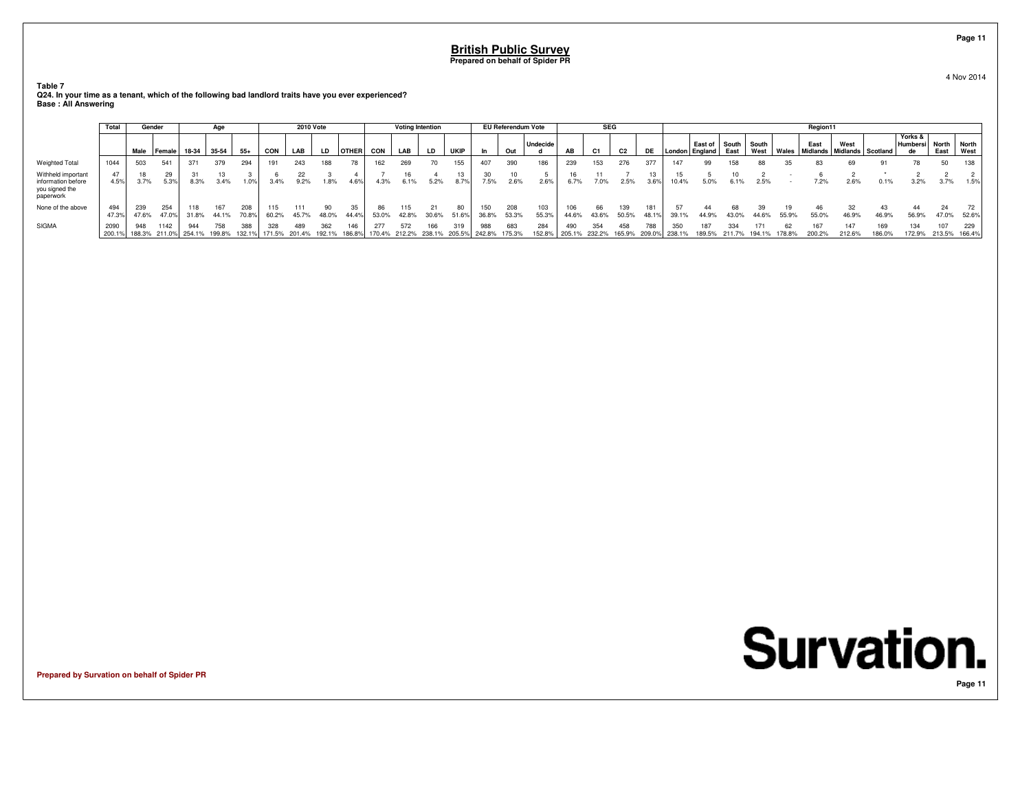# British Public Survey

**Prepared on behalf of Spider PR**

4 Nov 2014

**Table 7**
**Q24. In your time as a tenant, which of the following bad landlord traits have you ever experienced?**
**Base : All Answering**

| | Total | Gender | | Age | | | 2010 Vote | | | | Voting Intention | | | | EU Referendum Vote | | | SEG | | | | Region11 | | | | | | | | | | |
|---|---|---|---|---|---|---|---|---|---|---|---|---|---|---|---|---|---|---|---|---|---|---|---|---|---|---|---|---|---|---|---|---|
| | | Male | Female | 18-34 | 35-54 | 55+ | CON | LAB | LD | OTHER | CON | LAB | LD | UKIP | In | Out | Undecided | AB | C1 | C2 | DE | London | East of England | South East | South West | Wales | East Midlands | West Midlands | Scotland | Yorks & Humberside | North East | North West |
| Weighted Total | 1044 | 503 | 541 | 371 | 379 | 294 | 191 | 243 | 188 | 78 | 162 | 269 | 70 | 155 | 407 | 390 | 186 | 239 | 153 | 276 | 377 | 147 | 99 | 158 | 88 | 35 | 83 | 69 | 91 | 78 | 50 | 138 |
| Withheld important information before you signed the paperwork | 47 | 18 | 29 | 31 | 13 | 3 | 6 | 22 | 3 | 4 | 7 | 16 | 4 | 13 | 30 | 10 | 5 | 16 | 11 | 7 | 13 | 15 | 5 | 10 | 2 | - | 6 | 2 | * | 2 | 2 | 2 |
| | 4.5% | 3.7% | 5.3% | 8.3% | 3.4% | 1.0% | 3.4% | 9.2% | 1.8% | 4.6% | 4.3% | 6.1% | 5.2% | 8.7% | 7.5% | 2.6% | 2.6% | 6.7% | 7.0% | 2.5% | 3.6% | 10.4% | 5.0% | 6.1% | 2.5% | - | 7.2% | 2.6% | 0.1% | 3.2% | 3.7% | 1.5% |
| None of the above | 494 | 239 | 254 | 118 | 167 | 208 | 115 | 111 | 90 | 35 | 86 | 115 | 21 | 80 | 150 | 208 | 103 | 106 | 66 | 139 | 181 | 57 | 44 | 68 | 39 | 19 | 46 | 32 | 43 | 44 | 24 | 72 |
| | 47.3% | 47.6% | 47.0% | 31.8% | 44.1% | 70.8% | 60.2% | 45.7% | 48.0% | 44.4% | 53.0% | 42.8% | 30.6% | 51.6% | 36.8% | 53.3% | 55.3% | 44.6% | 43.6% | 50.5% | 48.1% | 39.1% | 44.9% | 43.0% | 44.6% | 55.9% | 55.0% | 46.9% | 46.9% | 56.9% | 47.0% | 52.6% |
| SIGMA | 2090 | 948 | 1142 | 944 | 758 | 388 | 328 | 489 | 362 | 146 | 277 | 572 | 166 | 319 | 988 | 683 | 284 | 490 | 354 | 458 | 788 | 350 | 187 | 334 | 171 | 62 | 167 | 147 | 169 | 134 | 107 | 229 |
| | 200.1% | 188.3% | 211.0% | 254.1% | 199.8% | 132.1% | 171.5% | 201.4% | 192.1% | 186.8% | 170.4% | 212.2% | 238.1% | 205.5% | 242.8% | 175.3% | 152.8% | 205.1% | 232.2% | 165.9% | 209.0% | 238.1% | 189.5% | 211.7% | 194.1% | 178.8% | 200.2% | 212.6% | 186.0% | 172.9% | 213.5% | 166.4% |

Prepared by Survation on behalf of Spider PR

Survation.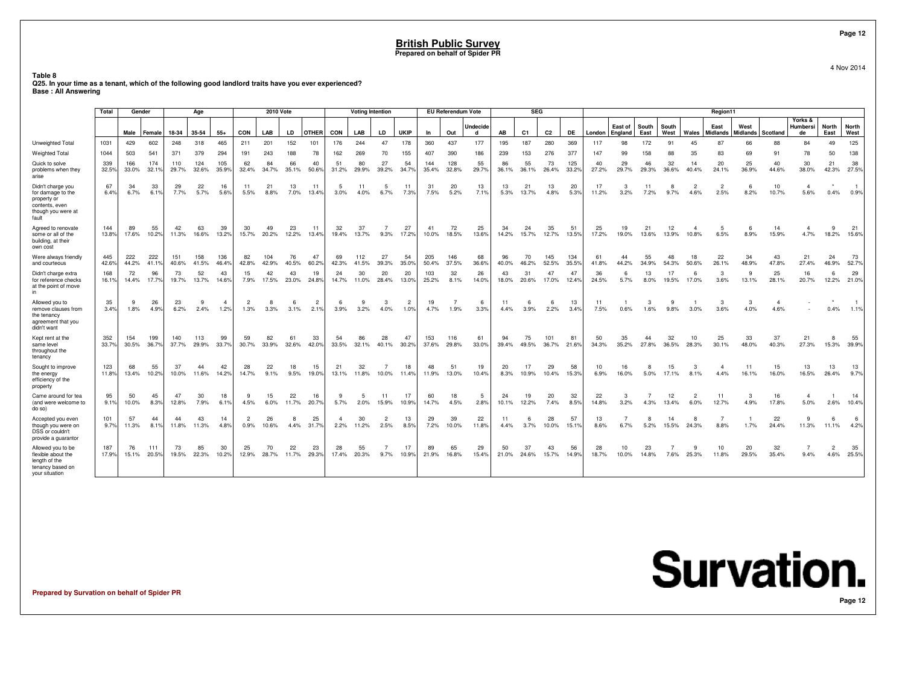**British Public Survey**
**Prepared on behalf of Spider PR**

4 Nov 2014

**Table 8**
**Q25. In your time as a tenant, which of the following good landlord traits have you ever experienced?**
**Base : All Answering**

| | Total | Gender | | Age | | | 2010 Vote | | | | Voting Intention | | | | EU Referendum Vote | | | SEG | | | | Region11 | | | | | | | | | | |
|---|---|---|---|---|---|---|---|---|---|---|---|---|---|---|---|---|---|---|---|---|---|---|---|---|---|---|---|---|---|---|---|---|
| | | Male | Female | 18-34 | 35-54 | 55+ | CON | LAB | LD | OTHER | CON | LAB | LD | UKIP | In | Out | Undecided | AB | C1 | C2 | DE | London | East of England | South East | South West | Wales | East Midlands | West Midlands | Scotland | Yorks & Humberside | North East | North West |
| Unweighted Total | 1031 | 429 | 602 | 248 | 318 | 465 | 211 | 201 | 152 | 101 | 176 | 244 | 47 | 178 | 360 | 437 | 177 | 195 | 187 | 280 | 369 | 117 | 98 | 172 | 91 | 45 | 87 | 66 | 88 | 84 | 49 | 125 |
| Weighted Total | 1044 | 503 | 541 | 371 | 379 | 294 | 191 | 243 | 188 | 78 | 162 | 269 | 70 | 155 | 407 | 390 | 186 | 239 | 153 | 276 | 377 | 147 | 99 | 158 | 88 | 35 | 83 | 69 | 91 | 78 | 50 | 138 |
| Quick to solve problems when they arise | 339<br>32.5% | 166<br>33.0% | 174<br>32.1% | 110<br>29.7% | 124<br>32.6% | 105<br>35.9% | 62<br>32.4% | 84<br>34.7% | 66<br>35.1% | 40<br>50.6% | 51<br>31.2% | 80<br>29.9% | 27<br>39.2% | 54<br>34.7% | 144<br>35.4% | 128<br>32.8% | 55<br>29.7% | 86<br>36.1% | 55<br>36.1% | 73<br>26.4% | 125<br>33.2% | 40<br>27.2% | 29<br>29.7% | 46<br>29.3% | 32<br>36.6% | 14<br>40.4% | 20<br>24.1% | 25<br>36.9% | 40<br>44.6% | 30<br>38.0% | 21<br>42.3% | 38<br>27.5% |
| Didn't charge you for damage to the property or contents, even though you were at fault | 67<br>6.4% | 34<br>6.7% | 33<br>6.1% | 29<br>7.7% | 22<br>5.7% | 16<br>5.6% | 11<br>5.5% | 21<br>8.8% | 13<br>7.0% | 11<br>13.4% | 5<br>3.0% | 11<br>4.0% | 5<br>6.7% | 11<br>7.3% | 31<br>7.5% | 20<br>5.2% | 13<br>7.1% | 13<br>5.3% | 21<br>13.7% | 13<br>4.8% | 20<br>5.3% | 17<br>11.2% | 3<br>3.2% | 11<br>7.2% | 8<br>9.7% | 2<br>4.6% | 2<br>2.5% | 6<br>8.2% | 10<br>10.7% | 4<br>5.6% | *<br>0.4% | 1<br>0.9% |
| Agreed to renovate some or all of the building, at their own cost | 144<br>13.8% | 89<br>17.6% | 55<br>10.2% | 42<br>11.3% | 63<br>16.6% | 39<br>13.2% | 30<br>15.7% | 49<br>20.2% | 23<br>12.2% | 11<br>13.4% | 32<br>19.4% | 37<br>13.7% | 7<br>9.3% | 27<br>17.2% | 41<br>10.0% | 72<br>18.5% | 25<br>13.6% | 34<br>14.2% | 24<br>15.7% | 35<br>12.7% | 51<br>13.5% | 25<br>17.2% | 19<br>19.0% | 21<br>13.6% | 12<br>13.9% | 4<br>10.8% | 5<br>6.5% | 6<br>8.9% | 14<br>15.9% | 4<br>4.7% | 9<br>18.2% | 21<br>15.6% |
| Were always friendly and courteous | 445<br>42.6% | 222<br>44.2% | 222<br>41.1% | 151<br>40.6% | 158<br>41.5% | 136<br>46.4% | 82<br>42.8% | 104<br>42.9% | 76<br>40.5% | 47<br>60.2% | 69<br>42.3% | 112<br>41.5% | 27<br>39.3% | 54<br>35.0% | 205<br>50.4% | 146<br>37.5% | 68<br>36.6% | 96<br>40.0% | 70<br>46.2% | 145<br>52.5% | 134<br>35.5% | 61<br>41.8% | 44<br>44.2% | 55<br>34.9% | 48<br>54.3% | 18<br>50.6% | 22<br>26.1% | 34<br>48.9% | 43<br>47.8% | 21<br>27.4% | 24<br>46.9% | 73<br>52.7% |
| Didn't charge extra for reference checks at the point of move in | 168<br>16.1% | 72<br>14.4% | 96<br>17.7% | 73<br>19.7% | 52<br>13.7% | 43<br>14.6% | 15<br>7.9% | 42<br>17.5% | 43<br>23.0% | 19<br>24.8% | 24<br>14.7% | 30<br>11.0% | 20<br>28.4% | 20<br>13.0% | 103<br>25.2% | 32<br>8.1% | 26<br>14.0% | 43<br>18.0% | 31<br>20.6% | 47<br>17.0% | 47<br>12.4% | 36<br>24.5% | 6<br>5.7% | 13<br>8.0% | 17<br>19.5% | 6<br>17.0% | 3<br>3.6% | 9<br>13.1% | 25<br>28.1% | 16<br>20.7% | 6<br>12.2% | 29<br>21.0% |
| Allowed you to remove clauses from the tenancy agreement that you didn't want | 35<br>3.4% | 9<br>1.8% | 26<br>4.9% | 23<br>6.2% | 9<br>2.4% | 4<br>1.2% | 2<br>1.3% | 8<br>3.3% | 6<br>3.1% | 2<br>2.1% | 6<br>3.9% | 9<br>3.2% | 3<br>4.0% | 2<br>1.0% | 19<br>4.7% | 7<br>1.9% | 6<br>3.3% | 11<br>4.4% | 6<br>3.9% | 6<br>2.2% | 13<br>3.4% | 11<br>7.5% | 1<br>0.6% | 3<br>1.6% | 9<br>9.8% | 1<br>3.0% | 3<br>3.6% | 3<br>4.0% | 4<br>4.6% | -<br>- | *<br>0.4% | 1<br>1.1% |
| Kept rent at the same level throughout the tenancy | 352<br>33.7% | 154<br>30.5% | 199<br>36.7% | 140<br>37.7% | 113<br>29.9% | 99<br>33.7% | 59<br>30.7% | 82<br>33.9% | 61<br>32.6% | 33<br>42.0% | 54<br>33.5% | 86<br>32.1% | 28<br>40.1% | 47<br>30.2% | 153<br>37.6% | 116<br>29.8% | 61<br>33.0% | 94<br>39.4% | 75<br>49.5% | 101<br>36.7% | 81<br>21.6% | 50<br>34.3% | 35<br>35.2% | 44<br>27.8% | 32<br>36.5% | 10<br>28.3% | 25<br>30.1% | 33<br>48.0% | 37<br>40.3% | 21<br>27.3% | 8<br>15.3% | 55<br>39.9% |
| Sought to improve the energy efficiency of the property | 123<br>11.8% | 68<br>13.4% | 55<br>10.2% | 37<br>10.0% | 44<br>11.6% | 42<br>14.2% | 28<br>14.7% | 22<br>9.1% | 18<br>9.5% | 15<br>19.0% | 21<br>13.1% | 32<br>11.8% | 7<br>10.0% | 18<br>11.4% | 48<br>11.9% | 51<br>13.0% | 19<br>10.4% | 20<br>8.3% | 17<br>10.9% | 29<br>10.4% | 58<br>15.3% | 10<br>6.9% | 16<br>16.0% | 8<br>5.0% | 15<br>17.1% | 3<br>8.1% | 4<br>4.4% | 11<br>16.1% | 15<br>16.0% | 13<br>16.5% | 13<br>26.4% | 13<br>9.7% |
| Came around for tea (and were welcome to do so) | 95<br>9.1% | 50<br>10.0% | 45<br>8.3% | 47<br>12.8% | 30<br>7.9% | 18<br>6.1% | 9<br>4.5% | 15<br>6.0% | 22<br>11.7% | 16<br>20.7% | 9<br>5.7% | 5<br>2.0% | 11<br>15.9% | 17<br>10.9% | 60<br>14.7% | 18<br>4.5% | 5<br>2.8% | 24<br>10.1% | 19<br>12.2% | 20<br>7.4% | 32<br>8.5% | 22<br>14.8% | 3<br>3.2% | 7<br>4.3% | 12<br>13.4% | 2<br>6.0% | 11<br>12.7% | 3<br>4.9% | 16<br>17.8% | 4<br>5.0% | 1<br>2.6% | 14<br>10.4% |
| Accepted you even though you were on DSS or couldn't provide a guarantor | 101<br>9.7% | 57<br>11.3% | 44<br>8.1% | 44<br>11.8% | 43<br>11.3% | 14<br>4.8% | 2<br>0.9% | 26<br>10.6% | 8<br>4.4% | 25<br>31.7% | 4<br>2.2% | 30<br>11.2% | 2<br>2.5% | 13<br>8.5% | 29<br>7.2% | 39<br>10.0% | 22<br>11.8% | 11<br>4.4% | 6<br>3.7% | 28<br>10.0% | 57<br>15.1% | 13<br>8.6% | 7<br>6.7% | 8<br>5.2% | 14<br>15.5% | 8<br>24.3% | 7<br>8.8% | 1<br>1.7% | 22<br>24.4% | 9<br>11.3% | 6<br>11.1% | 6<br>4.2% |
| Allowed you to be flexible about the length of the tenancy based on your situation | 187<br>17.9% | 76<br>15.1% | 111<br>20.5% | 73<br>19.5% | 85<br>22.3% | 30<br>10.2% | 25<br>12.9% | 70<br>28.7% | 22<br>11.7% | 23<br>29.3% | 28<br>17.4% | 55<br>20.3% | 7<br>9.7% | 17<br>10.9% | 89<br>21.9% | 65<br>16.8% | 29<br>15.4% | 50<br>21.0% | 37<br>24.6% | 43<br>15.7% | 56<br>14.9% | 28<br>18.7% | 10<br>10.0% | 23<br>14.8% | 7<br>7.6% | 9<br>25.3% | 10<br>11.8% | 20<br>29.5% | 32<br>35.4% | 7<br>9.4% | 2<br>4.6% | 35<br>25.5% |

**Prepared by Survation on behalf of Spider PR**

**Survation.**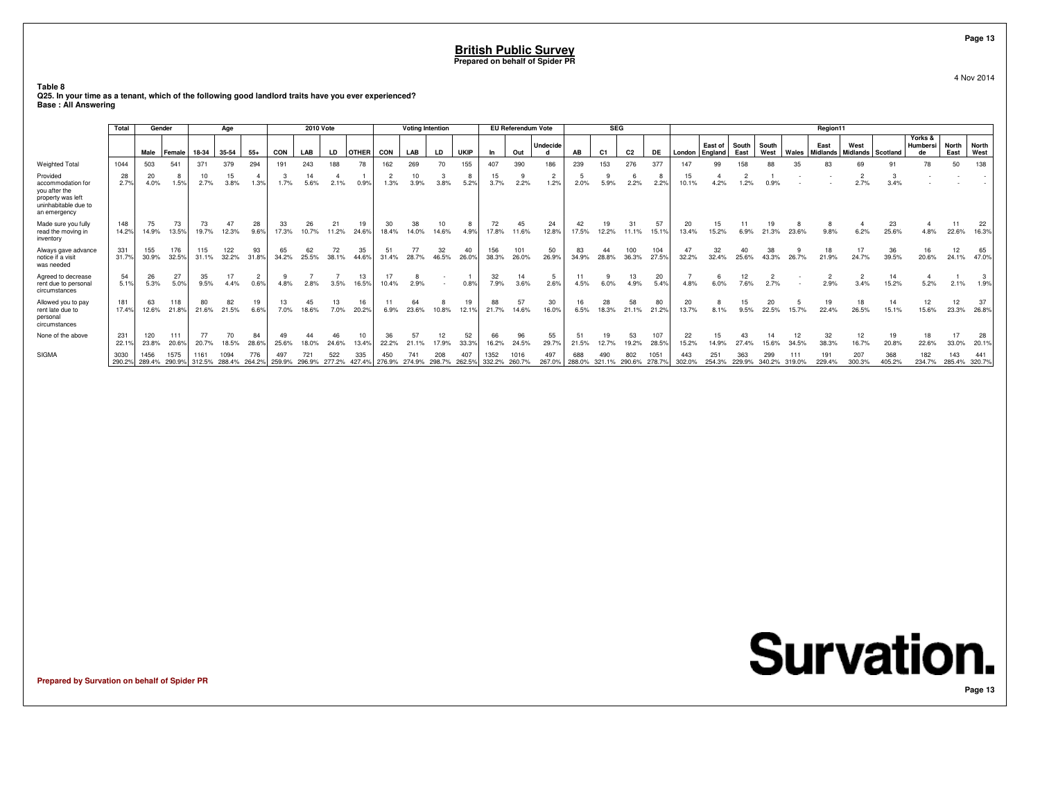# British Public Survey
**Prepared on behalf of Spider PR**

4 Nov 2014

**Table 8**
**Q25. In your time as a tenant, which of the following good landlord traits have you ever experienced?**
**Base : All Answering**

| | Total | Gender | | Age | | | 2010 Vote | | | | Voting Intention | | | | EU Referendum Vote | | | SEG | | | | Region11 | | | | | | | | | | |
|---|---|---|---|---|---|---|---|---|---|---|---|---|---|---|---|---|---|---|---|---|---|---|---|---|---|---|---|---|---|---|---|---|
| | | Male | Female | 18-34 | 35-54 | 55+ | CON | LAB | LD | OTHER | CON | LAB | LD | UKIP | In | Out | Undecided | AB | C1 | C2 | DE | London | East of England | South East | South West | Wales | East Midlands | West Midlands | Scotland | Yorks & Humberside | North East | North West |
| Weighted Total | 1044 | 503 | 541 | 371 | 379 | 294 | 191 | 243 | 188 | 78 | 162 | 269 | 70 | 155 | 407 | 390 | 186 | 239 | 153 | 276 | 377 | 147 | 99 | 158 | 88 | 35 | 83 | 69 | 91 | 78 | 50 | 138 |
| Provided accommodation for you after the property was left uninhabitable due to an emergency | 28<br>2.7% | 20<br>4.0% | 8<br>1.5% | 10<br>2.7% | 15<br>3.8% | 4<br>1.3% | 3<br>1.7% | 14<br>5.6% | 4<br>2.1% | 1<br>0.9% | 2<br>1.3% | 10<br>3.9% | 3<br>3.8% | 8<br>5.2% | 15<br>3.7% | 9<br>2.2% | 2<br>1.2% | 5<br>2.0% | 9<br>5.9% | 6<br>2.2% | 8<br>2.2% | 15<br>10.1% | 4<br>4.2% | 2<br>1.2% | 1<br>0.9% | - | - | 2<br>2.7% | 3<br>3.4% | - | - | - |
| Made sure you fully read the moving in inventory | 148<br>14.2% | 75<br>14.9% | 73<br>13.5% | 73<br>19.7% | 47<br>12.3% | 28<br>9.6% | 33<br>17.3% | 26<br>10.7% | 21<br>11.2% | 19<br>24.6% | 30<br>18.4% | 38<br>14.0% | 10<br>14.6% | 8<br>4.9% | 72<br>17.8% | 45<br>11.6% | 24<br>12.8% | 42<br>17.5% | 19<br>12.2% | 31<br>11.1% | 57<br>15.1% | 20<br>13.4% | 15<br>15.2% | 11<br>6.9% | 19<br>21.3% | 8<br>23.6% | 8<br>9.8% | 4<br>6.2% | 23<br>25.6% | 4<br>4.8% | 11<br>22.6% | 22<br>16.3% |
| Always gave advance notice if a visit was needed | 331<br>31.7% | 155<br>30.9% | 176<br>32.5% | 115<br>31.1% | 122<br>32.2% | 93<br>31.8% | 65<br>34.2% | 62<br>25.5% | 72<br>38.1% | 35<br>44.6% | 51<br>31.4% | 77<br>28.7% | 32<br>46.5% | 40<br>26.0% | 156<br>38.3% | 101<br>26.0% | 50<br>26.9% | 83<br>34.9% | 44<br>28.8% | 100<br>36.3% | 104<br>27.5% | 47<br>32.2% | 32<br>32.4% | 40<br>25.6% | 38<br>43.3% | 9<br>26.7% | 18<br>21.9% | 17<br>24.7% | 36<br>39.5% | 16<br>20.6% | 12<br>24.1% | 65<br>47.0% |
| Agreed to decrease rent due to personal circumstances | 54<br>5.1% | 26<br>5.3% | 27<br>5.0% | 35<br>9.5% | 17<br>4.4% | 2<br>0.6% | 9<br>4.8% | 7<br>2.8% | 7<br>3.5% | 13<br>16.5% | 17<br>10.4% | 8<br>2.9% | - | 1<br>0.8% | 32<br>7.9% | 14<br>3.6% | 5<br>2.6% | 11<br>4.5% | 9<br>6.0% | 13<br>4.9% | 20<br>5.4% | 7<br>4.8% | 6<br>6.0% | 12<br>7.6% | 2<br>2.7% | - | 2<br>2.9% | 2<br>3.4% | 14<br>15.2% | 4<br>5.2% | 1<br>2.1% | 3<br>1.9% |
| Allowed you to pay rent late due to personal circumstances | 181<br>17.4% | 63<br>12.6% | 118<br>21.8% | 80<br>21.6% | 82<br>21.5% | 19<br>6.6% | 13<br>7.0% | 45<br>18.6% | 13<br>7.0% | 16<br>20.2% | 11<br>6.9% | 64<br>23.6% | 8<br>10.8% | 19<br>12.1% | 88<br>21.7% | 57<br>14.6% | 30<br>16.0% | 16<br>6.5% | 28<br>18.3% | 58<br>21.1% | 80<br>21.2% | 20<br>13.7% | 8<br>8.1% | 15<br>9.5% | 20<br>22.5% | 5<br>15.7% | 19<br>22.4% | 18<br>26.5% | 14<br>15.1% | 12<br>15.6% | 12<br>23.3% | 37<br>26.8% |
| None of the above | 231<br>22.1% | 120<br>23.8% | 111<br>20.6% | 77<br>20.7% | 70<br>18.5% | 84<br>28.6% | 49<br>25.6% | 44<br>18.0% | 46<br>24.6% | 10<br>13.4% | 36<br>22.2% | 57<br>21.1% | 12<br>17.9% | 52<br>33.3% | 66<br>16.2% | 96<br>24.5% | 55<br>29.7% | 51<br>21.5% | 19<br>12.7% | 53<br>19.2% | 107<br>28.5% | 22<br>15.2% | 15<br>14.9% | 43<br>27.4% | 14<br>15.6% | 12<br>34.5% | 32<br>38.3% | 12<br>16.7% | 19<br>20.8% | 18<br>22.6% | 17<br>33.0% | 28<br>20.1% |
| SIGMA | 3030<br>290.2% | 1456<br>289.4% | 1575<br>290.9% | 1161<br>312.5% | 1094<br>288.4% | 776<br>264.2% | 497<br>259.9% | 721<br>296.9% | 522<br>277.2% | 335<br>427.4% | 450<br>276.9% | 741<br>274.9% | 208<br>298.7% | 407<br>262.5% | 1352<br>332.2% | 1016<br>260.7% | 497<br>267.0% | 688<br>288.0% | 490<br>321.1% | 802<br>290.6% | 1051<br>278.7% | 443<br>302.0% | 251<br>254.3% | 363<br>229.9% | 299<br>340.2% | 111<br>319.0% | 191<br>229.4% | 207<br>300.3% | 368<br>405.2% | 182<br>234.7% | 143<br>285.4% | 441<br>320.7% |

**Prepared by Survation on behalf of Spider PR**

Survation.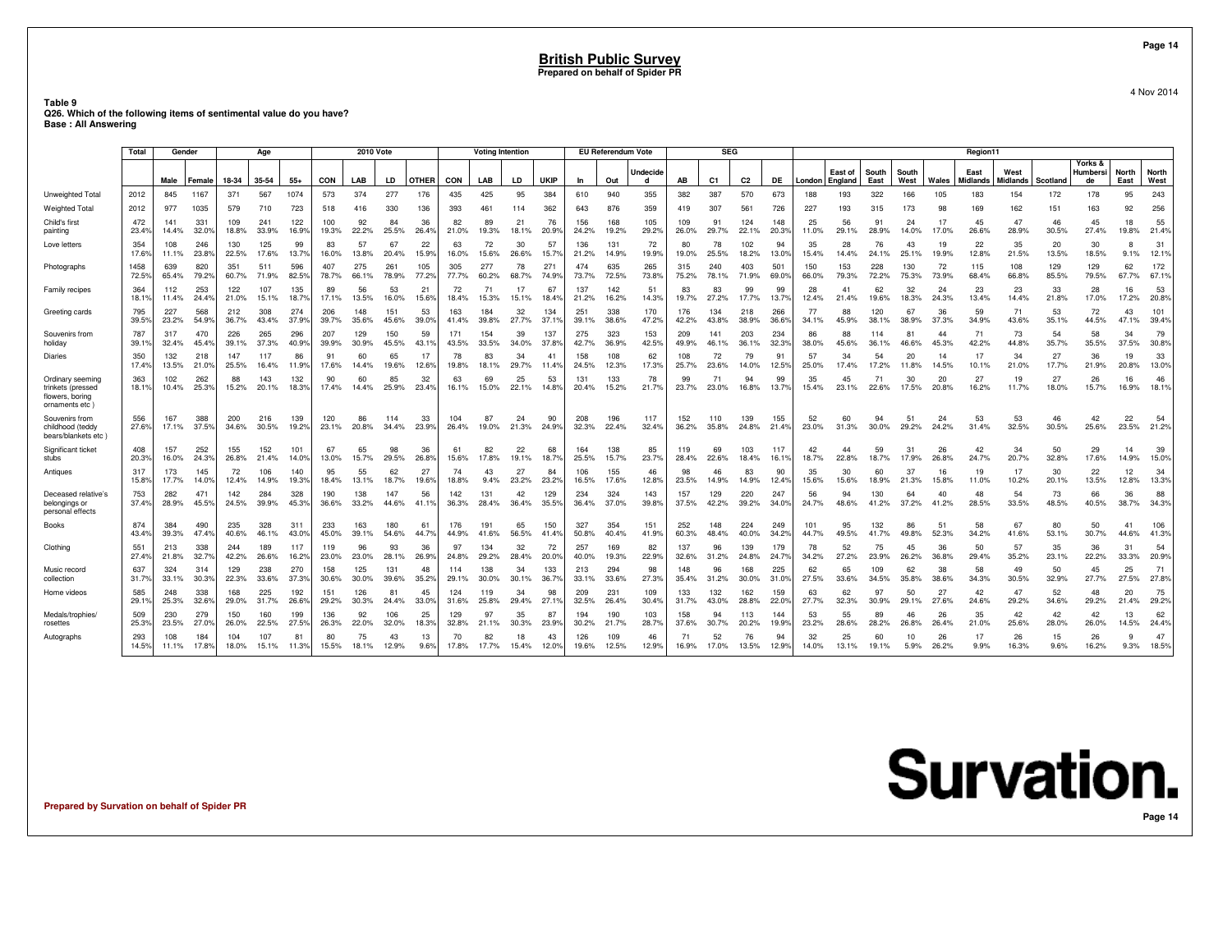# British Public Survey
**Prepared on behalf of Spider PR**

4 Nov 2014

**Table 9**
**Q26. Which of the following items of sentimental value do you have?**
**Base : All Answering**

| | Total | Gender | | Age | | | 2010 Vote | | | | Voting Intention | | | | EU Referendum Vote | | | SEG | | | | Region11 | | | | | | | | | | |
|---|---|---|---|---|---|---|---|---|---|---|---|---|---|---|---|---|---|---|---|---|---|---|---|---|---|---|---|---|---|---|---|---|
| | | Male | Female | 18-34 | 35-54 | 55+ | CON | LAB | LD | OTHER | CON | LAB | LD | UKIP | In | Out | Undecided | AB | C1 | C2 | DE | London | East of England | South East | South West | Wales | East Midlands | West Midlands | Scotland | Yorks & Humberside | North East | North West |
| Unweighted Total | 2012 | 845 | 1167 | 371 | 567 | 1074 | 573 | 374 | 277 | 176 | 435 | 425 | 95 | 384 | 610 | 940 | 355 | 382 | 387 | 570 | 673 | 188 | 193 | 322 | 166 | 105 | 183 | 154 | 172 | 178 | 95 | 243 |
| Weighted Total | 2012 | 977 | 1035 | 579 | 710 | 723 | 518 | 416 | 330 | 136 | 393 | 461 | 114 | 362 | 643 | 876 | 359 | 419 | 307 | 561 | 726 | 227 | 193 | 315 | 173 | 98 | 169 | 162 | 151 | 163 | 92 | 256 |
| Child's first painting | 472 | 141 | 331 | 109 | 241 | 122 | 100 | 92 | 84 | 36 | 82 | 89 | 21 | 76 | 156 | 168 | 105 | 109 | 91 | 124 | 148 | 25 | 56 | 91 | 24 | 17 | 45 | 47 | 46 | 45 | 18 | 55 |
| | 23.4% | 14.4% | 32.0% | 18.8% | 33.9% | 16.9% | 19.3% | 22.2% | 25.5% | 26.4% | 21.0% | 19.3% | 18.1% | 20.9% | 24.2% | 19.2% | 29.2% | 26.0% | 29.7% | 22.1% | 20.3% | 11.0% | 29.1% | 28.9% | 14.0% | 17.0% | 26.6% | 28.9% | 30.5% | 27.4% | 19.8% | 21.4% |
| Love letters | 354 | 108 | 246 | 130 | 125 | 99 | 83 | 57 | 67 | 22 | 63 | 72 | 30 | 57 | 136 | 131 | 72 | 80 | 78 | 102 | 94 | 35 | 28 | 76 | 43 | 19 | 22 | 35 | 20 | 30 | 8 | 31 |
| | 17.6% | 11.1% | 23.8% | 22.5% | 17.6% | 13.7% | 16.0% | 13.8% | 20.4% | 15.9% | 16.0% | 15.6% | 26.6% | 15.7% | 21.2% | 14.9% | 19.9% | 19.0% | 25.5% | 18.2% | 13.0% | 15.4% | 14.4% | 24.1% | 25.1% | 19.9% | 12.8% | 21.5% | 13.5% | 18.5% | 9.1% | 12.1% |
| Photographs | 1458 | 639 | 820 | 351 | 511 | 596 | 407 | 275 | 261 | 105 | 305 | 277 | 78 | 271 | 474 | 635 | 265 | 315 | 240 | 403 | 501 | 150 | 153 | 228 | 130 | 72 | 115 | 108 | 129 | 129 | 62 | 172 |
| | 72.5% | 65.4% | 79.2% | 60.7% | 71.9% | 82.5% | 78.7% | 66.1% | 78.9% | 77.2% | 77.7% | 60.2% | 68.7% | 74.9% | 73.7% | 72.5% | 73.8% | 75.2% | 78.1% | 71.9% | 69.0% | 66.0% | 79.3% | 72.2% | 75.3% | 73.9% | 68.4% | 66.8% | 85.5% | 79.5% | 67.7% | 67.1% |
| Family recipes | 364 | 112 | 253 | 122 | 107 | 135 | 89 | 56 | 53 | 21 | 72 | 71 | 17 | 67 | 137 | 142 | 51 | 83 | 83 | 99 | 99 | 28 | 41 | 62 | 32 | 24 | 23 | 23 | 33 | 28 | 16 | 53 |
| | 18.1% | 11.4% | 24.4% | 21.0% | 15.1% | 18.7% | 17.1% | 13.5% | 16.0% | 15.6% | 18.4% | 15.3% | 15.1% | 18.4% | 21.2% | 16.2% | 14.3% | 19.7% | 27.2% | 17.7% | 13.7% | 12.4% | 21.4% | 19.6% | 18.3% | 24.3% | 13.4% | 14.4% | 21.8% | 17.0% | 17.2% | 20.8% |
| Greeting cards | 795 | 227 | 568 | 212 | 308 | 274 | 206 | 148 | 151 | 53 | 163 | 184 | 32 | 134 | 251 | 338 | 170 | 176 | 134 | 218 | 266 | 77 | 88 | 120 | 67 | 36 | 59 | 71 | 53 | 72 | 43 | 101 |
| | 39.5% | 23.2% | 54.9% | 36.7% | 43.4% | 37.9% | 39.7% | 35.6% | 45.6% | 39.0% | 41.4% | 39.8% | 27.7% | 37.1% | 39.1% | 38.6% | 47.2% | 42.2% | 43.8% | 38.9% | 36.6% | 34.1% | 45.9% | 38.1% | 38.9% | 37.3% | 34.9% | 43.6% | 35.1% | 44.5% | 47.1% | 39.4% |
| Souvenirs from holiday | 787 | 317 | 470 | 226 | 265 | 296 | 207 | 129 | 150 | 59 | 171 | 154 | 39 | 137 | 275 | 323 | 153 | 209 | 141 | 203 | 234 | 86 | 88 | 114 | 81 | 44 | 71 | 73 | 54 | 58 | 34 | 79 |
| | 39.1% | 32.4% | 45.4% | 39.1% | 37.3% | 40.9% | 39.9% | 30.9% | 45.5% | 43.1% | 43.5% | 33.5% | 34.0% | 37.8% | 42.7% | 36.9% | 42.5% | 49.9% | 46.1% | 36.1% | 32.3% | 38.0% | 45.6% | 36.1% | 46.6% | 45.3% | 42.2% | 44.8% | 35.7% | 35.5% | 37.5% | 30.8% |
| Diaries | 350 | 132 | 218 | 147 | 117 | 86 | 91 | 60 | 65 | 17 | 78 | 83 | 34 | 41 | 158 | 108 | 62 | 108 | 72 | 79 | 91 | 57 | 34 | 54 | 20 | 14 | 17 | 34 | 27 | 36 | 19 | 33 |
| | 17.4% | 13.5% | 21.0% | 25.5% | 16.4% | 11.9% | 17.6% | 14.4% | 19.6% | 12.6% | 19.8% | 18.1% | 29.7% | 11.4% | 24.5% | 12.3% | 17.3% | 25.7% | 23.6% | 14.0% | 12.5% | 25.0% | 17.4% | 17.2% | 11.8% | 14.5% | 10.1% | 21.0% | 17.7% | 21.9% | 20.8% | 13.0% |
| Ordinary seeming trinkets (pressed flowers, boring ornaments etc ) | 363 | 102 | 262 | 88 | 143 | 132 | 90 | 60 | 85 | 32 | 63 | 69 | 25 | 53 | 131 | 133 | 78 | 99 | 71 | 94 | 99 | 35 | 45 | 71 | 30 | 20 | 27 | 19 | 27 | 26 | 16 | 46 |
| | 18.1% | 10.4% | 25.3% | 15.2% | 20.1% | 18.3% | 17.4% | 14.4% | 25.9% | 23.4% | 16.1% | 15.0% | 22.1% | 14.8% | 20.4% | 15.2% | 21.7% | 23.7% | 23.0% | 16.8% | 13.7% | 15.4% | 23.1% | 22.6% | 17.5% | 20.8% | 16.2% | 11.7% | 18.0% | 15.7% | 16.9% | 18.1% |
| Souvenirs from childhood (teddy bears/blankets etc ) | 556 | 167 | 388 | 200 | 216 | 139 | 120 | 86 | 114 | 33 | 104 | 87 | 24 | 90 | 208 | 196 | 117 | 152 | 110 | 139 | 155 | 52 | 60 | 94 | 51 | 24 | 53 | 53 | 46 | 42 | 22 | 54 |
| | 27.6% | 17.1% | 37.5% | 34.6% | 30.5% | 19.2% | 23.1% | 20.8% | 34.4% | 23.9% | 26.4% | 19.0% | 21.3% | 24.9% | 32.3% | 22.4% | 32.4% | 36.2% | 35.8% | 24.8% | 21.4% | 23.0% | 31.3% | 30.0% | 29.2% | 24.2% | 31.4% | 32.5% | 30.5% | 25.6% | 23.5% | 21.2% |
| Significant ticket stubs | 408 | 157 | 252 | 155 | 152 | 101 | 67 | 65 | 98 | 36 | 61 | 82 | 22 | 68 | 164 | 138 | 85 | 119 | 69 | 103 | 117 | 42 | 44 | 59 | 31 | 26 | 42 | 34 | 50 | 29 | 14 | 39 |
| | 20.3% | 16.0% | 24.3% | 26.8% | 21.4% | 14.0% | 13.0% | 15.7% | 29.5% | 26.8% | 15.6% | 17.8% | 19.1% | 18.7% | 25.5% | 15.7% | 23.7% | 28.4% | 22.6% | 18.4% | 16.1% | 18.7% | 22.8% | 18.7% | 17.9% | 26.8% | 24.7% | 20.7% | 32.8% | 17.6% | 14.9% | 15.0% |
| Antiques | 317 | 173 | 145 | 72 | 106 | 140 | 95 | 55 | 62 | 27 | 74 | 43 | 27 | 84 | 106 | 155 | 46 | 98 | 46 | 83 | 90 | 35 | 30 | 60 | 37 | 16 | 19 | 17 | 30 | 22 | 12 | 34 |
| | 15.8% | 17.7% | 14.0% | 12.4% | 14.9% | 19.3% | 18.4% | 13.1% | 18.7% | 19.6% | 18.8% | 9.4% | 23.2% | 23.2% | 16.5% | 17.6% | 12.8% | 23.5% | 14.9% | 14.9% | 12.4% | 15.6% | 15.6% | 18.9% | 21.3% | 15.8% | 11.0% | 10.2% | 20.1% | 13.5% | 12.8% | 13.3% |
| Deceased relative's belongings or personal effects | 753 | 282 | 471 | 142 | 284 | 328 | 190 | 138 | 147 | 56 | 142 | 131 | 42 | 129 | 234 | 324 | 143 | 157 | 129 | 220 | 247 | 56 | 94 | 130 | 64 | 40 | 48 | 54 | 73 | 66 | 36 | 88 |
| | 37.4% | 28.9% | 45.5% | 24.5% | 39.9% | 45.3% | 36.6% | 33.2% | 44.6% | 41.1% | 36.3% | 28.4% | 36.4% | 35.5% | 36.4% | 37.0% | 39.8% | 37.5% | 42.2% | 39.2% | 34.0% | 24.7% | 48.6% | 41.2% | 37.2% | 41.2% | 28.5% | 33.5% | 48.5% | 40.5% | 38.7% | 34.3% |
| Books | 874 | 384 | 490 | 235 | 328 | 311 | 233 | 163 | 180 | 61 | 176 | 191 | 65 | 150 | 327 | 354 | 151 | 252 | 148 | 224 | 249 | 101 | 95 | 132 | 86 | 51 | 58 | 67 | 80 | 50 | 41 | 106 |
| | 43.4% | 39.3% | 47.4% | 40.6% | 46.1% | 43.0% | 45.0% | 39.1% | 54.6% | 44.7% | 44.9% | 41.6% | 56.5% | 41.4% | 50.8% | 40.4% | 41.9% | 60.3% | 48.4% | 40.0% | 34.2% | 44.7% | 49.5% | 41.7% | 49.8% | 52.3% | 34.2% | 41.6% | 53.1% | 30.7% | 44.6% | 41.3% |
| Clothing | 551 | 213 | 338 | 244 | 189 | 117 | 119 | 96 | 93 | 36 | 97 | 134 | 32 | 72 | 257 | 169 | 82 | 137 | 96 | 139 | 179 | 78 | 52 | 75 | 45 | 36 | 50 | 57 | 35 | 36 | 31 | 54 |
| | 27.4% | 21.8% | 32.7% | 42.2% | 26.6% | 16.2% | 23.0% | 23.0% | 28.1% | 26.9% | 24.8% | 29.2% | 28.4% | 20.0% | 40.0% | 19.3% | 22.9% | 32.6% | 31.2% | 24.8% | 24.7% | 34.2% | 27.2% | 23.9% | 26.2% | 36.8% | 29.4% | 35.2% | 23.1% | 22.2% | 33.3% | 20.9% |
| Music record collection | 637 | 324 | 314 | 129 | 238 | 270 | 158 | 125 | 131 | 48 | 114 | 138 | 34 | 133 | 213 | 294 | 98 | 148 | 96 | 168 | 225 | 62 | 65 | 109 | 62 | 38 | 58 | 49 | 50 | 45 | 25 | 71 |
| | 31.7% | 33.1% | 30.3% | 22.3% | 33.6% | 37.3% | 30.6% | 30.0% | 39.6% | 35.2% | 29.1% | 30.0% | 30.1% | 36.7% | 33.1% | 33.6% | 27.3% | 35.4% | 31.2% | 30.0% | 31.0% | 27.5% | 33.6% | 34.5% | 35.8% | 38.6% | 34.3% | 30.5% | 32.9% | 27.7% | 27.5% | 27.8% |
| Home videos | 585 | 248 | 338 | 168 | 225 | 192 | 151 | 126 | 81 | 45 | 124 | 119 | 34 | 98 | 209 | 231 | 109 | 133 | 132 | 162 | 159 | 63 | 62 | 97 | 50 | 27 | 42 | 47 | 52 | 48 | 20 | 75 |
| | 29.1% | 25.3% | 32.6% | 29.0% | 31.7% | 26.6% | 29.2% | 30.3% | 24.4% | 33.0% | 31.6% | 25.8% | 29.4% | 27.1% | 32.5% | 26.4% | 30.4% | 31.7% | 43.0% | 28.8% | 22.0% | 27.7% | 32.3% | 30.9% | 29.1% | 27.6% | 24.6% | 29.2% | 34.6% | 29.2% | 21.4% | 29.2% |
| Medals/trophies/ rosettes | 509 | 230 | 279 | 150 | 160 | 199 | 136 | 92 | 106 | 25 | 129 | 97 | 35 | 87 | 194 | 190 | 103 | 158 | 94 | 113 | 144 | 53 | 55 | 89 | 46 | 26 | 35 | 42 | 42 | 42 | 13 | 62 |
| | 25.3% | 23.5% | 27.0% | 26.0% | 22.5% | 27.5% | 26.3% | 22.0% | 32.0% | 18.3% | 32.8% | 21.1% | 30.3% | 23.9% | 30.2% | 21.7% | 28.7% | 37.6% | 30.7% | 20.2% | 19.9% | 23.5% | 28.6% | 28.2% | 26.8% | 26.4% | 21.0% | 25.6% | 28.0% | 26.0% | 14.5% | 24.4% |
| Autographs | 293 | 108 | 184 | 104 | 107 | 81 | 80 | 75 | 43 | 13 | 70 | 82 | 18 | 43 | 126 | 109 | 46 | 71 | 52 | 76 | 94 | 32 | 25 | 60 | 10 | 26 | 17 | 26 | 15 | 26 | 9 | 47 |
| | 14.5% | 11.1% | 17.8% | 18.0% | 15.1% | 11.3% | 15.5% | 18.1% | 12.9% | 9.6% | 17.8% | 17.7% | 15.4% | 12.0% | 19.6% | 12.5% | 12.9% | 16.9% | 17.0% | 13.5% | 12.9% | 14.0% | 13.1% | 19.1% | 5.9% | 26.2% | 9.9% | 16.3% | 9.6% | 16.2% | 9.3% | 18.5% |

**Prepared by Survation on behalf of Spider PR**

Survation.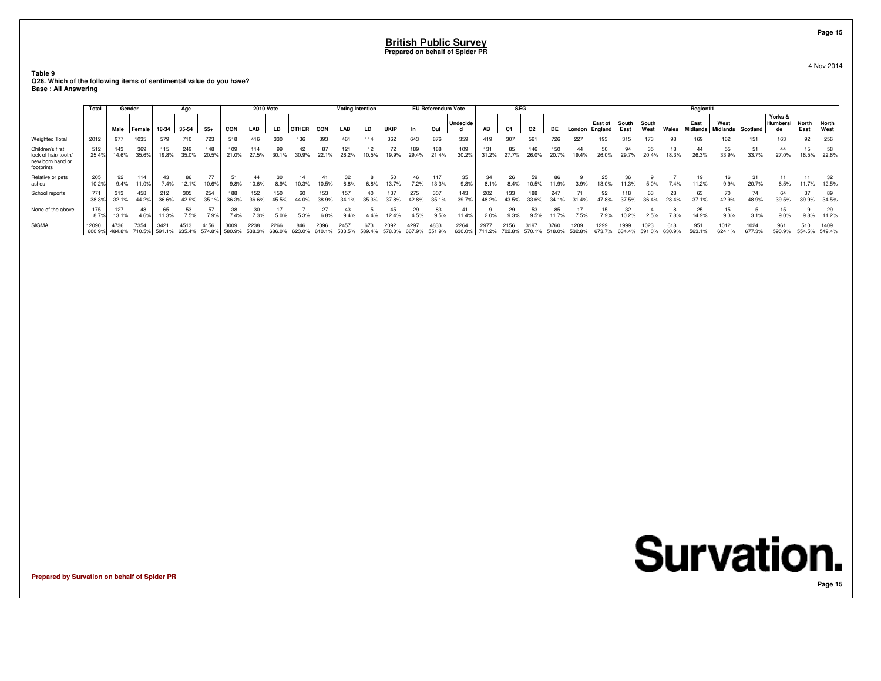# British Public Survey

**Prepared on behalf of Spider PR**

4 Nov 2014

**Table 9**
**Q26. Which of the following items of sentimental value do you have?**
**Base : All Answering**

| | Total | Gender | | Age | | | 2010 Vote | | | | Voting Intention | | | | EU Referendum Vote | | | SEG | | | | Region11 | | | | | | | | | | |
|---|---|---|---|---|---|---|---|---|---|---|---|---|---|---|---|---|---|---|---|---|---|---|---|---|---|---|---|---|---|---|---|---|
| | | Male | Female | 18-34 | 35-54 | 55+ | CON | LAB | LD | OTHER | CON | LAB | LD | UKIP | In | Out | Undecided | AB | C1 | C2 | DE | London | East of England | South East | South West | Wales | East Midlands | West Midlands | Scotland | Yorks & Humberside | North East | North West |
| Weighted Total | 2012 | 977 | 1035 | 579 | 710 | 723 | 518 | 416 | 330 | 136 | 393 | 461 | 114 | 362 | 643 | 876 | 359 | 419 | 307 | 561 | 726 | 227 | 193 | 315 | 173 | 98 | 169 | 162 | 151 | 163 | 92 | 256 |
| Children's first lock of hair/ tooth/ new born hand or footprints | 512 | 143 | 369 | 115 | 249 | 148 | 109 | 114 | 99 | 42 | 87 | 121 | 12 | 72 | 189 | 188 | 109 | 131 | 85 | 146 | 150 | 44 | 50 | 94 | 35 | 18 | 44 | 55 | 51 | 44 | 15 | 58 |
| | 25.4% | 14.6% | 35.6% | 19.8% | 35.0% | 20.5% | 21.0% | 27.5% | 30.1% | 30.9% | 22.1% | 26.2% | 10.5% | 19.9% | 29.4% | 21.4% | 30.2% | 31.2% | 27.7% | 26.0% | 20.7% | 19.4% | 26.0% | 29.7% | 20.4% | 18.3% | 26.3% | 33.9% | 33.7% | 27.0% | 16.5% | 22.6% |
| Relative or pets ashes | 205 | 92 | 114 | 43 | 86 | 77 | 51 | 44 | 30 | 14 | 41 | 32 | 8 | 50 | 46 | 117 | 35 | 34 | 26 | 59 | 86 | 9 | 25 | 36 | 9 | 7 | 19 | 16 | 31 | 11 | 11 | 32 |
| | 10.2% | 9.4% | 11.0% | 7.4% | 12.1% | 10.6% | 9.8% | 10.6% | 8.9% | 10.3% | 10.5% | 6.8% | 6.8% | 13.7% | 7.2% | 13.3% | 9.8% | 8.1% | 8.4% | 10.5% | 11.9% | 3.9% | 13.0% | 11.3% | 5.0% | 7.4% | 11.2% | 9.9% | 20.7% | 6.5% | 11.7% | 12.5% |
| School reports | 771 | 313 | 458 | 212 | 305 | 254 | 188 | 152 | 150 | 60 | 153 | 157 | 40 | 137 | 275 | 307 | 143 | 202 | 133 | 188 | 247 | 71 | 92 | 118 | 63 | 28 | 63 | 70 | 74 | 64 | 37 | 89 |
| | 38.3% | 32.1% | 44.2% | 36.6% | 42.9% | 35.1% | 36.3% | 36.6% | 45.5% | 44.0% | 38.9% | 34.1% | 35.3% | 37.8% | 42.8% | 35.1% | 39.7% | 48.2% | 43.5% | 33.6% | 34.1% | 31.4% | 47.8% | 37.5% | 36.4% | 28.4% | 37.1% | 42.9% | 48.9% | 39.5% | 39.9% | 34.5% |
| None of the above | 175 | 127 | 48 | 65 | 53 | 57 | 38 | 30 | 17 | 7 | 27 | 43 | 5 | 45 | 29 | 83 | 41 | 9 | 29 | 53 | 85 | 17 | 15 | 32 | 4 | 8 | 25 | 15 | 5 | 15 | 9 | 29 |
| | 8.7% | 13.1% | 4.6% | 11.3% | 7.5% | 7.9% | 7.4% | 7.3% | 5.0% | 5.3% | 6.8% | 9.4% | 4.4% | 12.4% | 4.5% | 9.5% | 11.4% | 2.0% | 9.3% | 9.5% | 11.7% | 7.5% | 7.9% | 10.2% | 2.5% | 7.8% | 14.9% | 9.3% | 3.1% | 9.0% | 9.8% | 11.2% |
| SIGMA | 12090 | 4736 | 7354 | 3421 | 4513 | 4156 | 3009 | 2238 | 2266 | 846 | 2396 | 2457 | 673 | 2092 | 4297 | 4833 | 2264 | 2977 | 2156 | 3197 | 3760 | 1209 | 1299 | 1999 | 1023 | 618 | 951 | 1012 | 1024 | 961 | 510 | 1409 |
| | 600.9% | 484.8% | 710.5% | 591.1% | 635.4% | 574.8% | 580.9% | 538.3% | 686.0% | 623.0% | 610.1% | 533.5% | 589.4% | 578.3% | 667.9% | 551.9% | 630.0% | 711.2% | 702.8% | 570.1% | 518.0% | 532.8% | 673.7% | 634.4% | 591.0% | 630.9% | 563.1% | 624.1% | 677.3% | 590.9% | 554.5% | 549.4% |

**Prepared by Survation on behalf of Spider PR**

Survation.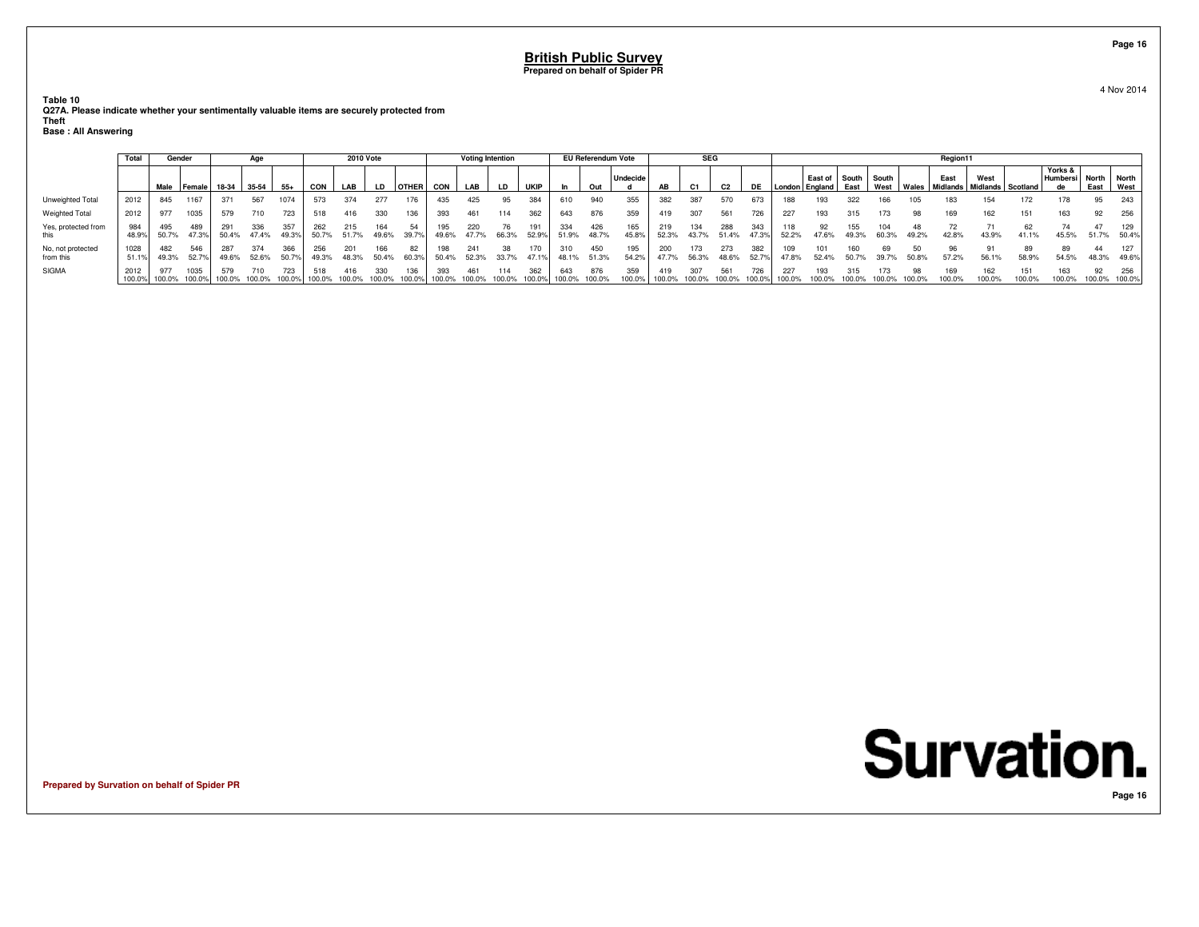# British Public Survey

**Prepared on behalf of Spider PR**

4 Nov 2014

**Table 10**
**Q27A. Please indicate whether your sentimentally valuable items are securely protected from**
**Theft**
**Base : All Answering**

| | Total | Gender | | Age | | | 2010 Vote | | | | Voting Intention | | | | EU Referendum Vote | | | SEG | | | | Region11 | | | | | | | | | | |
|---|---|---|---|---|---|---|---|---|---|---|---|---|---|---|---|---|---|---|---|---|---|---|---|---|---|---|---|---|---|---|---|---|
| | | Male | Female | 18-34 | 35-54 | 55+ | CON | LAB | LD | OTHER | CON | LAB | LD | UKIP | In | Out | Undecided | AB | C1 | C2 | DE | London | East of England | South East | South West | Wales | East Midlands | West Midlands | Scotland | Yorks & Humberside | North East | North West |
| Unweighted Total | 2012 | 845 | 1167 | 371 | 567 | 1074 | 573 | 374 | 277 | 176 | 435 | 425 | 95 | 384 | 610 | 940 | 355 | 382 | 387 | 570 | 673 | 188 | 193 | 322 | 166 | 105 | 183 | 154 | 172 | 178 | 95 | 243 |
| Weighted Total | 2012 | 977 | 1035 | 579 | 710 | 723 | 518 | 416 | 330 | 136 | 393 | 461 | 114 | 362 | 643 | 876 | 359 | 419 | 307 | 561 | 726 | 227 | 193 | 315 | 173 | 98 | 169 | 162 | 151 | 163 | 92 | 256 |
| Yes, protected from this | 984 48.9% | 495 50.7% | 489 47.3% | 291 50.4% | 336 47.4% | 357 49.3% | 262 50.7% | 215 51.7% | 164 49.6% | 54 39.7% | 195 49.6% | 220 47.7% | 76 66.3% | 191 52.9% | 334 51.9% | 426 48.7% | 165 45.8% | 219 52.3% | 134 43.7% | 288 51.4% | 343 47.3% | 118 52.2% | 92 47.6% | 155 49.3% | 104 60.3% | 48 49.2% | 72 42.8% | 71 43.9% | 62 41.1% | 74 45.5% | 47 51.7% | 129 50.4% |
| No, not protected from this | 1028 51.1% | 482 49.3% | 546 52.7% | 287 49.6% | 374 52.6% | 366 50.7% | 256 49.3% | 201 48.3% | 166 50.4% | 82 60.3% | 198 50.4% | 241 52.3% | 38 33.7% | 170 47.1% | 310 48.1% | 450 51.3% | 195 54.2% | 200 47.7% | 173 56.3% | 273 48.6% | 382 52.7% | 109 47.8% | 101 52.4% | 160 50.7% | 69 39.7% | 50 50.8% | 96 57.2% | 91 56.1% | 89 58.9% | 89 54.5% | 44 48.3% | 127 49.6% |
| SIGMA | 2012 100.0% | 977 100.0% | 1035 100.0% | 579 100.0% | 710 100.0% | 723 100.0% | 518 100.0% | 416 100.0% | 330 100.0% | 136 100.0% | 393 100.0% | 461 100.0% | 114 100.0% | 362 100.0% | 643 100.0% | 876 100.0% | 359 100.0% | 419 100.0% | 307 100.0% | 561 100.0% | 726 100.0% | 227 100.0% | 193 100.0% | 315 100.0% | 173 100.0% | 98 100.0% | 169 100.0% | 162 100.0% | 151 100.0% | 163 100.0% | 92 100.0% | 256 100.0% |

Prepared by Survation on behalf of Spider PR

Survation.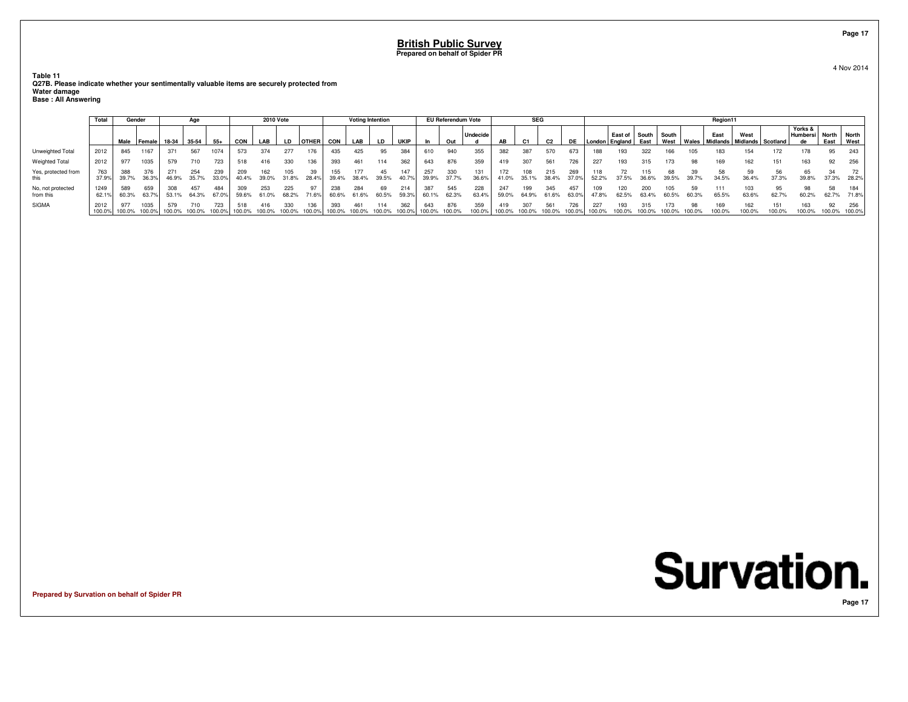# British Public Survey

**Prepared on behalf of Spider PR**

4 Nov 2014

**Table 11**
**Q27B. Please indicate whether your sentimentally valuable items are securely protected from**
**Water damage**
**Base : All Answering**

| | Total | Gender | | Age | | | 2010 Vote | | | | Voting Intention | | | | EU Referendum Vote | | | SEG | | | | Region11 | | | | | | | | | | |
|---|---|---|---|---|---|---|---|---|---|---|---|---|---|---|---|---|---|---|---|---|---|---|---|---|---|---|---|---|---|---|---|---|
| | | Male | Female | 18-34 | 35-54 | 55+ | CON | LAB | LD | OTHER | CON | LAB | LD | UKIP | In | Out | Undecided | AB | C1 | C2 | DE | London | East of England | South East | South West | Wales | East Midlands | West Midlands | Scotland | Yorks & Humberside | North East | North West |
| Unweighted Total | 2012 | 845 | 1167 | 371 | 567 | 1074 | 573 | 374 | 277 | 176 | 435 | 425 | 95 | 384 | 610 | 940 | 355 | 382 | 387 | 570 | 673 | 188 | 193 | 322 | 166 | 105 | 183 | 154 | 172 | 178 | 95 | 243 |
| Weighted Total | 2012 | 977 | 1035 | 579 | 710 | 723 | 518 | 416 | 330 | 136 | 393 | 461 | 114 | 362 | 643 | 876 | 359 | 419 | 307 | 561 | 726 | 227 | 193 | 315 | 173 | 98 | 169 | 162 | 151 | 163 | 92 | 256 |
| Yes, protected from this | 763<br>37.9% | 388<br>39.7% | 376<br>36.3% | 271<br>46.9% | 254<br>35.7% | 239<br>33.0% | 209<br>40.4% | 162<br>39.0% | 105<br>31.8% | 39<br>28.4% | 155<br>39.4% | 177<br>38.4% | 45<br>39.5% | 147<br>40.7% | 257<br>39.9% | 330<br>37.7% | 131<br>36.6% | 172<br>41.0% | 108<br>35.1% | 215<br>38.4% | 269<br>37.0% | 118<br>52.2% | 72<br>37.5% | 115<br>36.6% | 68<br>39.5% | 39<br>39.7% | 58<br>34.5% | 59<br>36.4% | 56<br>37.3% | 65<br>39.8% | 34<br>37.3% | 72<br>28.2% |
| No, not protected from this | 1249<br>62.1% | 589<br>60.3% | 659<br>63.7% | 308<br>53.1% | 457<br>64.3% | 484<br>67.0% | 309<br>59.6% | 253<br>61.0% | 225<br>68.2% | 97<br>71.6% | 238<br>60.6% | 284<br>61.6% | 69<br>60.5% | 214<br>59.3% | 387<br>60.1% | 545<br>62.3% | 228<br>63.4% | 247<br>59.0% | 199<br>64.9% | 345<br>61.6% | 457<br>63.0% | 109<br>47.8% | 120<br>62.5% | 200<br>63.4% | 105<br>60.5% | 59<br>60.3% | 111<br>65.5% | 103<br>63.6% | 95<br>62.7% | 98<br>60.2% | 58<br>62.7% | 184<br>71.8% |
| SIGMA | 2012<br>100.0% | 977<br>100.0% | 1035<br>100.0% | 579<br>100.0% | 710<br>100.0% | 723<br>100.0% | 518<br>100.0% | 416<br>100.0% | 330<br>100.0% | 136<br>100.0% | 393<br>100.0% | 461<br>100.0% | 114<br>100.0% | 362<br>100.0% | 643<br>100.0% | 876<br>100.0% | 359<br>100.0% | 419<br>100.0% | 307<br>100.0% | 561<br>100.0% | 726<br>100.0% | 227<br>100.0% | 193<br>100.0% | 315<br>100.0% | 173<br>100.0% | 98<br>100.0% | 169<br>100.0% | 162<br>100.0% | 151<br>100.0% | 163<br>100.0% | 92<br>100.0% | 256<br>100.0% |

Prepared by Survation on behalf of Spider PR

Survation.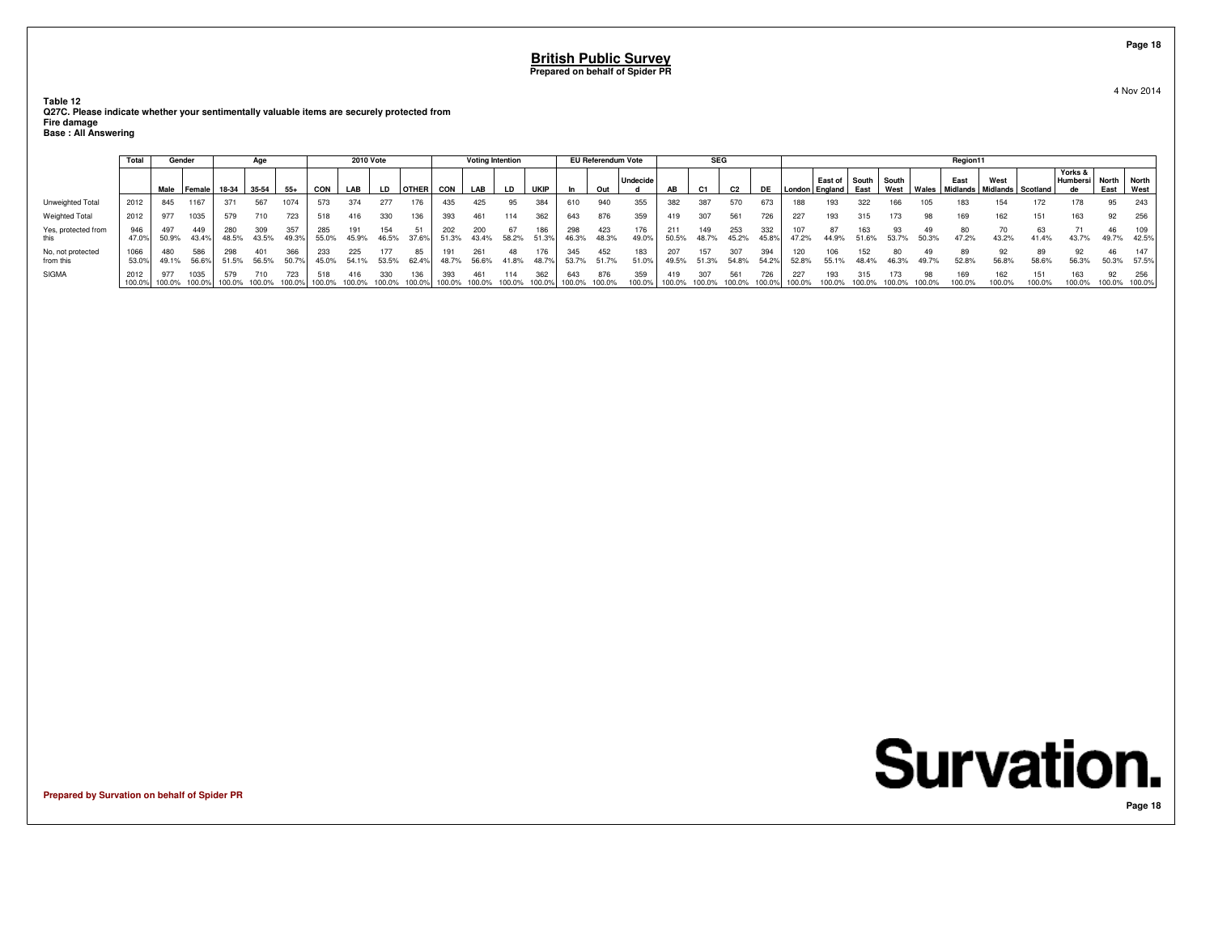# British Public Survey

**Prepared on behalf of Spider PR**

4 Nov 2014

**Table 12**
**Q27C. Please indicate whether your sentimentally valuable items are securely protected from**
**Fire damage**
**Base : All Answering**

| | Total | Gender | | Age | | | 2010 Vote | | | | Voting Intention | | | | EU Referendum Vote | | | SEG | | | | Region11 | | | | | | | | | | |
|---|---|---|---|---|---|---|---|---|---|---|---|---|---|---|---|---|---|---|---|---|---|---|---|---|---|---|---|---|---|---|---|---|
| | | Male | Female | 18-34 | 35-54 | 55+ | CON | LAB | LD | OTHER | CON | LAB | LD | UKIP | In | Out | Undecided | AB | C1 | C2 | DE | London | East of England | South East | South West | Wales | East Midlands | West Midlands | Scotland | Yorks & Humberside | North East | North West |
| Unweighted Total | 2012 | 845 | 1167 | 371 | 567 | 1074 | 573 | 374 | 277 | 176 | 435 | 425 | 95 | 384 | 610 | 940 | 355 | 382 | 387 | 570 | 673 | 188 | 193 | 322 | 166 | 105 | 183 | 154 | 172 | 178 | 95 | 243 |
| Weighted Total | 2012 | 977 | 1035 | 579 | 710 | 723 | 518 | 416 | 330 | 136 | 393 | 461 | 114 | 362 | 643 | 876 | 359 | 419 | 307 | 561 | 726 | 227 | 193 | 315 | 173 | 98 | 169 | 162 | 151 | 163 | 92 | 256 |
| Yes, protected from this | 946<br>47.0% | 497<br>50.9% | 449<br>43.4% | 280<br>48.5% | 309<br>43.5% | 357<br>49.3% | 285<br>55.0% | 191<br>45.9% | 154<br>46.5% | 51<br>37.6% | 202<br>51.3% | 200<br>43.4% | 67<br>58.2% | 186<br>51.3% | 298<br>46.3% | 423<br>48.3% | 176<br>49.0% | 211<br>50.5% | 149<br>48.7% | 253<br>45.2% | 332<br>45.8% | 107<br>47.2% | 87<br>44.9% | 163<br>51.6% | 93<br>53.7% | 49<br>50.3% | 80<br>47.2% | 70<br>43.2% | 63<br>41.4% | 71<br>43.7% | 46<br>49.7% | 109<br>42.5% |
| No, not protected from this | 1066<br>53.0% | 480<br>49.1% | 586<br>56.6% | 298<br>51.5% | 401<br>56.5% | 366<br>50.7% | 233<br>45.0% | 225<br>54.1% | 177<br>53.5% | 85<br>62.4% | 191<br>48.7% | 261<br>56.6% | 48<br>41.8% | 176<br>48.7% | 345<br>53.7% | 452<br>51.7% | 183<br>51.0% | 207<br>49.5% | 157<br>51.3% | 307<br>54.8% | 394<br>54.2% | 120<br>52.8% | 106<br>55.1% | 152<br>48.4% | 80<br>46.3% | 49<br>49.7% | 89<br>52.8% | 92<br>56.8% | 89<br>58.6% | 92<br>56.3% | 46<br>50.3% | 147<br>57.5% |
| SIGMA | 2012<br>100.0% | 977<br>100.0% | 1035<br>100.0% | 579<br>100.0% | 710<br>100.0% | 723<br>100.0% | 518<br>100.0% | 416<br>100.0% | 330<br>100.0% | 136<br>100.0% | 393<br>100.0% | 461<br>100.0% | 114<br>100.0% | 362<br>100.0% | 643<br>100.0% | 876<br>100.0% | 359<br>100.0% | 419<br>100.0% | 307<br>100.0% | 561<br>100.0% | 726<br>100.0% | 227<br>100.0% | 193<br>100.0% | 315<br>100.0% | 173<br>100.0% | 98<br>100.0% | 169<br>100.0% | 162<br>100.0% | 151<br>100.0% | 163<br>100.0% | 92<br>100.0% | 256<br>100.0% |

**Prepared by Survation on behalf of Spider PR**

**Survation.**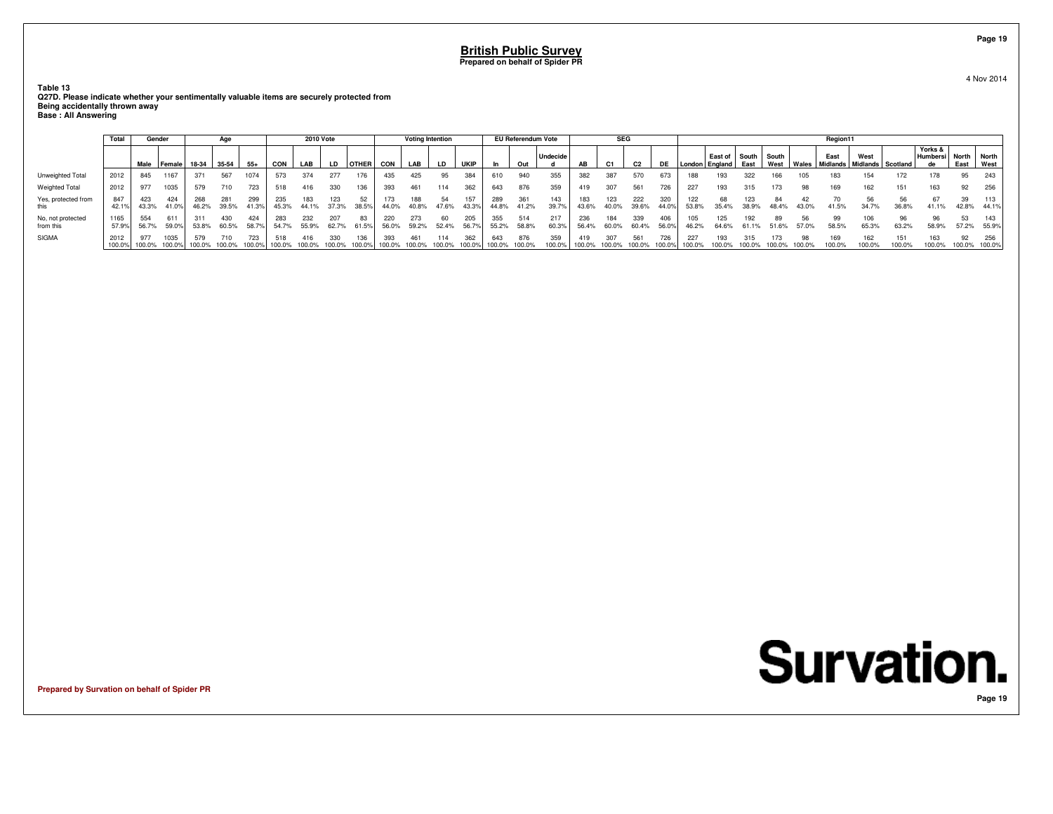# British Public Survey

**Prepared on behalf of Spider PR**

4 Nov 2014

**Table 13**
**Q27D. Please indicate whether your sentimentally valuable items are securely protected from**
**Being accidentally thrown away**
**Base : All Answering**

| | Total | Gender | | Age | | | 2010 Vote | | | | Voting Intention | | | | EU Referendum Vote | | | SEG | | | | Region11 | | | | | | | | | | |
|---|---|---|---|---|---|---|---|---|---|---|---|---|---|---|---|---|---|---|---|---|---|---|---|---|---|---|---|---|---|---|---|---|
| | | Male | Female | 18-34 | 35-54 | 55+ | CON | LAB | LD | OTHER | CON | LAB | LD | UKIP | In | Out | Undecided | AB | C1 | C2 | DE | London | East of England | South East | South West | Wales | East Midlands | West Midlands | Scotland | Yorks & Humberside | North East | North West |
| Unweighted Total | 2012 | 845 | 1167 | 371 | 567 | 1074 | 573 | 374 | 277 | 176 | 435 | 425 | 95 | 384 | 610 | 940 | 355 | 382 | 387 | 570 | 673 | 188 | 193 | 322 | 166 | 105 | 183 | 154 | 172 | 178 | 95 | 243 |
| Weighted Total | 2012 | 977 | 1035 | 579 | 710 | 723 | 518 | 416 | 330 | 136 | 393 | 461 | 114 | 362 | 643 | 876 | 359 | 419 | 307 | 561 | 726 | 227 | 193 | 315 | 173 | 98 | 169 | 162 | 151 | 163 | 92 | 256 |
| Yes, protected from this | 847 | 423 | 424 | 268 | 281 | 299 | 235 | 183 | 123 | 52 | 173 | 188 | 54 | 157 | 289 | 361 | 143 | 183 | 123 | 222 | 320 | 122 | 68 | 123 | 84 | 42 | 70 | 56 | 56 | 67 | 39 | 113 |
| | 42.1% | 43.3% | 41.0% | 46.2% | 39.5% | 41.3% | 45.3% | 44.1% | 37.3% | 38.5% | 44.0% | 40.8% | 47.6% | 43.3% | 44.8% | 41.2% | 39.7% | 43.6% | 40.0% | 39.6% | 44.0% | 53.8% | 35.4% | 38.9% | 48.4% | 43.0% | 41.5% | 34.7% | 36.8% | 41.1% | 42.8% | 44.1% |
| No, not protected from this | 1165 | 554 | 611 | 311 | 430 | 424 | 283 | 232 | 207 | 83 | 220 | 273 | 60 | 205 | 355 | 514 | 217 | 236 | 184 | 339 | 406 | 105 | 125 | 192 | 89 | 56 | 99 | 106 | 96 | 96 | 53 | 143 |
| | 57.9% | 56.7% | 59.0% | 53.8% | 60.5% | 58.7% | 54.7% | 55.9% | 62.7% | 61.5% | 56.0% | 59.2% | 52.4% | 56.7% | 55.2% | 58.8% | 60.3% | 56.4% | 60.0% | 60.4% | 56.0% | 46.2% | 64.6% | 61.1% | 51.6% | 57.0% | 58.5% | 65.3% | 63.2% | 58.9% | 57.2% | 55.9% |
| SIGMA | 2012 | 977 | 1035 | 579 | 710 | 723 | 518 | 416 | 330 | 136 | 393 | 461 | 114 | 362 | 643 | 876 | 359 | 419 | 307 | 561 | 726 | 227 | 193 | 315 | 173 | 98 | 169 | 162 | 151 | 163 | 92 | 256 |
| | 100.0% | 100.0% | 100.0% | 100.0% | 100.0% | 100.0% | 100.0% | 100.0% | 100.0% | 100.0% | 100.0% | 100.0% | 100.0% | 100.0% | 100.0% | 100.0% | 100.0% | 100.0% | 100.0% | 100.0% | 100.0% | 100.0% | 100.0% | 100.0% | 100.0% | 100.0% | 100.0% | 100.0% | 100.0% | 100.0% | 100.0% | 100.0% |

**Prepared by Survation on behalf of Spider PR**

Survation.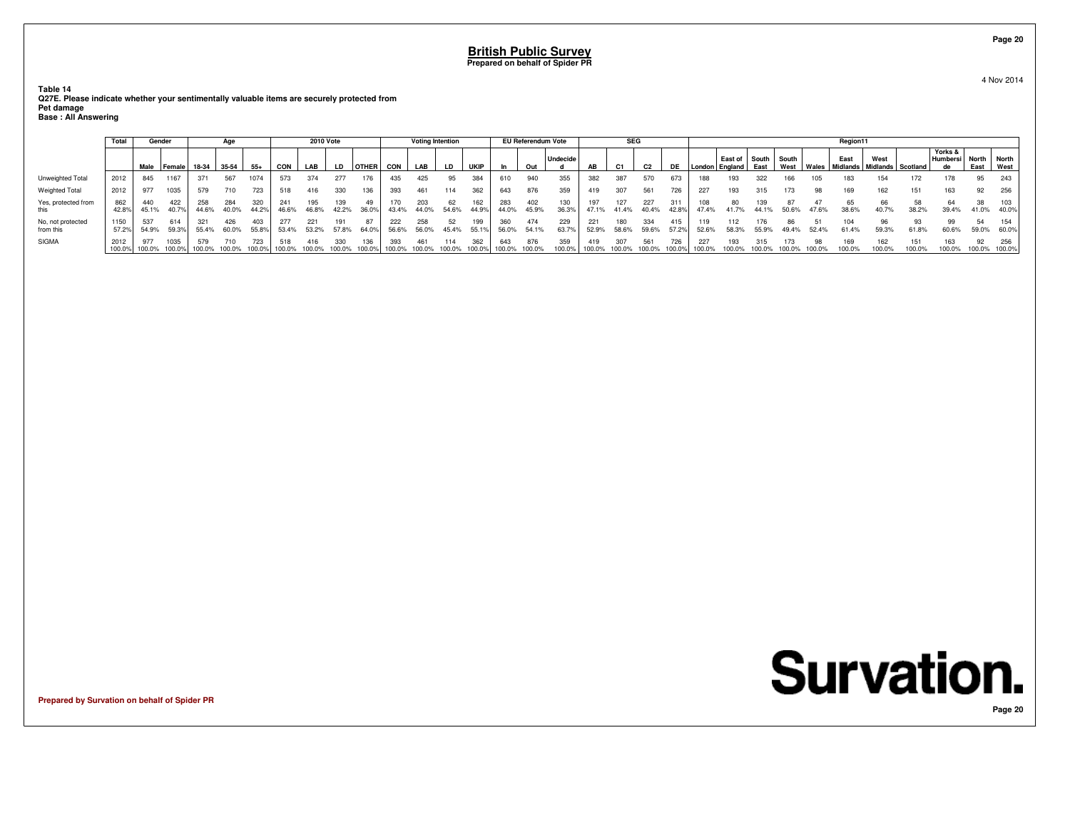# British Public Survey

**Prepared on behalf of Spider PR**

4 Nov 2014

**Table 14**
**Q27E. Please indicate whether your sentimentally valuable items are securely protected from**
**Pet damage**
**Base : All Answering**

| | Total | Gender | | Age | | | 2010 Vote | | | | Voting Intention | | | | EU Referendum Vote | | | SEG | | | | Region11 | | | | | | | | | | |
|---|---|---|---|---|---|---|---|---|---|---|---|---|---|---|---|---|---|---|---|---|---|---|---|---|---|---|---|---|---|---|---|---|
| | | Male | Female | 18-34 | 35-54 | 55+ | CON | LAB | LD | OTHER | CON | LAB | LD | UKIP | In | Out | Undecided | AB | C1 | C2 | DE | London | East of England | South East | South West | Wales | East Midlands | West Midlands | Scotland | Yorks & Humberside | North East | North West |
| Unweighted Total | 2012 | 845 | 1167 | 371 | 567 | 1074 | 573 | 374 | 277 | 176 | 435 | 425 | 95 | 384 | 610 | 940 | 355 | 382 | 387 | 570 | 673 | 188 | 193 | 322 | 166 | 105 | 183 | 154 | 172 | 178 | 95 | 243 |
| Weighted Total | 2012 | 977 | 1035 | 579 | 710 | 723 | 518 | 416 | 330 | 136 | 393 | 461 | 114 | 362 | 643 | 876 | 359 | 419 | 307 | 561 | 726 | 227 | 193 | 315 | 173 | 98 | 169 | 162 | 151 | 163 | 92 | 256 |
| Yes, protected from this | 862<br>42.8% | 440<br>45.1% | 422<br>40.7% | 258<br>44.6% | 284<br>40.0% | 320<br>44.2% | 241<br>46.6% | 195<br>46.8% | 139<br>42.2% | 49<br>36.0% | 170<br>43.4% | 203<br>44.0% | 62<br>54.6% | 162<br>44.9% | 283<br>44.0% | 402<br>45.9% | 130<br>36.3% | 197<br>47.1% | 127<br>41.4% | 227<br>40.4% | 311<br>42.8% | 108<br>47.4% | 80<br>41.7% | 139<br>44.1% | 87<br>50.6% | 47<br>47.6% | 65<br>38.6% | 66<br>40.7% | 58<br>38.2% | 64<br>39.4% | 38<br>41.0% | 103<br>40.0% |
| No, not protected from this | 1150<br>57.2% | 537<br>54.9% | 614<br>59.3% | 321<br>55.4% | 426<br>60.0% | 403<br>55.8% | 277<br>53.4% | 221<br>53.2% | 191<br>57.8% | 87<br>64.0% | 222<br>56.6% | 258<br>56.0% | 52<br>45.4% | 199<br>55.1% | 360<br>56.0% | 474<br>54.1% | 229<br>63.7% | 221<br>52.9% | 180<br>58.6% | 334<br>59.6% | 415<br>57.2% | 119<br>52.6% | 112<br>58.3% | 176<br>55.9% | 86<br>49.4% | 51<br>52.4% | 104<br>61.4% | 96<br>59.3% | 93<br>61.8% | 99<br>60.6% | 54<br>59.0% | 154<br>60.0% |
| SIGMA | 2012<br>100.0% | 977<br>100.0% | 1035<br>100.0% | 579<br>100.0% | 710<br>100.0% | 723<br>100.0% | 518<br>100.0% | 416<br>100.0% | 330<br>100.0% | 136<br>100.0% | 393<br>100.0% | 461<br>100.0% | 114<br>100.0% | 362<br>100.0% | 643<br>100.0% | 876<br>100.0% | 359<br>100.0% | 419<br>100.0% | 307<br>100.0% | 561<br>100.0% | 726<br>100.0% | 227<br>100.0% | 193<br>100.0% | 315<br>100.0% | 173<br>100.0% | 98<br>100.0% | 169<br>100.0% | 162<br>100.0% | 151<br>100.0% | 163<br>100.0% | 92<br>100.0% | 256<br>100.0% |

Survation.

Prepared by Survation on behalf of Spider PR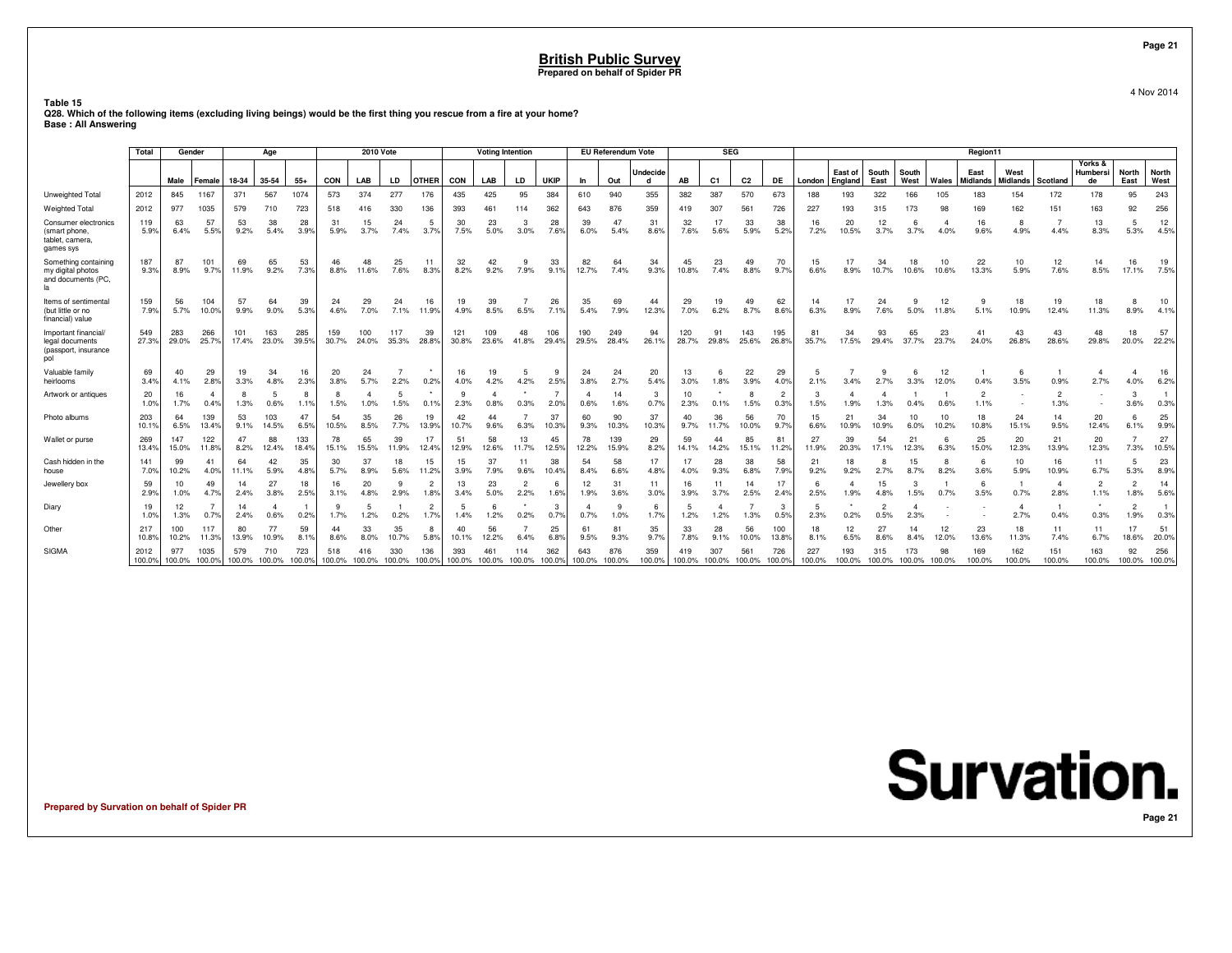# British Public Survey

**Prepared on behalf of Spider PR**

4 Nov 2014

**Table 15**
**Q28. Which of the following items (excluding living beings) would be the first thing you rescue from a fire at your home?**
**Base : All Answering**

| | Total | Gender | | Age | | | 2010 Vote | | | | Voting Intention | | | | EU Referendum Vote | | | SEG | | | | Region11 | | | | | | | | | | |
|---|---|---|---|---|---|---|---|---|---|---|---|---|---|---|---|---|---|---|---|---|---|---|---|---|---|---|---|---|---|---|---|---|
| | | Male | Female | 18-34 | 35-54 | 55+ | CON | LAB | LD | OTHER | CON | LAB | LD | UKIP | In | Out | Undecided | AB | C1 | C2 | DE | London | East of England | South East | South West | Wales | East Midlands | West Midlands | Scotland | Yorks & Humberside | North East | North West |
| Unweighted Total | 2012 | 845 | 1167 | 371 | 567 | 1074 | 573 | 374 | 277 | 176 | 435 | 425 | 95 | 384 | 610 | 940 | 355 | 382 | 387 | 570 | 673 | 188 | 193 | 322 | 166 | 105 | 183 | 154 | 172 | 178 | 95 | 243 |
| Weighted Total | 2012 | 977 | 1035 | 579 | 710 | 723 | 518 | 416 | 330 | 136 | 393 | 461 | 114 | 362 | 643 | 876 | 359 | 419 | 307 | 561 | 726 | 227 | 193 | 315 | 173 | 98 | 169 | 162 | 151 | 163 | 92 | 256 |
| Consumer electronics (smart phone, tablet, camera, games sys | 119 | 63 | 57 | 53 | 38 | 28 | 31 | 15 | 24 | 5 | 30 | 23 | 3 | 28 | 39 | 47 | 31 | 32 | 17 | 33 | 38 | 16 | 20 | 12 | 6 | 4 | 16 | 8 | 7 | 13 | 5 | 12 |
| | 5.9% | 6.4% | 5.5% | 9.2% | 5.4% | 3.9% | 5.9% | 3.7% | 7.4% | 3.7% | 7.5% | 5.0% | 3.0% | 7.6% | 6.0% | 5.4% | 8.6% | 7.6% | 5.6% | 5.9% | 5.2% | 7.2% | 10.5% | 3.7% | 3.7% | 4.0% | 9.6% | 4.9% | 4.4% | 8.3% | 5.3% | 4.5% |
| Something containing my digital photos and documents (PC, la | 187 | 87 | 101 | 69 | 65 | 53 | 46 | 48 | 25 | 11 | 32 | 42 | 9 | 33 | 82 | 64 | 34 | 45 | 23 | 49 | 70 | 15 | 17 | 34 | 18 | 10 | 22 | 10 | 12 | 14 | 16 | 19 |
| | 9.3% | 8.9% | 9.7% | 11.9% | 9.2% | 7.3% | 8.8% | 11.6% | 7.6% | 8.3% | 8.2% | 9.2% | 7.9% | 9.1% | 12.7% | 7.4% | 9.3% | 10.8% | 7.4% | 8.8% | 9.7% | 6.6% | 8.9% | 10.7% | 10.6% | 10.6% | 13.3% | 5.9% | 7.6% | 8.5% | 17.1% | 7.5% |
| Items of sentimental (but little or no financial) value | 159 | 56 | 104 | 57 | 64 | 39 | 24 | 29 | 24 | 16 | 19 | 39 | 7 | 26 | 35 | 69 | 44 | 29 | 19 | 49 | 62 | 14 | 17 | 24 | 9 | 12 | 9 | 18 | 19 | 18 | 8 | 10 |
| | 7.9% | 5.7% | 10.0% | 9.9% | 9.0% | 5.3% | 4.6% | 7.0% | 7.1% | 11.9% | 4.9% | 8.5% | 6.5% | 7.1% | 5.4% | 7.9% | 12.3% | 7.0% | 6.2% | 8.7% | 8.6% | 6.3% | 8.9% | 7.6% | 5.0% | 11.8% | 5.1% | 10.9% | 12.4% | 11.3% | 8.9% | 4.1% |
| Important financial/ legal documents (passport, insurance pol | 549 | 283 | 266 | 101 | 163 | 285 | 159 | 100 | 117 | 39 | 121 | 109 | 48 | 106 | 190 | 249 | 94 | 120 | 91 | 143 | 195 | 81 | 34 | 93 | 65 | 23 | 41 | 43 | 43 | 48 | 18 | 57 |
| | 27.3% | 29.0% | 25.7% | 17.4% | 23.0% | 39.5% | 30.7% | 24.0% | 35.3% | 28.8% | 30.8% | 23.6% | 41.8% | 29.4% | 29.5% | 28.4% | 26.1% | 28.7% | 29.8% | 25.6% | 26.8% | 35.7% | 17.5% | 29.4% | 37.7% | 23.7% | 24.0% | 26.8% | 28.6% | 29.8% | 20.0% | 22.2% |
| Valuable family heirlooms | 69 | 40 | 29 | 19 | 34 | 16 | 20 | 24 | 7 | * | 16 | 19 | 5 | 9 | 24 | 24 | 20 | 13 | 6 | 22 | 29 | 5 | 7 | 9 | 6 | 12 | 1 | 6 | 1 | 4 | 4 | 16 |
| | 3.4% | 4.1% | 2.8% | 3.3% | 4.8% | 2.3% | 3.8% | 5.7% | 2.2% | 0.2% | 4.0% | 4.2% | 4.2% | 2.5% | 3.8% | 2.7% | 5.4% | 3.0% | 1.8% | 3.9% | 4.0% | 2.1% | 3.4% | 2.7% | 3.3% | 12.0% | 0.4% | 3.5% | 0.9% | 2.7% | 4.0% | 6.2% |
| Artwork or antiques | 20 | 16 | 4 | 8 | 5 | 8 | 8 | 4 | 5 | * | 9 | 4 | * | 7 | 4 | 14 | 3 | 10 | * | 8 | 2 | 3 | 4 | 4 | 1 | 1 | 2 | - | 2 | - | 3 | 1 |
| | 1.0% | 1.7% | 0.4% | 1.3% | 0.6% | 1.1% | 1.5% | 1.0% | 1.5% | 0.1% | 2.3% | 0.8% | 0.3% | 2.0% | 0.6% | 1.6% | 0.7% | 2.3% | 0.1% | 1.5% | 0.3% | 1.5% | 1.9% | 1.3% | 0.4% | 0.6% | 1.1% | - | 1.3% | - | 3.6% | 0.3% |
| Photo albums | 203 | 64 | 139 | 53 | 103 | 47 | 54 | 35 | 26 | 19 | 42 | 44 | 7 | 37 | 60 | 90 | 37 | 40 | 36 | 56 | 70 | 15 | 21 | 34 | 10 | 10 | 18 | 24 | 14 | 20 | 6 | 25 |
| | 10.1% | 6.5% | 13.4% | 9.1% | 14.5% | 6.5% | 10.5% | 8.5% | 7.7% | 13.9% | 10.7% | 9.6% | 6.3% | 10.3% | 9.3% | 10.3% | 10.3% | 9.7% | 11.7% | 10.0% | 9.7% | 6.6% | 10.9% | 10.9% | 6.0% | 10.2% | 10.8% | 15.1% | 9.5% | 12.4% | 6.1% | 9.9% |
| Wallet or purse | 269 | 147 | 122 | 47 | 88 | 133 | 78 | 65 | 39 | 17 | 51 | 58 | 13 | 45 | 78 | 139 | 29 | 59 | 44 | 85 | 81 | 27 | 39 | 54 | 21 | 6 | 25 | 20 | 21 | 20 | 7 | 27 |
| | 13.4% | 15.0% | 11.8% | 8.2% | 12.4% | 18.4% | 15.1% | 15.5% | 11.9% | 12.4% | 12.9% | 12.6% | 11.7% | 12.5% | 12.2% | 15.9% | 8.2% | 14.1% | 14.2% | 15.1% | 11.2% | 11.9% | 20.3% | 17.1% | 12.3% | 6.3% | 15.0% | 12.3% | 13.9% | 12.3% | 7.3% | 10.5% |
| Cash hidden in the house | 141 | 99 | 41 | 64 | 42 | 35 | 30 | 37 | 18 | 15 | 15 | 37 | 11 | 38 | 54 | 58 | 17 | 17 | 28 | 38 | 58 | 21 | 18 | 8 | 15 | 8 | 6 | 10 | 16 | 11 | 5 | 23 |
| | 7.0% | 10.2% | 4.0% | 11.1% | 5.9% | 4.8% | 5.7% | 8.9% | 5.6% | 11.2% | 3.9% | 7.9% | 9.6% | 10.4% | 8.4% | 6.6% | 4.8% | 4.0% | 9.3% | 6.8% | 7.9% | 9.2% | 9.2% | 2.7% | 8.7% | 8.2% | 3.6% | 5.9% | 10.9% | 6.7% | 5.3% | 8.9% |
| Jewellery box | 59 | 10 | 49 | 14 | 27 | 18 | 16 | 20 | 9 | 2 | 13 | 23 | 2 | 6 | 12 | 31 | 11 | 16 | 11 | 14 | 17 | 6 | 4 | 15 | 3 | 1 | 6 | 1 | 4 | 2 | 2 | 14 |
| | 2.9% | 1.0% | 4.7% | 2.4% | 3.8% | 2.5% | 3.1% | 4.8% | 2.9% | 1.8% | 3.4% | 5.0% | 2.2% | 1.6% | 1.9% | 3.6% | 3.0% | 3.9% | 3.7% | 2.5% | 2.4% | 2.5% | 1.9% | 4.8% | 1.5% | 0.7% | 3.5% | 0.7% | 2.8% | 1.1% | 1.8% | 5.6% |
| Diary | 19 | 12 | 7 | 14 | 4 | 1 | 9 | 5 | 1 | 2 | 5 | 6 | * | 3 | 4 | 9 | 6 | 5 | 4 | 7 | 3 | 5 | * | 2 | 4 | - | - | 4 | 1 | * | 2 | 1 |
| | 1.0% | 1.3% | 0.7% | 2.4% | 0.6% | 0.2% | 1.7% | 1.2% | 0.2% | 1.7% | 1.4% | 1.2% | 0.2% | 0.7% | 0.7% | 1.0% | 1.7% | 1.2% | 1.2% | 1.3% | 0.5% | 2.3% | 0.2% | 0.5% | 2.3% | - | - | 2.7% | 0.4% | 0.3% | 1.9% | 0.3% |
| Other | 217 | 100 | 117 | 80 | 77 | 59 | 44 | 33 | 35 | 8 | 40 | 56 | 7 | 25 | 61 | 81 | 35 | 33 | 28 | 56 | 100 | 18 | 12 | 27 | 14 | 12 | 23 | 18 | 11 | 11 | 17 | 51 |
| | 10.8% | 10.2% | 11.3% | 13.9% | 10.9% | 8.1% | 8.6% | 8.0% | 10.7% | 5.8% | 10.1% | 12.2% | 6.4% | 6.8% | 9.5% | 9.3% | 9.7% | 7.8% | 9.1% | 10.0% | 13.8% | 8.1% | 6.5% | 8.6% | 8.4% | 12.0% | 13.6% | 11.3% | 7.4% | 6.7% | 18.6% | 20.0% |
| SIGMA | 2012 | 977 | 1035 | 579 | 710 | 723 | 518 | 416 | 330 | 136 | 393 | 461 | 114 | 362 | 643 | 876 | 359 | 419 | 307 | 561 | 726 | 227 | 193 | 315 | 173 | 98 | 169 | 162 | 151 | 163 | 92 | 256 |
| | 100.0% | 100.0% | 100.0% | 100.0% | 100.0% | 100.0% | 100.0% | 100.0% | 100.0% | 100.0% | 100.0% | 100.0% | 100.0% | 100.0% | 100.0% | 100.0% | 100.0% | 100.0% | 100.0% | 100.0% | 100.0% | 100.0% | 100.0% | 100.0% | 100.0% | 100.0% | 100.0% | 100.0% | 100.0% | 100.0% | 100.0% | 100.0% |

Prepared by Survation on behalf of Spider PR

Survation.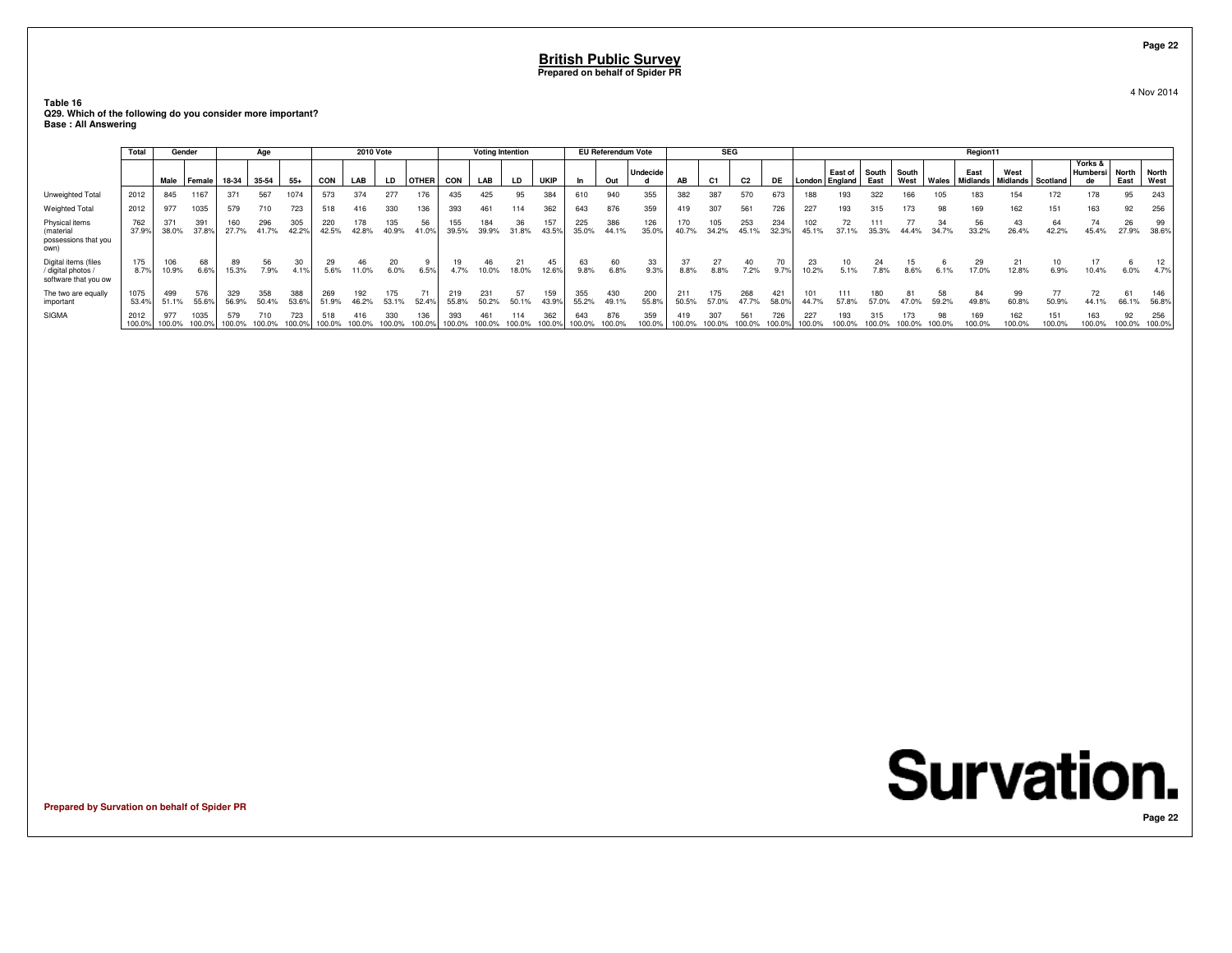# British Public Survey

**Prepared on behalf of Spider PR**

4 Nov 2014

**Table 16**
**Q29. Which of the following do you consider more important?**
**Base : All Answering**

| | Total | Gender | | Age | | | 2010 Vote | | | | Voting Intention | | | | EU Referendum Vote | | | SEG | | | | Region11 | | | | | | | | | | |
|---|---|---|---|---|---|---|---|---|---|---|---|---|---|---|---|---|---|---|---|---|---|---|---|---|---|---|---|---|---|---|---|---|
| | | Male | Female | 18-34 | 35-54 | 55+ | CON | LAB | LD | OTHER | CON | LAB | LD | UKIP | In | Out | Undecided | AB | C1 | C2 | DE | London | East of England | South East | South West | Wales | East Midlands | West Midlands | Scotland | Yorks & Humberside | North East | North West |
| Unweighted Total | 2012 | 845 | 1167 | 371 | 567 | 1074 | 573 | 374 | 277 | 176 | 435 | 425 | 95 | 384 | 610 | 940 | 355 | 382 | 387 | 570 | 673 | 188 | 193 | 322 | 166 | 105 | 183 | 154 | 172 | 178 | 95 | 243 |
| Weighted Total | 2012 | 977 | 1035 | 579 | 710 | 723 | 518 | 416 | 330 | 136 | 393 | 461 | 114 | 362 | 643 | 876 | 359 | 419 | 307 | 561 | 726 | 227 | 193 | 315 | 173 | 98 | 169 | 162 | 151 | 163 | 92 | 256 |
| Physical items (material possessions that you own) | 762 37.9% | 371 38.0% | 391 37.8% | 160 27.7% | 296 41.7% | 305 42.2% | 220 42.5% | 178 42.8% | 135 40.9% | 56 41.0% | 155 39.5% | 184 39.9% | 36 31.8% | 157 43.5% | 225 35.0% | 386 44.1% | 126 35.0% | 170 40.7% | 105 34.2% | 253 45.1% | 234 32.3% | 102 45.1% | 72 37.1% | 111 35.3% | 77 44.4% | 34 34.7% | 56 33.2% | 43 26.4% | 64 42.2% | 74 45.4% | 26 27.9% | 99 38.6% |
| Digital items (files / digital photos / software that you ow | 175 8.7% | 106 10.9% | 68 6.6% | 89 15.3% | 56 7.9% | 30 4.1% | 29 5.6% | 46 11.0% | 20 6.0% | 9 6.5% | 19 4.7% | 46 10.0% | 21 18.0% | 45 12.6% | 63 9.8% | 60 6.8% | 33 9.3% | 37 8.8% | 27 8.8% | 40 7.2% | 70 9.7% | 23 10.2% | 10 5.1% | 24 7.8% | 15 8.6% | 6 6.1% | 29 17.0% | 21 12.8% | 10 6.9% | 17 10.4% | 6 6.0% | 12 4.7% |
| The two are equally important | 1075 53.4% | 499 51.1% | 576 55.6% | 329 56.9% | 358 50.4% | 388 53.6% | 269 51.9% | 192 46.2% | 175 53.1% | 71 52.4% | 219 55.8% | 231 50.2% | 57 50.1% | 159 43.9% | 355 55.2% | 430 49.1% | 200 55.8% | 211 50.5% | 175 57.0% | 268 47.7% | 421 58.0% | 101 44.7% | 111 57.8% | 180 57.0% | 81 47.0% | 58 59.2% | 84 49.8% | 99 60.8% | 77 50.9% | 72 44.1% | 61 66.1% | 146 56.8% |
| SIGMA | 2012 100.0% | 977 100.0% | 1035 100.0% | 579 100.0% | 710 100.0% | 723 100.0% | 518 100.0% | 416 100.0% | 330 100.0% | 136 100.0% | 393 100.0% | 461 100.0% | 114 100.0% | 362 100.0% | 643 100.0% | 876 100.0% | 359 100.0% | 419 100.0% | 307 100.0% | 561 100.0% | 726 100.0% | 227 100.0% | 193 100.0% | 315 100.0% | 173 100.0% | 98 100.0% | 169 100.0% | 162 100.0% | 151 100.0% | 163 100.0% | 92 100.0% | 256 100.0% |

Prepared by Survation on behalf of Spider PR

Survation.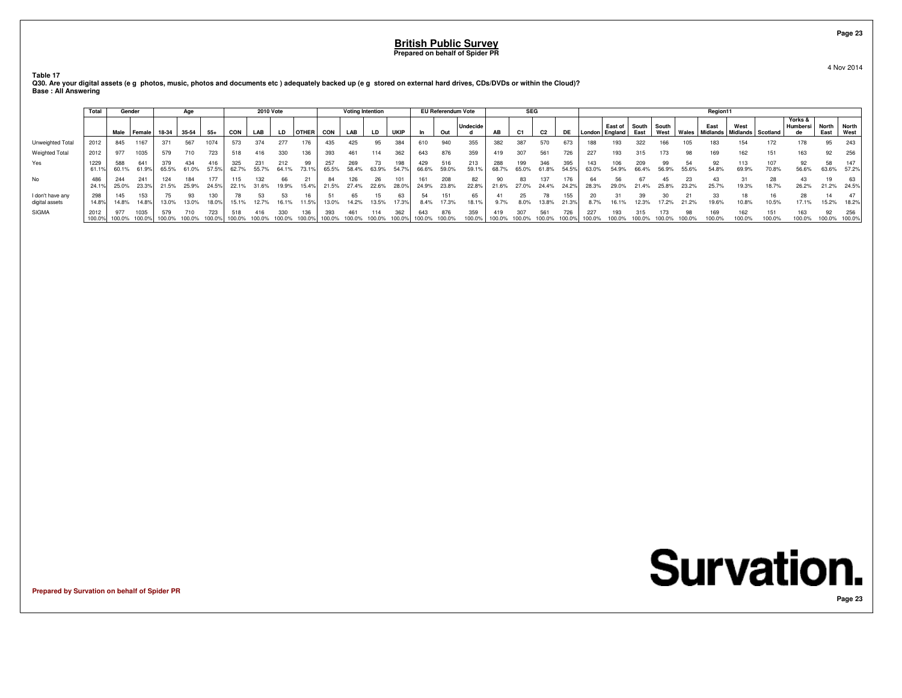## British Public Survey

**Prepared on behalf of Spider PR**

4 Nov 2014

**Table 17**
**Q30. Are your digital assets (e g photos, music, photos and documents etc ) adequately backed up (e g stored on external hard drives, CDs/DVDs or within the Cloud)?**
**Base : All Answering**

| | Total | Gender | | Age | | | 2010 Vote | | | | Voting Intention | | | | EU Referendum Vote | | | SEG | | | | Region11 | | | | | | | | | | |
|---|---|---|---|---|---|---|---|---|---|---|---|---|---|---|---|---|---|---|---|---|---|---|---|---|---|---|---|---|---|---|---|---|
| | | Male | Female | 18-34 | 35-54 | 55+ | CON | LAB | LD | OTHER | CON | LAB | LD | UKIP | In | Out | Undecided | AB | C1 | C2 | DE | London | East of England | South East | South West | Wales | East Midlands | West Midlands | Scotland | Yorks & Humberside | North East | North West |
| Unweighted Total | 2012 | 845 | 1167 | 371 | 567 | 1074 | 573 | 374 | 277 | 176 | 435 | 425 | 95 | 384 | 610 | 940 | 355 | 382 | 387 | 570 | 673 | 188 | 193 | 322 | 166 | 105 | 183 | 154 | 172 | 178 | 95 | 243 |
| Weighted Total | 2012 | 977 | 1035 | 579 | 710 | 723 | 518 | 416 | 330 | 136 | 393 | 461 | 114 | 362 | 643 | 876 | 359 | 419 | 307 | 561 | 726 | 227 | 193 | 315 | 173 | 98 | 169 | 162 | 151 | 163 | 92 | 256 |
| Yes | 1229<br>61.1% | 588<br>60.1% | 641<br>61.9% | 379<br>65.5% | 434<br>61.0% | 416<br>57.5% | 325<br>62.7% | 231<br>55.7% | 212<br>64.1% | 99<br>73.1% | 257<br>65.5% | 269<br>58.4% | 73<br>63.9% | 198<br>54.7% | 429<br>66.6% | 516<br>59.0% | 213<br>59.1% | 288<br>68.7% | 199<br>65.0% | 346<br>61.8% | 395<br>54.5% | 143<br>63.0% | 106<br>54.9% | 209<br>66.4% | 99<br>56.9% | 54<br>55.6% | 92<br>54.8% | 113<br>69.9% | 107<br>70.8% | 92<br>56.6% | 58<br>63.6% | 147<br>57.2% |
| No | 486<br>24.1% | 244<br>25.0% | 241<br>23.3% | 124<br>21.5% | 184<br>25.9% | 177<br>24.5% | 115<br>22.1% | 132<br>31.6% | 66<br>19.9% | 21<br>15.4% | 84<br>21.5% | 126<br>27.4% | 26<br>22.6% | 101<br>28.0% | 161<br>24.9% | 208<br>23.8% | 82<br>22.8% | 90<br>21.6% | 83<br>27.0% | 137<br>24.4% | 176<br>24.2% | 64<br>28.3% | 56<br>29.0% | 67<br>21.4% | 45<br>25.8% | 23<br>23.2% | 43<br>25.7% | 31<br>19.3% | 28<br>18.7% | 43<br>26.2% | 19<br>21.2% | 63<br>24.5% |
| I don't have any digital assets | 298<br>14.8% | 145<br>14.8% | 153<br>14.8% | 75<br>13.0% | 93<br>13.0% | 130<br>18.0% | 78<br>15.1% | 53<br>12.7% | 53<br>16.1% | 16<br>11.5% | 51<br>13.0% | 65<br>14.2% | 15<br>13.5% | 63<br>17.3% | 54<br>8.4% | 151<br>17.3% | 65<br>18.1% | 41<br>9.7% | 25<br>8.0% | 78<br>13.8% | 155<br>21.3% | 20<br>8.7% | 31<br>16.1% | 39<br>12.3% | 30<br>17.2% | 21<br>21.2% | 33<br>19.6% | 18<br>10.8% | 16<br>10.5% | 28<br>17.1% | 14<br>15.2% | 47<br>18.2% |
| SIGMA | 2012<br>100.0% | 977<br>100.0% | 1035<br>100.0% | 579<br>100.0% | 710<br>100.0% | 723<br>100.0% | 518<br>100.0% | 416<br>100.0% | 330<br>100.0% | 136<br>100.0% | 393<br>100.0% | 461<br>100.0% | 114<br>100.0% | 362<br>100.0% | 643<br>100.0% | 876<br>100.0% | 359<br>100.0% | 419<br>100.0% | 307<br>100.0% | 561<br>100.0% | 726<br>100.0% | 227<br>100.0% | 193<br>100.0% | 315<br>100.0% | 173<br>100.0% | 98<br>100.0% | 169<br>100.0% | 162<br>100.0% | 151<br>100.0% | 163<br>100.0% | 92<br>100.0% | 256<br>100.0% |

**Survation.**

Prepared by Survation on behalf of Spider PR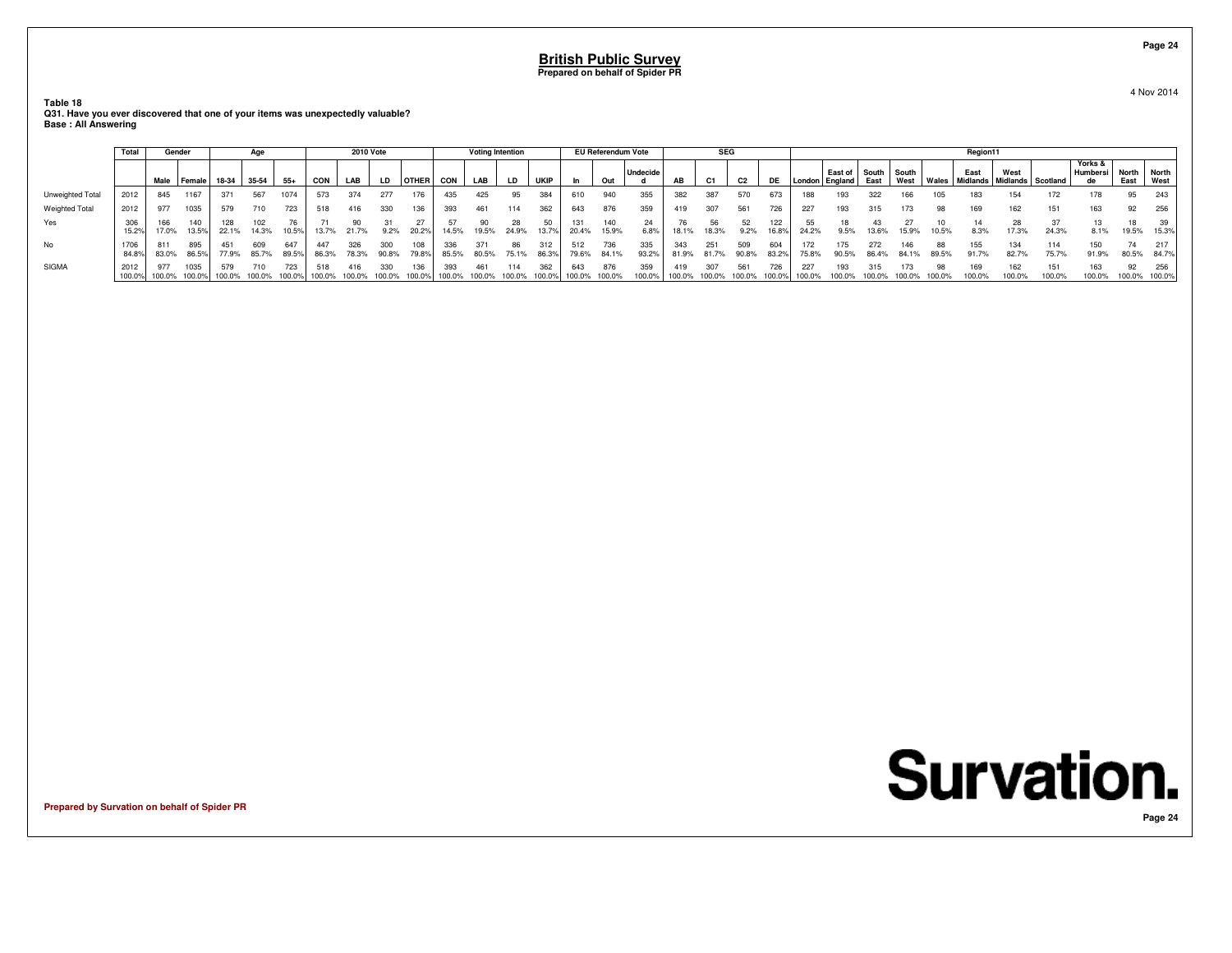# British Public Survey
**Prepared on behalf of Spider PR**

4 Nov 2014

**Table 18**
**Q31. Have you ever discovered that one of your items was unexpectedly valuable?**
**Base : All Answering**

| | Total | Gender | | Age | | | 2010 Vote | | | | Voting Intention | | | | EU Referendum Vote | | | SEG | | | | Region11 | | | | | | | | | | |
|---|---|---|---|---|---|---|---|---|---|---|---|---|---|---|---|---|---|---|---|---|---|---|---|---|---|---|---|---|---|---|---|---|
| | | Male | Female | 18-34 | 35-54 | 55+ | CON | LAB | LD | OTHER | CON | LAB | LD | UKIP | In | Out | Undecided | AB | C1 | C2 | DE | London | East of England | South East | South West | Wales | East Midlands | West Midlands | Scotland | Yorks & Humberside | North East | North West |
| Unweighted Total | 2012 | 845 | 1167 | 371 | 567 | 1074 | 573 | 374 | 277 | 176 | 435 | 425 | 95 | 384 | 610 | 940 | 355 | 382 | 387 | 570 | 673 | 188 | 193 | 322 | 166 | 105 | 183 | 154 | 172 | 178 | 95 | 243 |
| Weighted Total | 2012 | 977 | 1035 | 579 | 710 | 723 | 518 | 416 | 330 | 136 | 393 | 461 | 114 | 362 | 643 | 876 | 359 | 419 | 307 | 561 | 726 | 227 | 193 | 315 | 173 | 98 | 169 | 162 | 151 | 163 | 92 | 256 |
| Yes | 306<br>15.2% | 166<br>17.0% | 140<br>13.5% | 128<br>22.1% | 102<br>14.3% | 76<br>10.5% | 71<br>13.7% | 90<br>21.7% | 31<br>9.2% | 27<br>20.2% | 57<br>14.5% | 90<br>19.5% | 28<br>24.9% | 50<br>13.7% | 131<br>20.4% | 140<br>15.9% | 24<br>6.8% | 76<br>18.1% | 56<br>18.3% | 52<br>9.2% | 122<br>16.8% | 55<br>24.2% | 18<br>9.5% | 43<br>13.6% | 27<br>15.9% | 10<br>10.5% | 14<br>8.3% | 28<br>17.3% | 37<br>24.3% | 13<br>8.1% | 18<br>19.5% | 39<br>15.3% |
| No | 1706<br>84.8% | 811<br>83.0% | 895<br>86.5% | 451<br>77.9% | 609<br>85.7% | 647<br>89.5% | 447<br>86.3% | 326<br>78.3% | 300<br>90.8% | 108<br>79.8% | 336<br>85.5% | 371<br>80.5% | 86<br>75.1% | 312<br>86.3% | 512<br>79.6% | 736<br>84.1% | 335<br>93.2% | 343<br>81.9% | 251<br>81.7% | 509<br>90.8% | 604<br>83.2% | 172<br>75.8% | 175<br>90.5% | 272<br>86.4% | 146<br>84.1% | 88<br>89.5% | 155<br>91.7% | 134<br>82.7% | 114<br>75.7% | 150<br>91.9% | 74<br>80.5% | 217<br>84.7% |
| SIGMA | 2012<br>100.0% | 977<br>100.0% | 1035<br>100.0% | 579<br>100.0% | 710<br>100.0% | 723<br>100.0% | 518<br>100.0% | 416<br>100.0% | 330<br>100.0% | 136<br>100.0% | 393<br>100.0% | 461<br>100.0% | 114<br>100.0% | 362<br>100.0% | 643<br>100.0% | 876<br>100.0% | 359<br>100.0% | 419<br>100.0% | 307<br>100.0% | 561<br>100.0% | 726<br>100.0% | 227<br>100.0% | 193<br>100.0% | 315<br>100.0% | 173<br>100.0% | 98<br>100.0% | 169<br>100.0% | 162<br>100.0% | 151<br>100.0% | 163<br>100.0% | 92<br>100.0% | 256<br>100.0% |

**Prepared by Survation on behalf of Spider PR**

Survation.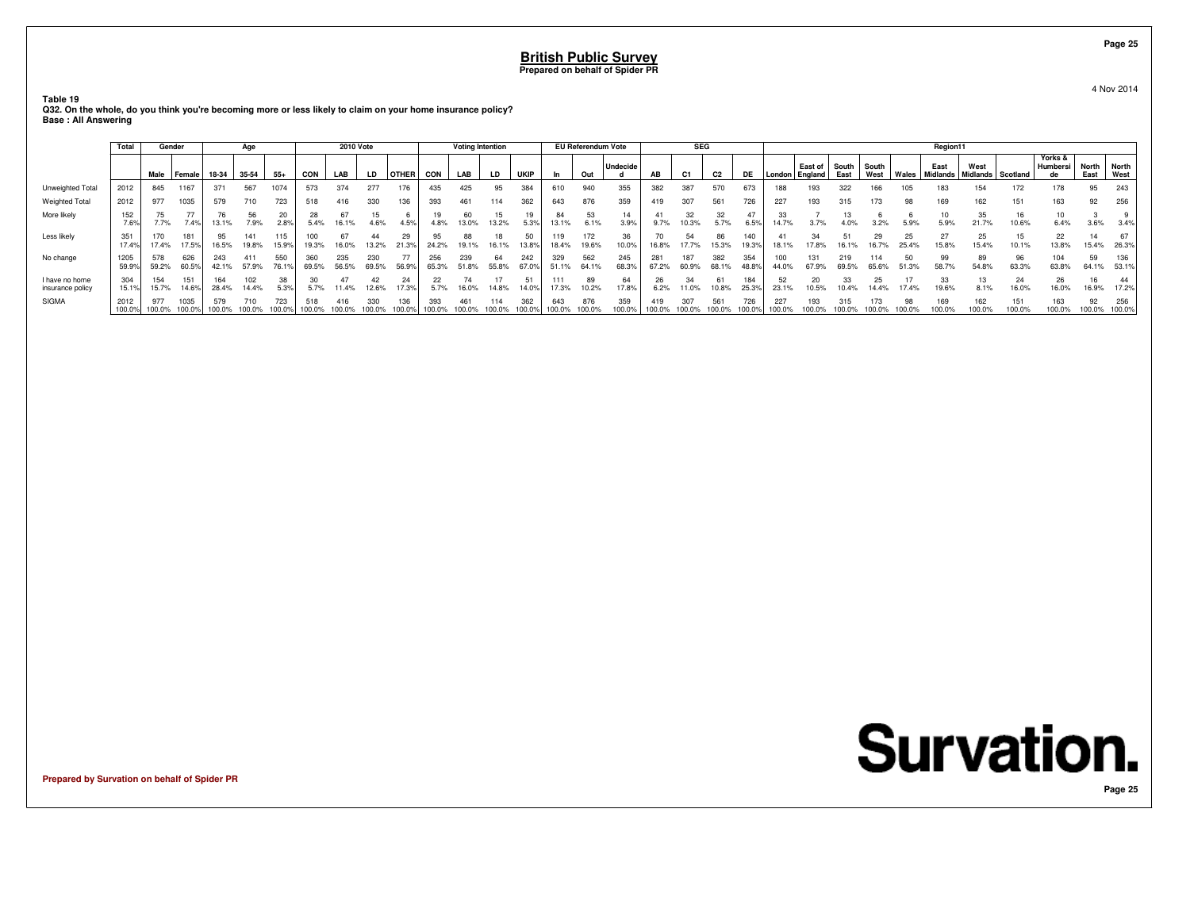**British Public Survey**
**Prepared on behalf of Spider PR**

4 Nov 2014

**Table 19**
**Q32. On the whole, do you think you're becoming more or less likely to claim on your home insurance policy?**
**Base : All Answering**

| | Total | Gender | | Age | | | 2010 Vote | | | | Voting Intention | | | | EU Referendum Vote | | | SEG | | | | Region11 | | | | | | | | | | |
|---|---|---|---|---|---|---|---|---|---|---|---|---|---|---|---|---|---|---|---|---|---|---|---|---|---|---|---|---|---|---|---|---|
| | | Male | Female | 18-34 | 35-54 | 55+ | CON | LAB | LD | OTHER | CON | LAB | LD | UKIP | In | Out | Undecided | AB | C1 | C2 | DE | London | East of England | South East | South West | Wales | East Midlands | West Midlands | Scotland | Yorks & Humberside | North East | North West |
| Unweighted Total | 2012 | 845 | 1167 | 371 | 567 | 1074 | 573 | 374 | 277 | 176 | 435 | 425 | 95 | 384 | 610 | 940 | 355 | 382 | 387 | 570 | 673 | 188 | 193 | 322 | 166 | 105 | 183 | 154 | 172 | 178 | 95 | 243 |
| Weighted Total | 2012 | 977 | 1035 | 579 | 710 | 723 | 518 | 416 | 330 | 136 | 393 | 461 | 114 | 362 | 643 | 876 | 359 | 419 | 307 | 561 | 726 | 227 | 193 | 315 | 173 | 98 | 169 | 162 | 151 | 163 | 92 | 256 |
| More likely | 152<br>7.6% | 75<br>7.7% | 77<br>7.4% | 76<br>13.1% | 56<br>7.9% | 20<br>2.8% | 28<br>5.4% | 67<br>16.1% | 15<br>4.6% | 6<br>4.5% | 19<br>4.8% | 60<br>13.0% | 15<br>13.2% | 19<br>5.3% | 84<br>13.1% | 53<br>6.1% | 14<br>3.9% | 41<br>9.7% | 32<br>10.3% | 32<br>5.7% | 47<br>6.5% | 33<br>14.7% | 7<br>3.7% | 13<br>4.0% | 6<br>3.2% | 6<br>5.9% | 10<br>5.9% | 35<br>21.7% | 16<br>10.6% | 10<br>6.4% | 3<br>3.6% | 9<br>3.4% |
| Less likely | 351<br>17.4% | 170<br>17.4% | 181<br>17.5% | 95<br>16.5% | 141<br>19.8% | 115<br>15.9% | 100<br>19.3% | 67<br>16.0% | 44<br>13.2% | 29<br>21.3% | 95<br>24.2% | 88<br>19.1% | 18<br>16.1% | 50<br>13.8% | 119<br>18.4% | 172<br>19.6% | 36<br>10.0% | 70<br>16.8% | 54<br>17.7% | 86<br>15.3% | 140<br>19.3% | 41<br>18.1% | 34<br>17.8% | 51<br>16.1% | 29<br>16.7% | 25<br>25.4% | 27<br>15.8% | 25<br>15.4% | 15<br>10.1% | 22<br>13.8% | 14<br>15.4% | 67<br>26.3% |
| No change | 1205<br>59.9% | 578<br>59.2% | 626<br>60.5% | 243<br>42.1% | 411<br>57.9% | 550<br>76.1% | 360<br>69.5% | 235<br>56.5% | 230<br>69.5% | 77<br>56.9% | 256<br>65.3% | 239<br>51.8% | 64<br>55.8% | 242<br>67.0% | 329<br>51.1% | 562<br>64.1% | 245<br>68.3% | 281<br>67.2% | 187<br>60.9% | 382<br>68.1% | 354<br>48.8% | 100<br>44.0% | 131<br>67.9% | 219<br>69.5% | 114<br>65.6% | 50<br>51.3% | 99<br>58.7% | 89<br>54.8% | 96<br>63.3% | 104<br>63.8% | 59<br>64.1% | 136<br>53.1% |
| I have no home insurance policy | 304<br>15.1% | 154<br>15.7% | 151<br>14.6% | 164<br>28.4% | 102<br>14.4% | 38<br>5.3% | 30<br>5.7% | 47<br>11.4% | 42<br>12.6% | 24<br>17.3% | 22<br>5.7% | 74<br>16.0% | 17<br>14.8% | 51<br>14.0% | 111<br>17.3% | 89<br>10.2% | 64<br>17.8% | 26<br>6.2% | 34<br>11.0% | 61<br>10.8% | 184<br>25.3% | 52<br>23.1% | 20<br>10.5% | 33<br>10.4% | 25<br>14.4% | 17<br>17.4% | 33<br>19.6% | 13<br>8.1% | 24<br>16.0% | 26<br>16.0% | 16<br>16.9% | 44<br>17.2% |
| SIGMA | 2012<br>100.0% | 977<br>100.0% | 1035<br>100.0% | 579<br>100.0% | 710<br>100.0% | 723<br>100.0% | 518<br>100.0% | 416<br>100.0% | 330<br>100.0% | 136<br>100.0% | 393<br>100.0% | 461<br>100.0% | 114<br>100.0% | 362<br>100.0% | 643<br>100.0% | 876<br>100.0% | 359<br>100.0% | 419<br>100.0% | 307<br>100.0% | 561<br>100.0% | 726<br>100.0% | 227<br>100.0% | 193<br>100.0% | 315<br>100.0% | 173<br>100.0% | 98<br>100.0% | 169<br>100.0% | 162<br>100.0% | 151<br>100.0% | 163<br>100.0% | 92<br>100.0% | 256<br>100.0% |

**Prepared by Survation on behalf of Spider PR**

**Survation.**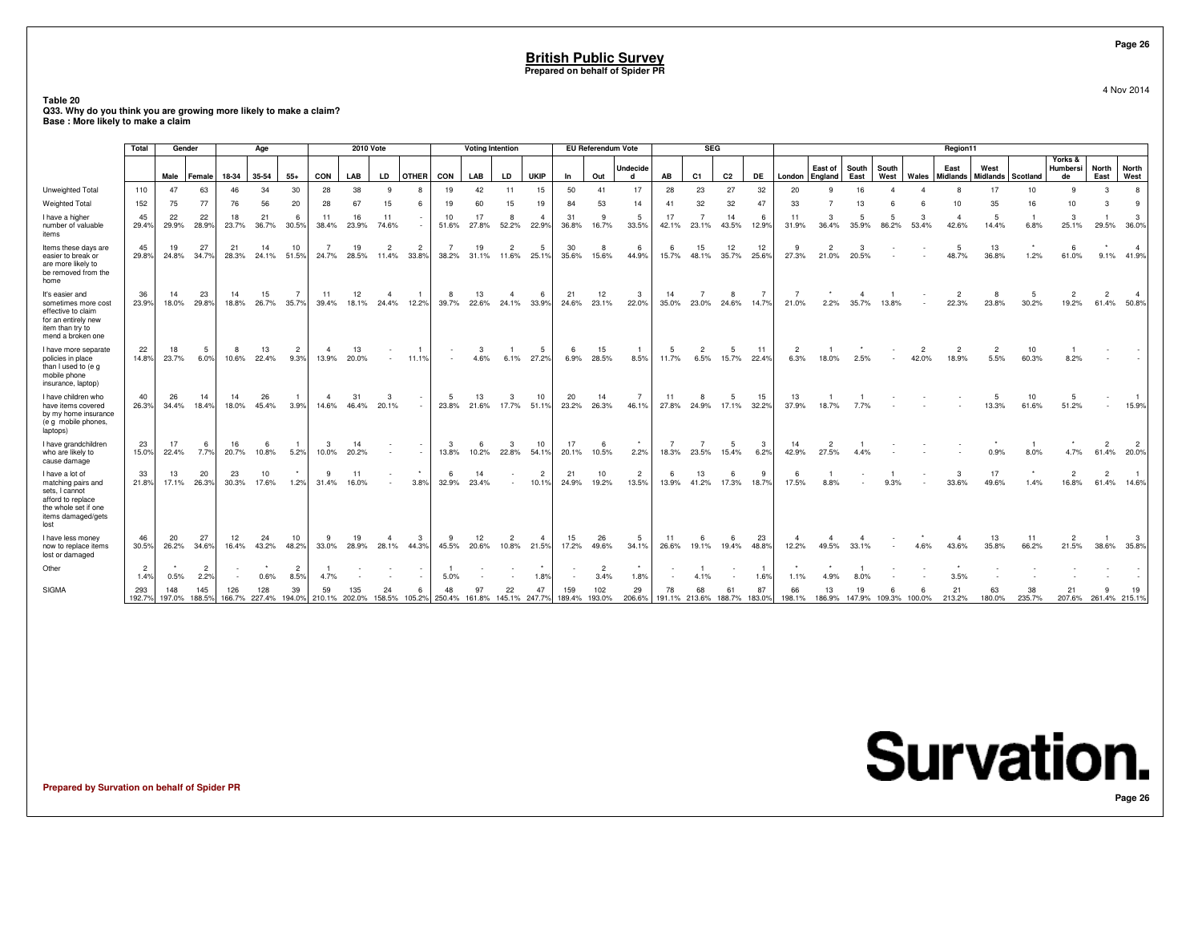**Table 20**
**Q33. Why do you think you are growing more likely to make a claim?**
**Base : More likely to make a claim**

| | Total | Gender | | Age | | | 2010 Vote | | | | Voting Intention | | | | EU Referendum Vote | | | SEG | | | | Region11 | | | | | | | | | | |
|---|---|---|---|---|---|---|---|---|---|---|---|---|---|---|---|---|---|---|---|---|---|---|---|---|---|---|---|---|---|---|---|---|
| | | Male | Female | 18-34 | 35-54 | 55+ | CON | LAB | LD | OTHER | CON | LAB | LD | UKIP | In | Out | Undecided | AB | C1 | C2 | DE | London | East of England | South East | South West | Wales | East Midlands | West Midlands | Scotland | Yorks & Humberside | North East | North West |
| Unweighted Total | 110 | 47 | 63 | 46 | 34 | 30 | 28 | 38 | 9 | 8 | 19 | 42 | 11 | 15 | 50 | 41 | 17 | 28 | 23 | 27 | 32 | 20 | 9 | 16 | 4 | 4 | 8 | 17 | 10 | 9 | 3 | 8 |
| Weighted Total | 152 | 75 | 77 | 76 | 56 | 20 | 28 | 67 | 15 | 6 | 19 | 60 | 15 | 19 | 84 | 53 | 14 | 41 | 32 | 32 | 47 | 33 | 7 | 13 | 6 | 6 | 10 | 35 | 16 | 10 | 3 | 9 |
| I have a higher number of valuable items | 45 29.4% | 22 29.9% | 22 28.9% | 18 23.7% | 21 36.7% | 6 30.5% | 11 38.4% | 16 23.9% | 11 74.6% | - | 10 51.6% | 17 27.8% | 8 52.2% | 4 22.9% | 31 36.8% | 9 16.7% | 5 33.5% | 17 42.1% | 7 23.1% | 14 43.5% | 6 12.9% | 11 31.9% | 3 36.4% | 5 35.9% | 5 86.2% | 3 53.4% | 4 42.6% | 5 14.4% | 1 6.8% | 3 25.1% | 1 29.5% | 3 36.0% |
| Items these days are easier to break or are more likely to be removed from the home | 45 29.8% | 19 24.8% | 27 34.7% | 21 28.3% | 14 24.1% | 10 51.5% | 7 24.7% | 19 28.5% | 2 11.4% | 2 33.8% | 7 38.2% | 19 31.1% | 2 11.6% | 5 25.1% | 30 35.6% | 8 15.6% | 6 44.9% | 6 15.7% | 15 48.1% | 12 35.7% | 12 25.6% | 9 27.3% | 2 21.0% | 3 20.5% | - | - | 5 48.7% | 13 36.8% | * 1.2% | 6 61.0% | * 9.1% | 4 41.9% |
| It's easier and sometimes more cost effective to claim for an entirely new item than try to mend a broken one | 36 23.9% | 14 18.0% | 23 29.8% | 14 18.8% | 15 26.7% | 7 35.7% | 11 39.4% | 12 18.1% | 4 24.4% | 1 12.2% | 8 39.7% | 13 22.6% | 4 24.1% | 6 33.9% | 21 24.6% | 12 23.1% | 3 22.0% | 14 35.0% | 7 23.0% | 8 24.6% | 7 14.7% | 7 21.0% | * 2.2% | 4 35.7% | 1 13.8% | - | 2 22.3% | 8 23.8% | 5 30.2% | 2 19.2% | 2 61.4% | 4 50.8% |
| I have more separate policies in place than I used to (e g mobile phone insurance, laptop) | 22 14.8% | 18 23.7% | 5 6.0% | 8 10.6% | 13 22.4% | 2 9.3% | 4 13.9% | 13 20.0% | - | 1 11.1% | - | 3 4.6% | 1 6.1% | 5 27.2% | 6 6.9% | 15 28.5% | 1 8.5% | 5 11.7% | 2 6.5% | 5 15.7% | 11 22.4% | 2 6.3% | 1 18.0% | * 2.5% | - | 2 42.0% | 2 18.9% | 2 5.5% | 10 60.3% | 1 8.2% | - | - |
| I have children who have items covered by my home insurance (e g mobile phones, laptops) | 40 26.3% | 26 34.4% | 14 18.4% | 14 18.0% | 26 45.4% | 1 3.9% | 4 14.6% | 31 46.4% | 3 20.1% | - | 5 23.8% | 13 21.6% | 3 17.7% | 10 51.1% | 20 23.2% | 14 26.3% | 7 46.1% | 11 27.8% | 8 24.9% | 5 17.1% | 15 32.2% | 13 37.9% | 1 18.7% | 1 7.7% | - | - | - | 5 13.3% | 10 61.6% | 5 51.2% | - | 1 15.9% |
| I have grandchildren who are likely to cause damage | 23 15.0% | 17 22.4% | 6 7.7% | 16 20.7% | 6 10.8% | 1 5.2% | 3 10.0% | 14 20.2% | - | - | 3 13.8% | 6 10.2% | 3 22.8% | 10 54.1% | 17 20.1% | 6 10.5% | * 2.2% | 7 18.3% | 7 23.5% | 5 15.4% | 3 6.2% | 14 42.9% | 2 27.5% | 1 4.4% | - | - | - | * 0.9% | 1 8.0% | * 4.7% | 2 61.4% | 2 20.0% |
| I have a lot of matching pairs and sets, I cannot afford to replace the whole set if one items damaged/gets lost | 33 21.8% | 13 17.1% | 20 26.3% | 23 30.3% | 10 17.6% | * 1.2% | 9 31.4% | 11 16.0% | - | * 3.8% | 6 32.9% | 14 23.4% | - | 2 10.1% | 21 24.9% | 10 19.2% | 2 13.5% | 6 13.9% | 13 41.2% | 6 17.3% | 9 18.7% | 6 17.5% | 1 8.8% | - | 1 9.3% | - | 3 33.6% | 17 49.6% | * 1.4% | 2 16.8% | 2 61.4% | 1 14.6% |
| I have less money now to replace items lost or damaged | 46 30.5% | 20 26.2% | 27 34.6% | 12 16.4% | 24 43.2% | 10 48.2% | 9 33.0% | 19 28.9% | 4 28.1% | 3 44.3% | 9 45.5% | 12 20.6% | 2 10.8% | 4 21.5% | 15 17.2% | 26 49.6% | 5 34.1% | 11 26.6% | 6 19.1% | 6 19.4% | 23 48.8% | 4 12.2% | 4 49.5% | 4 33.1% | - | * 4.6% | 4 43.6% | 13 35.8% | 11 66.2% | 2 21.5% | 1 38.6% | 3 35.8% |
| Other | 2 1.4% | * 0.5% | 2 2.2% | - | * 0.6% | 2 8.5% | 1 4.7% | - | - | - | 1 5.0% | - | - | * 1.8% | - | 2 3.4% | * 1.8% | - | 1 4.1% | - | 1 1.6% | * 1.1% | * 4.9% | 1 8.0% | - | - | * 3.5% | - | - | - | - | - |
| SIGMA | 293 192.7% | 148 197.0% | 145 188.5% | 126 166.7% | 128 227.4% | 39 194.0% | 59 210.1% | 135 202.0% | 24 158.5% | 6 105.2% | 48 250.4% | 97 161.8% | 22 145.1% | 47 247.7% | 159 189.4% | 102 193.0% | 29 206.6% | 78 191.1% | 68 213.6% | 61 188.7% | 87 183.0% | 66 198.1% | 13 186.9% | 19 147.9% | 6 109.3% | 6 100.0% | 21 213.2% | 63 180.0% | 38 235.7% | 21 207.6% | 9 261.4% | 19 215.1% |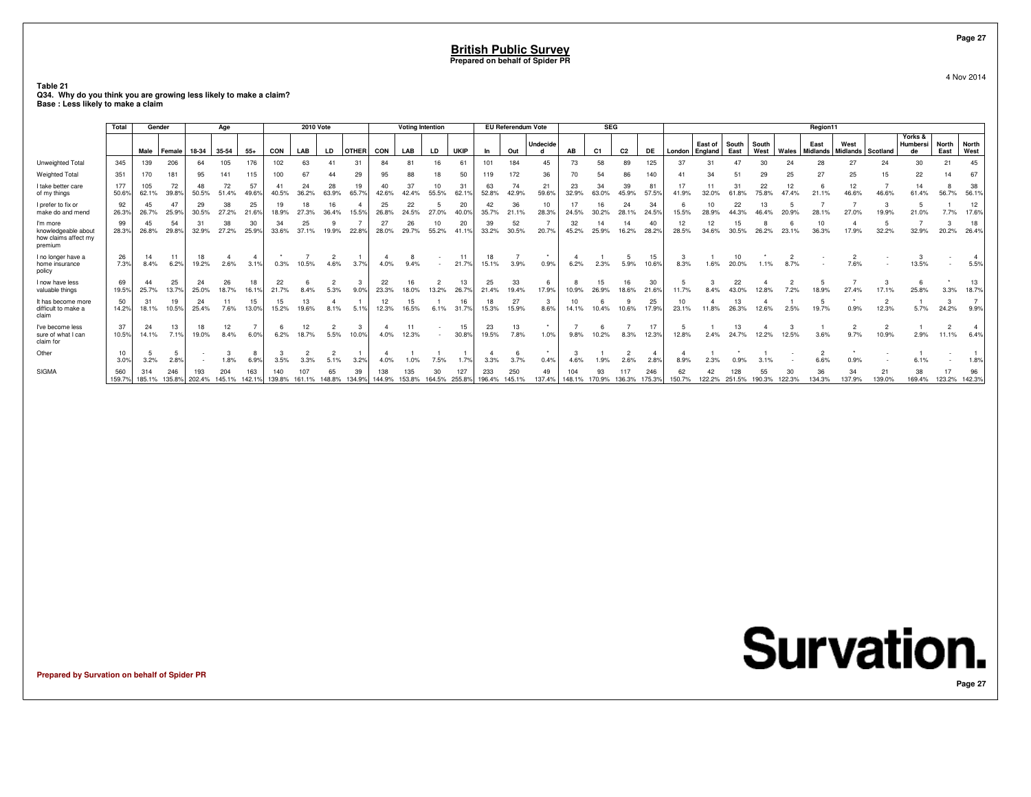# British Public Survey
**Prepared on behalf of Spider PR**

4 Nov 2014

**Table 21**
**Q34. Why do you think you are growing less likely to make a claim?**
**Base : Less likely to make a claim**

| | Total | Gender | | Age | | | 2010 Vote | | | | Voting Intention | | | | EU Referendum Vote | | | SEG | | | | Region11 | | | | | | | | | | |
|---|---|---|---|---|---|---|---|---|---|---|---|---|---|---|---|---|---|---|---|---|---|---|---|---|---|---|---|---|---|---|---|---|
| | | Male | Female | 18-34 | 35-54 | 55+ | CON | LAB | LD | OTHER | CON | LAB | LD | UKIP | In | Out | Undecided | AB | C1 | C2 | DE | London | East of England | South East | South West | Wales | East Midlands | West Midlands | Scotland | Yorks & Humberside | North East | North West |
| Unweighted Total | 345 | 139 | 206 | 64 | 105 | 176 | 102 | 63 | 41 | 31 | 84 | 81 | 16 | 61 | 101 | 184 | 45 | 73 | 58 | 89 | 125 | 37 | 31 | 47 | 30 | 24 | 28 | 27 | 24 | 30 | 21 | 45 |
| Weighted Total | 351 | 170 | 181 | 95 | 141 | 115 | 100 | 67 | 44 | 29 | 95 | 88 | 18 | 50 | 119 | 172 | 36 | 70 | 54 | 86 | 140 | 41 | 34 | 51 | 29 | 25 | 27 | 25 | 15 | 22 | 14 | 67 |
| I take better care of my things | 177 | 105 | 72 | 48 | 72 | 57 | 41 | 24 | 28 | 19 | 40 | 37 | 10 | 31 | 63 | 74 | 21 | 23 | 34 | 39 | 81 | 17 | 11 | 31 | 22 | 12 | 6 | 12 | 7 | 14 | 8 | 38 |
| | 50.6% | 62.1% | 39.8% | 50.5% | 51.4% | 49.6% | 40.5% | 36.2% | 63.9% | 65.7% | 42.6% | 42.4% | 55.5% | 62.1% | 52.8% | 42.9% | 59.6% | 32.9% | 63.0% | 45.9% | 57.5% | 41.9% | 32.0% | 61.8% | 75.8% | 47.4% | 21.1% | 46.6% | 46.6% | 61.4% | 56.7% | 56.1% |
| I prefer to fix or make do and mend | 92 | 45 | 47 | 29 | 38 | 25 | 19 | 18 | 16 | 4 | 25 | 22 | 5 | 20 | 42 | 36 | 10 | 17 | 16 | 24 | 34 | 6 | 10 | 22 | 13 | 5 | 7 | 7 | 3 | 5 | 1 | 12 |
| | 26.3% | 26.7% | 25.9% | 30.5% | 27.2% | 21.6% | 18.9% | 27.3% | 36.4% | 15.5% | 26.8% | 24.5% | 27.0% | 40.0% | 35.7% | 21.1% | 28.3% | 24.5% | 30.2% | 28.1% | 24.5% | 15.5% | 28.9% | 44.3% | 46.4% | 20.9% | 28.1% | 27.0% | 19.9% | 21.0% | 7.7% | 17.6% |
| I'm more knowledgeable about how claims affect my premium | 99 | 45 | 54 | 31 | 38 | 30 | 34 | 25 | 9 | 7 | 27 | 26 | 10 | 20 | 39 | 52 | 7 | 32 | 14 | 14 | 40 | 12 | 12 | 15 | 8 | 6 | 10 | 4 | 5 | 7 | 3 | 18 |
| | 28.3% | 26.8% | 29.8% | 32.9% | 27.2% | 25.9% | 33.6% | 37.1% | 19.9% | 22.8% | 28.0% | 29.7% | 55.2% | 41.1% | 33.2% | 30.5% | 20.7% | 45.2% | 25.9% | 16.2% | 28.2% | 28.5% | 34.6% | 30.5% | 26.2% | 23.1% | 36.3% | 17.9% | 32.2% | 32.9% | 20.2% | 26.4% |
| I no longer have a home insurance policy | 26 | 14 | 11 | 18 | 4 | 4 | * | 7 | 2 | 1 | 4 | 8 | - | 11 | 18 | 7 | * | 4 | 1 | 5 | 15 | 3 | 1 | 10 | * | 2 | - | 2 | - | 3 | - | 4 |
| | 7.3% | 8.4% | 6.2% | 19.2% | 2.6% | 3.1% | 0.3% | 10.5% | 4.6% | 3.7% | 4.0% | 9.4% | - | 21.7% | 15.1% | 3.9% | 0.9% | 6.2% | 2.3% | 5.9% | 10.6% | 8.3% | 1.6% | 20.0% | 1.1% | 8.7% | - | 7.6% | - | 13.5% | - | 5.5% |
| I now have less valuable things | 69 | 44 | 25 | 24 | 26 | 18 | 22 | 6 | 2 | 3 | 22 | 16 | 2 | 13 | 25 | 33 | 6 | 8 | 15 | 16 | 30 | 5 | 3 | 22 | 4 | 2 | 5 | 7 | 3 | 6 | * | 13 |
| | 19.5% | 25.7% | 13.7% | 25.0% | 18.7% | 16.1% | 21.7% | 8.4% | 5.3% | 9.0% | 23.3% | 18.0% | 13.2% | 26.7% | 21.4% | 19.4% | 17.9% | 10.9% | 26.9% | 18.6% | 21.6% | 11.7% | 8.4% | 43.0% | 12.8% | 7.2% | 18.9% | 27.4% | 17.1% | 25.8% | 3.3% | 18.7% |
| It has become more difficult to make a claim | 50 | 31 | 19 | 24 | 11 | 15 | 15 | 13 | 4 | 1 | 12 | 15 | 1 | 16 | 18 | 27 | 3 | 10 | 6 | 9 | 25 | 10 | 4 | 13 | 4 | 1 | 5 | * | 2 | 1 | 3 | 7 |
| | 14.2% | 18.1% | 10.5% | 25.4% | 7.6% | 13.0% | 15.2% | 19.6% | 8.1% | 5.1% | 12.3% | 16.5% | 6.1% | 31.7% | 15.3% | 15.9% | 8.6% | 14.1% | 10.4% | 10.6% | 17.9% | 23.1% | 11.8% | 26.3% | 12.6% | 2.5% | 19.7% | 0.9% | 12.3% | 5.7% | 24.2% | 9.9% |
| I've become less sure of what I can claim for | 37 | 24 | 13 | 18 | 12 | 7 | 6 | 12 | 2 | 3 | 4 | 11 | - | 15 | 23 | 13 | * | 7 | 6 | 7 | 17 | 5 | 1 | 13 | 4 | 3 | 1 | 2 | 2 | 1 | 2 | 4 |
| | 10.5% | 14.1% | 7.1% | 19.0% | 8.4% | 6.0% | 6.2% | 18.7% | 5.5% | 10.0% | 4.0% | 12.3% | - | 30.8% | 19.5% | 7.8% | 1.0% | 9.8% | 10.2% | 8.3% | 12.3% | 12.8% | 2.4% | 24.7% | 12.2% | 12.5% | 3.6% | 9.7% | 10.9% | 2.9% | 11.1% | 6.4% |
| Other | 10 | 5 | 5 | - | 3 | 8 | 3 | 2 | 2 | 1 | 4 | 1 | 1 | 1 | 4 | 6 | * | 3 | 1 | 2 | 4 | 4 | 1 | * | 1 | - | 2 | * | - | 1 | - | 1 |
| | 3.0% | 3.2% | 2.8% | - | 1.8% | 6.9% | 3.5% | 3.3% | 5.1% | 3.2% | 4.0% | 1.0% | 7.5% | 1.7% | 3.3% | 3.7% | 0.4% | 4.6% | 1.9% | 2.6% | 2.8% | 8.9% | 2.3% | 0.9% | 3.1% | - | 6.6% | 0.9% | - | 6.1% | - | 1.8% |
| SIGMA | 560 | 314 | 246 | 193 | 204 | 163 | 140 | 107 | 65 | 39 | 138 | 135 | 30 | 127 | 233 | 250 | 49 | 104 | 93 | 117 | 246 | 62 | 42 | 128 | 55 | 30 | 36 | 34 | 21 | 38 | 17 | 96 |
| | 159.7% | 185.1% | 135.8% | 202.4% | 145.1% | 142.1% | 139.8% | 161.1% | 148.8% | 134.9% | 144.9% | 153.8% | 164.5% | 255.8% | 196.4% | 145.1% | 137.4% | 148.1% | 170.9% | 136.3% | 175.3% | 150.7% | 122.2% | 251.5% | 190.3% | 122.3% | 134.3% | 137.9% | 139.0% | 169.4% | 123.2% | 142.3% |

Prepared by Survation on behalf of Spider PR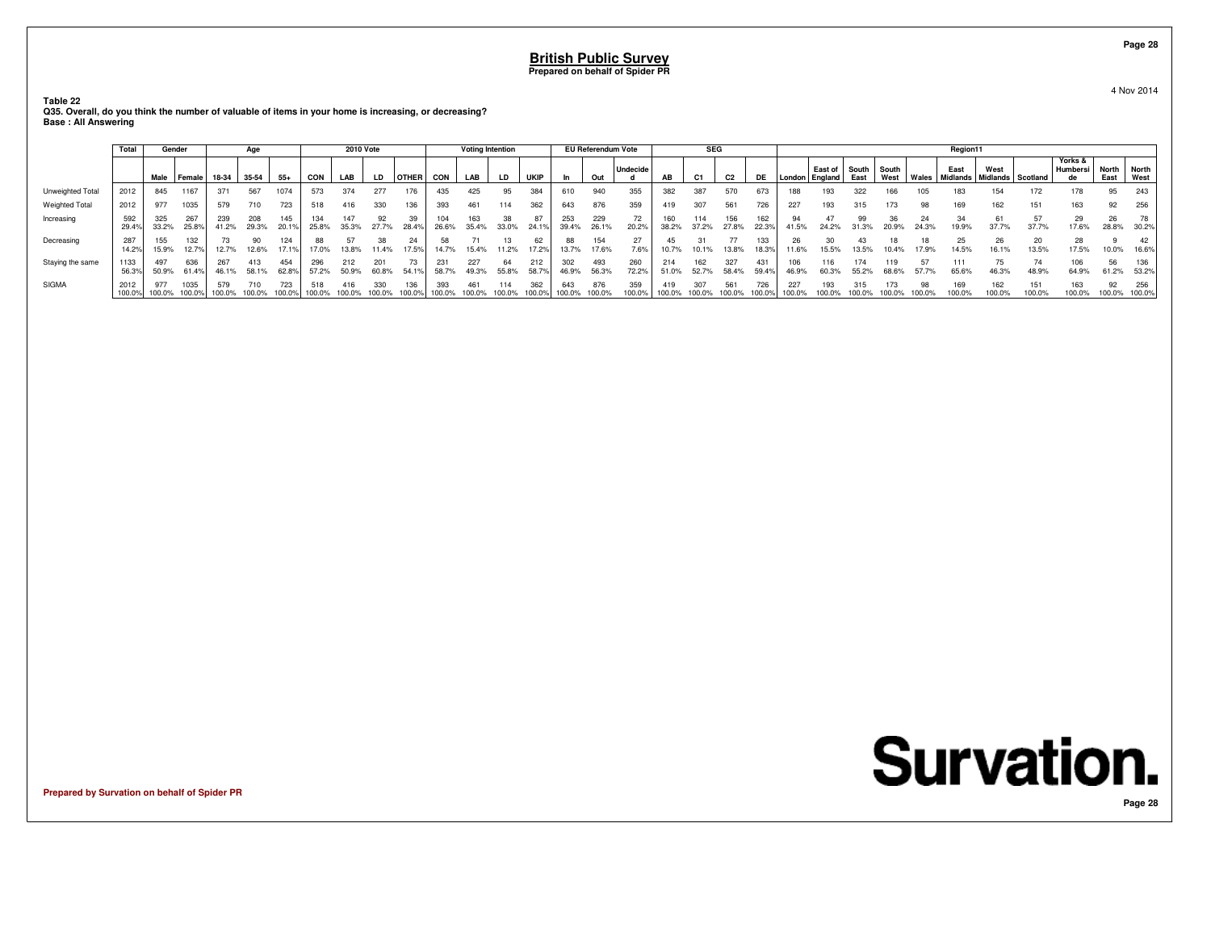# British Public Survey

**Prepared on behalf of Spider PR**

4 Nov 2014

**Table 22**
**Q35. Overall, do you think the number of valuable of items in your home is increasing, or decreasing?**
**Base : All Answering**

| | Total | Gender | | Age | | | 2010 Vote | | | | Voting Intention | | | | EU Referendum Vote | | | SEG | | | | Region11 | | | | | | | | | | |
|---|---|---|---|---|---|---|---|---|---|---|---|---|---|---|---|---|---|---|---|---|---|---|---|---|---|---|---|---|---|---|---|---|
| | | Male | Female | 18-34 | 35-54 | 55+ | CON | LAB | LD | OTHER | CON | LAB | LD | UKIP | In | Out | Undecided | AB | C1 | C2 | DE | London | East of England | South East | South West | Wales | East Midlands | West Midlands | Scotland | Yorks & Humberside | North East | North West |
| Unweighted Total | 2012 | 845 | 1167 | 371 | 567 | 1074 | 573 | 374 | 277 | 176 | 435 | 425 | 95 | 384 | 610 | 940 | 355 | 382 | 387 | 570 | 673 | 188 | 193 | 322 | 166 | 105 | 183 | 154 | 172 | 178 | 95 | 243 |
| Weighted Total | 2012 | 977 | 1035 | 579 | 710 | 723 | 518 | 416 | 330 | 136 | 393 | 461 | 114 | 362 | 643 | 876 | 359 | 419 | 307 | 561 | 726 | 227 | 193 | 315 | 173 | 98 | 169 | 162 | 151 | 163 | 92 | 256 |
| Increasing | 592 | 325 | 267 | 239 | 208 | 145 | 134 | 147 | 92 | 39 | 104 | 163 | 38 | 87 | 253 | 229 | 72 | 160 | 114 | 156 | 162 | 94 | 47 | 99 | 36 | 24 | 34 | 61 | 57 | 29 | 26 | 78 |
| | 29.4% | 33.2% | 25.8% | 41.2% | 29.3% | 20.1% | 25.8% | 35.3% | 27.7% | 28.4% | 26.6% | 35.4% | 33.0% | 24.1% | 39.4% | 26.1% | 20.2% | 38.2% | 37.2% | 27.8% | 22.3% | 41.5% | 24.2% | 31.3% | 20.9% | 24.3% | 19.9% | 37.7% | 37.7% | 17.6% | 28.8% | 30.2% |
| Decreasing | 287 | 155 | 132 | 73 | 90 | 124 | 88 | 57 | 38 | 24 | 58 | 71 | 13 | 62 | 88 | 154 | 27 | 45 | 31 | 77 | 133 | 26 | 30 | 43 | 18 | 18 | 25 | 26 | 20 | 28 | 9 | 42 |
| | 14.2% | 15.9% | 12.7% | 12.7% | 12.6% | 17.1% | 17.0% | 13.8% | 11.4% | 17.5% | 14.7% | 15.4% | 11.2% | 17.2% | 13.7% | 17.6% | 7.6% | 10.7% | 10.1% | 13.8% | 18.3% | 11.6% | 15.5% | 13.5% | 10.4% | 17.9% | 14.5% | 16.1% | 13.5% | 17.5% | 10.0% | 16.6% |
| Staying the same | 1133 | 497 | 636 | 267 | 413 | 454 | 296 | 212 | 201 | 73 | 231 | 227 | 64 | 212 | 302 | 493 | 260 | 214 | 162 | 327 | 431 | 106 | 116 | 174 | 119 | 57 | 111 | 75 | 74 | 106 | 56 | 136 |
| | 56.3% | 50.9% | 61.4% | 46.1% | 58.1% | 62.8% | 57.2% | 50.9% | 60.8% | 54.1% | 58.7% | 49.3% | 55.8% | 58.7% | 46.9% | 56.3% | 72.2% | 51.0% | 52.7% | 58.4% | 59.4% | 46.9% | 60.3% | 55.2% | 68.6% | 57.7% | 65.6% | 46.3% | 48.9% | 64.9% | 61.2% | 53.2% |
| SIGMA | 2012 | 977 | 1035 | 579 | 710 | 723 | 518 | 416 | 330 | 136 | 393 | 461 | 114 | 362 | 643 | 876 | 359 | 419 | 307 | 561 | 726 | 227 | 193 | 315 | 173 | 98 | 169 | 162 | 151 | 163 | 92 | 256 |
| | 100.0% | 100.0% | 100.0% | 100.0% | 100.0% | 100.0% | 100.0% | 100.0% | 100.0% | 100.0% | 100.0% | 100.0% | 100.0% | 100.0% | 100.0% | 100.0% | 100.0% | 100.0% | 100.0% | 100.0% | 100.0% | 100.0% | 100.0% | 100.0% | 100.0% | 100.0% | 100.0% | 100.0% | 100.0% | 100.0% | 100.0% | 100.0% |

Prepared by Survation on behalf of Spider PR

Survation.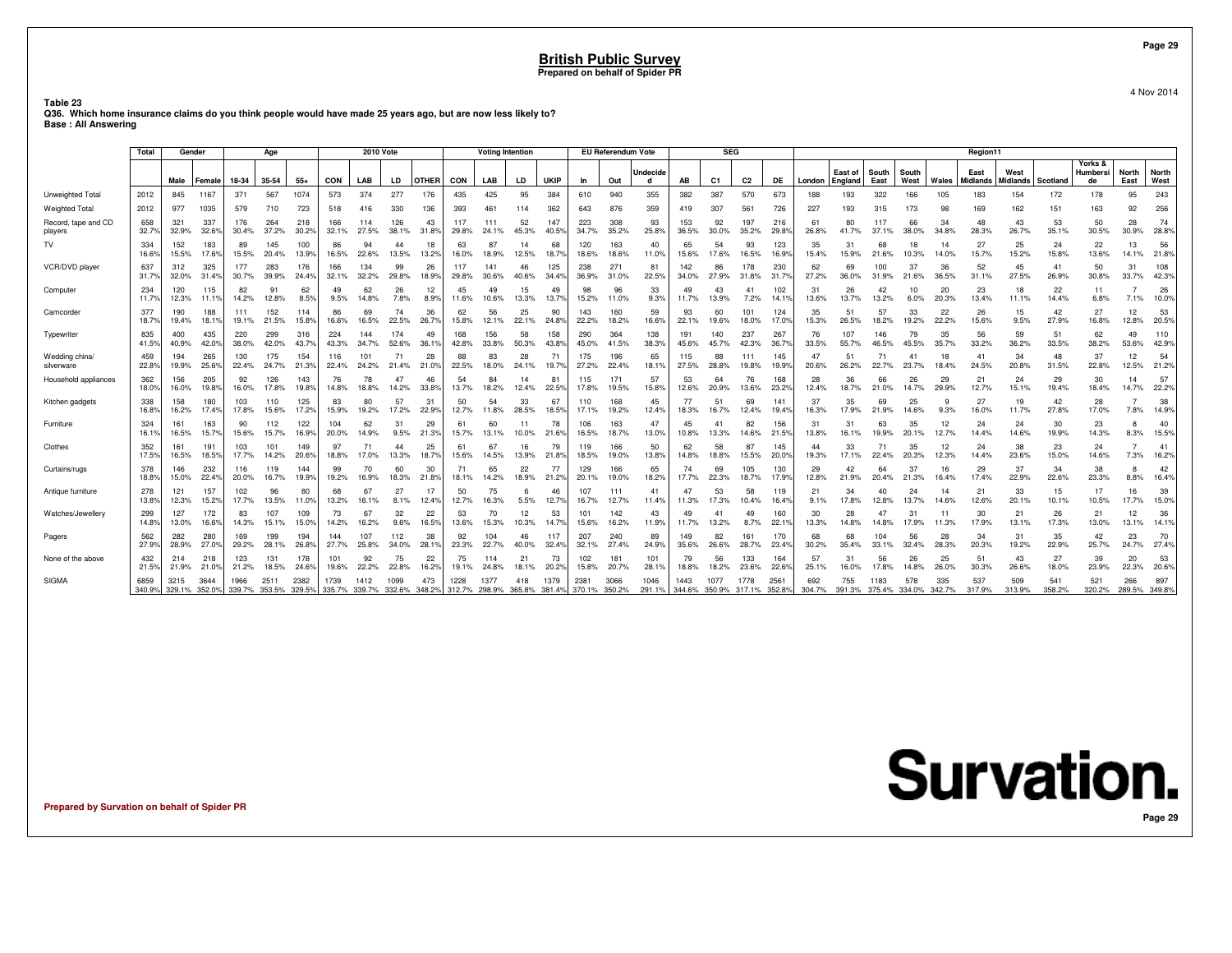# British Public Survey
**Prepared on behalf of Spider PR**

4 Nov 2014

**Table 23**
**Q36. Which home insurance claims do you think people would have made 25 years ago, but are now less likely to?**
**Base : All Answering**

| | Total | Gender | | Age | | | 2010 Vote | | | | Voting Intention | | | | EU Referendum Vote | | | SEG | | | | Region11 | | | | | | | | | | |
|---|---|---|---|---|---|---|---|---|---|---|---|---|---|---|---|---|---|---|---|---|---|---|---|---|---|---|---|---|---|---|---|---|
| | | Male | Female | 18-34 | 35-54 | 55+ | CON | LAB | LD | OTHER | CON | LAB | LD | UKIP | In | Out | Undecided | AB | C1 | C2 | DE | London | East of England | South East | South West | Wales | East Midlands | West Midlands | Scotland | Yorks & Humberside | North East | North West |
| Unweighted Total | 2012 | 845 | 1167 | 371 | 567 | 1074 | 573 | 374 | 277 | 176 | 435 | 425 | 95 | 384 | 610 | 940 | 355 | 382 | 387 | 570 | 673 | 188 | 193 | 322 | 166 | 105 | 183 | 154 | 172 | 178 | 95 | 243 |
| Weighted Total | 2012 | 977 | 1035 | 579 | 710 | 723 | 518 | 416 | 330 | 136 | 393 | 461 | 114 | 362 | 643 | 876 | 359 | 419 | 307 | 561 | 726 | 227 | 193 | 315 | 173 | 98 | 169 | 162 | 151 | 163 | 92 | 256 |
| Record, tape and CD players | 658<br>32.7% | 321<br>32.9% | 337<br>32.6% | 176<br>30.4% | 264<br>37.2% | 218<br>30.2% | 166<br>32.1% | 114<br>27.5% | 126<br>38.1% | 43<br>31.8% | 117<br>29.8% | 111<br>24.1% | 52<br>45.3% | 147<br>40.5% | 223<br>34.7% | 308<br>35.2% | 93<br>25.8% | 153<br>36.5% | 92<br>30.0% | 197<br>35.2% | 216<br>29.8% | 61<br>26.8% | 80<br>41.7% | 117<br>37.1% | 66<br>38.0% | 34<br>34.8% | 48<br>28.3% | 43<br>26.7% | 53<br>35.1% | 50<br>30.5% | 28<br>30.9% | 74<br>28.8% |
| TV | 334<br>16.6% | 152<br>15.5% | 183<br>17.6% | 89<br>15.5% | 145<br>20.4% | 100<br>13.9% | 86<br>16.5% | 94<br>22.6% | 44<br>13.5% | 18<br>13.2% | 63<br>16.0% | 87<br>18.9% | 14<br>12.5% | 68<br>18.7% | 120<br>18.6% | 163<br>18.6% | 40<br>11.0% | 65<br>15.6% | 54<br>17.6% | 93<br>16.5% | 123<br>16.9% | 35<br>15.4% | 31<br>15.9% | 68<br>21.6% | 18<br>10.3% | 14<br>14.0% | 27<br>15.7% | 25<br>15.2% | 24<br>15.8% | 22<br>13.6% | 13<br>14.1% | 56<br>21.8% |
| VCR/DVD player | 637<br>31.7% | 312<br>32.0% | 325<br>31.4% | 177<br>30.7% | 283<br>39.9% | 176<br>24.4% | 166<br>32.1% | 134<br>32.2% | 99<br>29.8% | 26<br>18.9% | 117<br>29.8% | 141<br>30.6% | 46<br>40.6% | 125<br>34.4% | 238<br>36.9% | 271<br>31.0% | 81<br>22.5% | 142<br>34.0% | 86<br>27.9% | 178<br>31.8% | 230<br>31.7% | 62<br>27.2% | 69<br>36.0% | 100<br>31.9% | 37<br>21.6% | 36<br>36.5% | 52<br>31.1% | 45<br>27.5% | 41<br>26.9% | 50<br>30.8% | 31<br>33.7% | 108<br>42.3% |
| Computer | 234<br>11.7% | 120<br>12.3% | 115<br>11.1% | 82<br>14.2% | 91<br>12.8% | 62<br>8.5% | 49<br>9.5% | 62<br>14.8% | 26<br>7.8% | 12<br>8.9% | 45<br>11.6% | 49<br>10.6% | 15<br>13.3% | 49<br>13.7% | 98<br>15.2% | 96<br>11.0% | 33<br>9.3% | 49<br>11.7% | 43<br>13.9% | 41<br>7.2% | 102<br>14.1% | 31<br>13.6% | 26<br>13.7% | 42<br>13.2% | 10<br>6.0% | 20<br>20.3% | 23<br>13.4% | 18<br>11.1% | 22<br>14.4% | 11<br>6.8% | 7<br>7.1% | 26<br>10.0% |
| Camcorder | 377<br>18.7% | 190<br>19.4% | 188<br>18.1% | 111<br>19.1% | 152<br>21.5% | 114<br>15.8% | 86<br>16.6% | 69<br>16.5% | 74<br>22.5% | 36<br>26.7% | 62<br>15.8% | 56<br>12.1% | 25<br>22.1% | 90<br>24.8% | 143<br>22.2% | 160<br>18.2% | 59<br>16.6% | 93<br>22.1% | 60<br>19.6% | 101<br>18.0% | 124<br>17.0% | 35<br>15.3% | 51<br>26.5% | 57<br>18.2% | 33<br>19.2% | 22<br>22.2% | 26<br>15.6% | 15<br>9.5% | 42<br>27.9% | 27<br>16.8% | 12<br>12.8% | 53<br>20.5% |
| Typewriter | 835<br>41.5% | 400<br>40.9% | 435<br>42.0% | 220<br>38.0% | 299<br>42.0% | 316<br>43.7% | 224<br>43.3% | 144<br>34.7% | 174<br>52.6% | 49<br>36.1% | 168<br>42.8% | 156<br>33.8% | 58<br>50.3% | 158<br>43.8% | 290<br>45.0% | 364<br>41.5% | 138<br>38.3% | 191<br>45.6% | 140<br>45.7% | 237<br>42.3% | 267<br>36.7% | 76<br>33.5% | 107<br>55.7% | 146<br>46.5% | 79<br>45.5% | 35<br>35.7% | 56<br>33.2% | 59<br>36.2% | 51<br>33.5% | 62<br>38.2% | 49<br>53.6% | 110<br>42.9% |
| Wedding china/ silverware | 459<br>22.8% | 194<br>19.9% | 265<br>25.6% | 130<br>22.4% | 175<br>24.7% | 154<br>21.3% | 116<br>22.4% | 101<br>24.2% | 71<br>21.4% | 28<br>21.0% | 88<br>22.5% | 83<br>18.0% | 28<br>24.1% | 71<br>19.7% | 175<br>27.2% | 196<br>22.4% | 65<br>18.1% | 115<br>27.5% | 88<br>28.8% | 111<br>19.8% | 145<br>19.9% | 47<br>20.6% | 51<br>26.2% | 71<br>22.7% | 41<br>23.7% | 18<br>18.4% | 41<br>24.5% | 34<br>20.8% | 48<br>31.5% | 37<br>22.8% | 12<br>12.5% | 54<br>21.2% |
| Household appliances | 362<br>18.0% | 156<br>16.0% | 205<br>19.8% | 92<br>16.0% | 126<br>17.8% | 143<br>19.8% | 76<br>14.8% | 78<br>18.8% | 47<br>14.2% | 46<br>33.8% | 54<br>13.7% | 84<br>18.2% | 14<br>12.4% | 81<br>22.5% | 115<br>17.8% | 171<br>19.5% | 57<br>15.8% | 53<br>12.6% | 64<br>20.9% | 76<br>13.6% | 168<br>23.2% | 28<br>12.4% | 36<br>18.7% | 66<br>21.0% | 26<br>14.7% | 29<br>29.9% | 21<br>12.7% | 24<br>15.1% | 29<br>19.4% | 30<br>18.4% | 14<br>14.7% | 57<br>22.2% |
| Kitchen gadgets | 338<br>16.8% | 158<br>16.2% | 180<br>17.4% | 103<br>17.8% | 110<br>15.6% | 125<br>17.2% | 83<br>15.9% | 80<br>19.2% | 57<br>17.2% | 31<br>22.9% | 50<br>12.7% | 54<br>11.8% | 33<br>28.5% | 67<br>18.5% | 110<br>17.1% | 168<br>19.2% | 45<br>12.4% | 77<br>18.3% | 51<br>16.7% | 69<br>12.4% | 141<br>19.4% | 37<br>16.3% | 35<br>17.9% | 69<br>21.9% | 25<br>14.6% | 9<br>9.3% | 27<br>16.0% | 19<br>11.7% | 42<br>27.8% | 28<br>17.0% | 7<br>7.8% | 38<br>14.9% |
| Furniture | 324<br>16.1% | 161<br>16.5% | 163<br>15.7% | 90<br>15.6% | 112<br>15.7% | 122<br>16.9% | 104<br>20.0% | 62<br>14.9% | 31<br>9.5% | 29<br>21.3% | 61<br>15.7% | 60<br>13.1% | 11<br>10.0% | 78<br>21.6% | 106<br>16.5% | 163<br>18.7% | 47<br>13.0% | 45<br>10.8% | 41<br>13.3% | 82<br>14.6% | 156<br>21.5% | 31<br>13.8% | 31<br>16.1% | 63<br>19.9% | 35<br>20.1% | 12<br>12.7% | 24<br>14.4% | 24<br>14.6% | 30<br>19.9% | 23<br>14.3% | 8<br>8.3% | 40<br>15.5% |
| Clothes | 352<br>17.5% | 161<br>16.5% | 191<br>18.5% | 103<br>17.7% | 101<br>14.2% | 149<br>20.6% | 97<br>18.8% | 71<br>17.0% | 44<br>13.3% | 25<br>18.7% | 61<br>15.6% | 67<br>14.5% | 16<br>13.9% | 79<br>21.8% | 119<br>18.5% | 166<br>19.0% | 50<br>13.8% | 62<br>14.8% | 58<br>18.8% | 87<br>15.5% | 145<br>20.0% | 44<br>19.3% | 33<br>17.1% | 71<br>22.4% | 35<br>20.3% | 12<br>12.3% | 24<br>14.4% | 38<br>23.6% | 23<br>15.0% | 24<br>14.6% | 7<br>7.3% | 41<br>16.2% |
| Curtains/rugs | 378<br>18.8% | 146<br>15.0% | 232<br>22.4% | 116<br>20.0% | 119<br>16.7% | 144<br>19.9% | 99<br>19.2% | 70<br>16.9% | 60<br>18.3% | 30<br>21.8% | 71<br>18.1% | 65<br>14.2% | 22<br>18.9% | 77<br>21.2% | 129<br>20.1% | 166<br>19.0% | 65<br>18.2% | 74<br>17.7% | 69<br>22.3% | 105<br>18.7% | 130<br>17.9% | 29<br>12.8% | 42<br>21.9% | 64<br>20.4% | 37<br>21.3% | 16<br>16.4% | 29<br>17.4% | 37<br>22.9% | 34<br>22.6% | 38<br>23.3% | 8<br>8.8% | 42<br>16.4% |
| Antique furniture | 278<br>13.8% | 121<br>12.3% | 157<br>15.2% | 102<br>17.7% | 96<br>13.5% | 80<br>11.0% | 68<br>13.2% | 67<br>16.1% | 27<br>8.1% | 17<br>12.4% | 50<br>12.7% | 75<br>16.3% | 6<br>5.5% | 46<br>12.7% | 107<br>16.7% | 111<br>12.7% | 41<br>11.4% | 47<br>11.3% | 53<br>17.3% | 58<br>10.4% | 119<br>16.4% | 21<br>9.1% | 34<br>17.8% | 40<br>12.8% | 24<br>13.7% | 14<br>14.6% | 21<br>12.6% | 33<br>20.1% | 15<br>10.1% | 17<br>10.5% | 16<br>17.7% | 39<br>15.0% |
| Watches/Jewellery | 299<br>14.8% | 127<br>13.0% | 172<br>16.6% | 83<br>14.3% | 107<br>15.1% | 109<br>15.0% | 73<br>14.2% | 67<br>16.2% | 32<br>9.6% | 22<br>16.5% | 53<br>13.6% | 70<br>15.3% | 12<br>10.3% | 53<br>14.7% | 101<br>15.6% | 142<br>16.2% | 43<br>11.9% | 49<br>11.7% | 41<br>13.2% | 49<br>8.7% | 160<br>22.1% | 30<br>13.3% | 28<br>14.8% | 47<br>14.8% | 31<br>17.9% | 11<br>11.3% | 30<br>17.9% | 21<br>13.1% | 26<br>17.3% | 21<br>13.0% | 12<br>13.1% | 36<br>14.1% |
| Pagers | 562<br>27.9% | 282<br>28.9% | 280<br>27.0% | 169<br>29.2% | 199<br>28.1% | 194<br>26.8% | 144<br>27.7% | 107<br>25.8% | 112<br>34.0% | 38<br>28.1% | 92<br>23.3% | 104<br>22.7% | 46<br>40.0% | 117<br>32.4% | 207<br>32.1% | 240<br>27.4% | 89<br>24.9% | 149<br>35.6% | 82<br>26.6% | 161<br>28.7% | 170<br>23.4% | 68<br>30.2% | 68<br>35.4% | 104<br>33.1% | 56<br>32.4% | 28<br>28.3% | 34<br>20.3% | 31<br>19.2% | 35<br>22.9% | 42<br>25.7% | 23<br>24.7% | 70<br>27.4% |
| None of the above | 432<br>21.5% | 214<br>21.9% | 218<br>21.0% | 123<br>21.2% | 131<br>18.5% | 178<br>24.6% | 101<br>19.6% | 92<br>22.2% | 75<br>22.8% | 22<br>16.2% | 75<br>19.1% | 114<br>24.8% | 21<br>18.1% | 73<br>20.2% | 102<br>15.8% | 181<br>20.7% | 101<br>28.1% | 79<br>18.8% | 56<br>18.2% | 133<br>23.6% | 164<br>22.6% | 57<br>25.1% | 31<br>16.0% | 56<br>17.8% | 26<br>14.8% | 25<br>26.0% | 51<br>30.3% | 43<br>26.6% | 27<br>18.0% | 39<br>23.9% | 20<br>22.3% | 53<br>20.6% |
| SIGMA | 6859<br>340.9% | 3215<br>329.1% | 3644<br>352.0% | 1966<br>339.7% | 2511<br>353.5% | 2382<br>329.5% | 1739<br>335.7% | 1412<br>339.7% | 1099<br>332.6% | 473<br>348.2% | 1228<br>312.7% | 1377<br>298.9% | 418<br>365.8% | 1379<br>381.4% | 2381<br>370.1% | 3066<br>350.2% | 1046<br>291.1% | 1443<br>344.6% | 1077<br>350.9% | 1778<br>317.1% | 2561<br>352.8% | 692<br>304.7% | 755<br>391.3% | 1183<br>375.4% | 578<br>334.0% | 335<br>342.7% | 537<br>317.9% | 509<br>313.9% | 541<br>358.2% | 521<br>320.2% | 266<br>289.5% | 897<br>349.8% |

**Prepared by Survation on behalf of Spider PR**

Survation.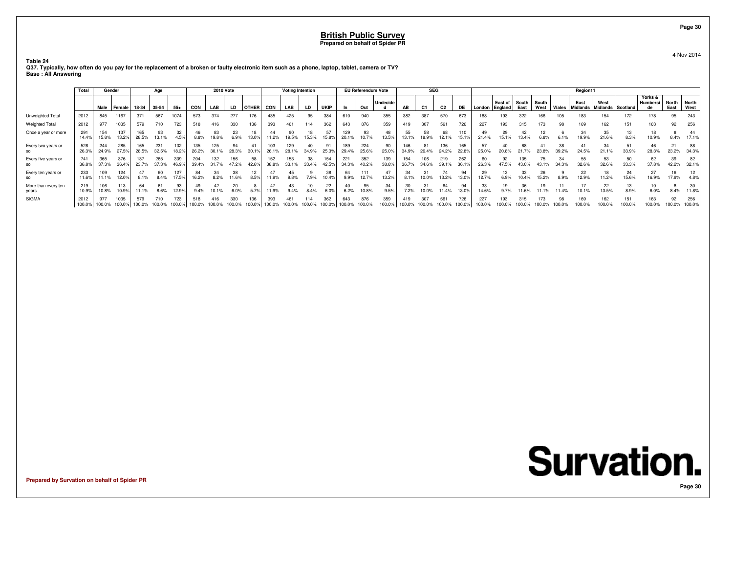# British Public Survey
**Prepared on behalf of Spider PR**

4 Nov 2014

**Table 24**
**Q37. Typically, how often do you pay for the replacement of a broken or faulty electronic item such as a phone, laptop, tablet, camera or TV?**
**Base : All Answering**

| | Total | Gender | | Age | | | 2010 Vote | | | | Voting Intention | | | | EU Referendum Vote | | | SEG | | | | Region11 | | | | | | | | | | |
|---|---|---|---|---|---|---|---|---|---|---|---|---|---|---|---|---|---|---|---|---|---|---|---|---|---|---|---|---|---|---|---|---|
| | | Male | Female | 18-34 | 35-54 | 55+ | CON | LAB | LD | OTHER | CON | LAB | LD | UKIP | In | Out | Undecided | AB | C1 | C2 | DE | London | East of England | South East | South West | Wales | East Midlands | West Midlands | Scotland | Yorks & Humberside | North East | North West |
| Unweighted Total | 2012 | 845 | 1167 | 371 | 567 | 1074 | 573 | 374 | 277 | 176 | 435 | 425 | 95 | 384 | 610 | 940 | 355 | 382 | 387 | 570 | 673 | 188 | 193 | 322 | 166 | 105 | 183 | 154 | 172 | 178 | 95 | 243 |
| Weighted Total | 2012 | 977 | 1035 | 579 | 710 | 723 | 518 | 416 | 330 | 136 | 393 | 461 | 114 | 362 | 643 | 876 | 359 | 419 | 307 | 561 | 726 | 227 | 193 | 315 | 173 | 98 | 169 | 162 | 151 | 163 | 92 | 256 |
| Once a year or more | 291<br>14.4% | 154<br>15.8% | 137<br>13.2% | 165<br>28.5% | 93<br>13.1% | 32<br>4.5% | 46<br>8.8% | 83<br>19.8% | 23<br>6.9% | 18<br>13.0% | 44<br>11.2% | 90<br>19.5% | 18<br>15.3% | 57<br>15.8% | 129<br>20.1% | 93<br>10.7% | 48<br>13.5% | 55<br>13.1% | 58<br>18.9% | 68<br>12.1% | 110<br>15.1% | 49<br>21.4% | 29<br>15.1% | 42<br>13.4% | 12<br>6.8% | 6<br>6.1% | 34<br>19.9% | 35<br>21.6% | 13<br>8.3% | 18<br>10.9% | 8<br>8.4% | 44<br>17.1% |
| Every two years or so | 528<br>26.3% | 244<br>24.9% | 285<br>27.5% | 165<br>28.5% | 231<br>32.5% | 132<br>18.2% | 135<br>26.2% | 125<br>30.1% | 94<br>28.3% | 41<br>30.1% | 103<br>26.1% | 129<br>28.1% | 40<br>34.9% | 91<br>25.3% | 189<br>29.4% | 224<br>25.6% | 90<br>25.0% | 146<br>34.9% | 81<br>26.4% | 136<br>24.2% | 165<br>22.8% | 57<br>25.0% | 40<br>20.8% | 68<br>21.7% | 41<br>23.8% | 38<br>39.2% | 41<br>24.5% | 34<br>21.1% | 51<br>33.9% | 46<br>28.3% | 21<br>23.2% | 88<br>34.3% |
| Every five years or so | 741<br>36.8% | 365<br>37.3% | 376<br>36.4% | 137<br>23.7% | 265<br>37.3% | 339<br>46.9% | 204<br>39.4% | 132<br>31.7% | 156<br>47.2% | 58<br>42.6% | 152<br>38.8% | 153<br>33.1% | 38<br>33.4% | 154<br>42.5% | 221<br>34.3% | 352<br>40.2% | 139<br>38.8% | 154<br>36.7% | 106<br>34.6% | 219<br>39.1% | 262<br>36.1% | 60<br>26.3% | 92<br>47.5% | 135<br>43.0% | 75<br>43.1% | 34<br>34.3% | 55<br>32.6% | 53<br>32.6% | 50<br>33.3% | 62<br>37.8% | 39<br>42.2% | 82<br>32.1% |
| Every ten years or so | 233<br>11.6% | 109<br>11.1% | 124<br>12.0% | 47<br>8.1% | 60<br>8.4% | 127<br>17.5% | 84<br>16.2% | 34<br>8.2% | 38<br>11.6% | 12<br>8.5% | 47<br>11.9% | 45<br>9.8% | 9<br>7.9% | 38<br>10.4% | 64<br>9.9% | 111<br>12.7% | 47<br>13.2% | 34<br>8.1% | 31<br>10.0% | 74<br>13.2% | 94<br>13.0% | 29<br>12.7% | 13<br>6.9% | 33<br>10.4% | 26<br>15.2% | 9<br>8.9% | 22<br>12.9% | 18<br>11.2% | 24<br>15.6% | 27<br>16.9% | 16<br>17.9% | 12<br>4.8% |
| More than every ten years | 219<br>10.9% | 106<br>10.8% | 113<br>10.9% | 64<br>11.1% | 61<br>8.6% | 93<br>12.9% | 49<br>9.4% | 42<br>10.1% | 20<br>6.0% | 8<br>5.7% | 47<br>11.9% | 43<br>9.4% | 10<br>8.4% | 22<br>6.0% | 40<br>6.2% | 95<br>10.8% | 34<br>9.5% | 30<br>7.2% | 31<br>10.0% | 64<br>11.4% | 94<br>13.0% | 33<br>14.6% | 19<br>9.7% | 36<br>11.6% | 19<br>11.1% | 11<br>11.4% | 17<br>10.1% | 22<br>13.5% | 13<br>8.9% | 10<br>6.0% | 8<br>8.4% | 30<br>11.8% |
| SIGMA | 2012<br>100.0% | 977<br>100.0% | 1035<br>100.0% | 579<br>100.0% | 710<br>100.0% | 723<br>100.0% | 518<br>100.0% | 416<br>100.0% | 330<br>100.0% | 136<br>100.0% | 393<br>100.0% | 461<br>100.0% | 114<br>100.0% | 362<br>100.0% | 643<br>100.0% | 876<br>100.0% | 359<br>100.0% | 419<br>100.0% | 307<br>100.0% | 561<br>100.0% | 726<br>100.0% | 227<br>100.0% | 193<br>100.0% | 315<br>100.0% | 173<br>100.0% | 98<br>100.0% | 169<br>100.0% | 162<br>100.0% | 151<br>100.0% | 163<br>100.0% | 92<br>100.0% | 256<br>100.0% |

**Survation.**

**Prepared by Survation on behalf of Spider PR**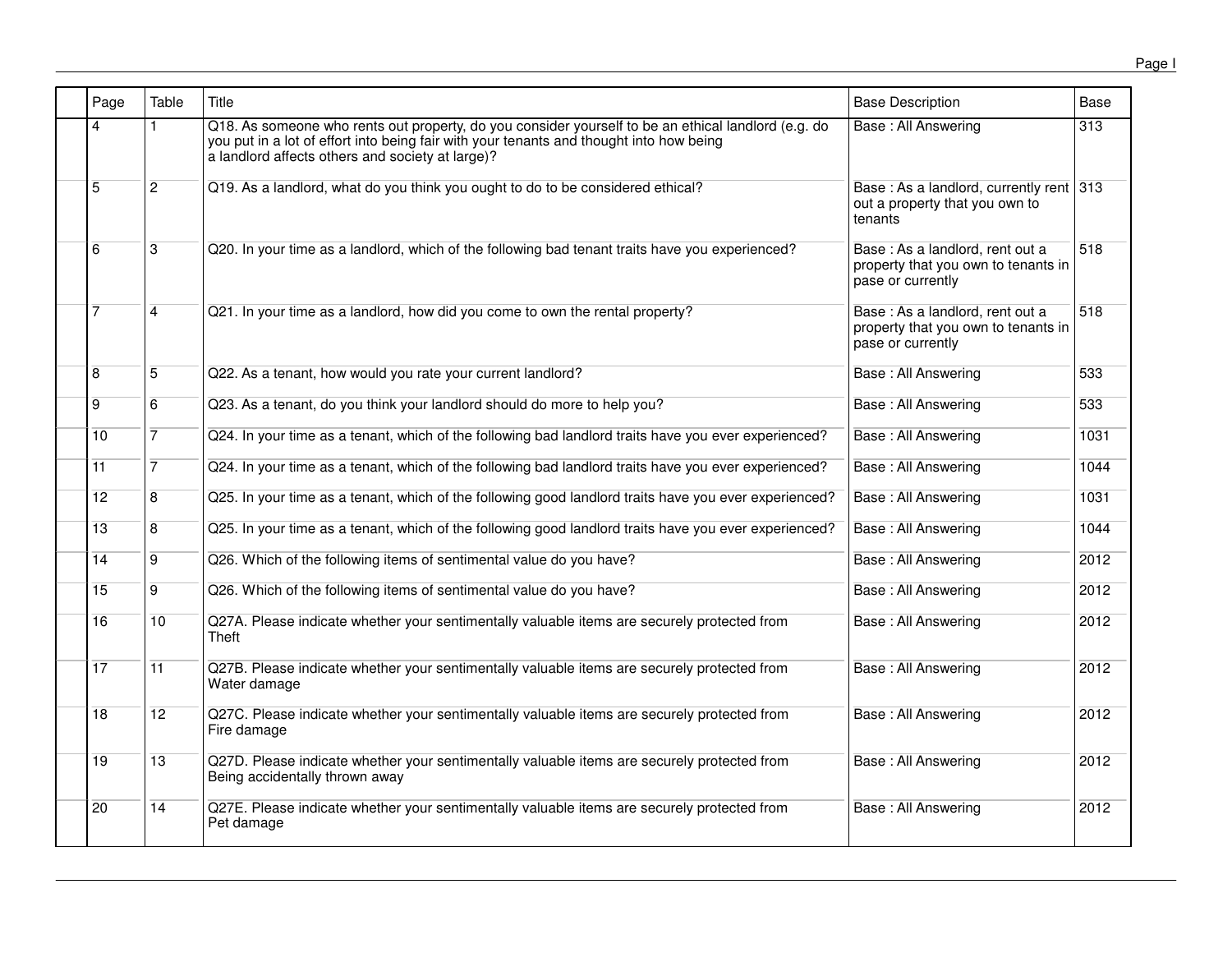| Page | Table | Title | Base Description | Base |
|---|---|---|---|---|
| 4 | 1 | Q18. As someone who rents out property, do you consider yourself to be an ethical landlord (e.g. do you put in a lot of effort into being fair with your tenants and thought into how being a landlord affects others and society at large)? | Base : All Answering | 313 |
| 5 | 2 | Q19. As a landlord, what do you think you ought to do to be considered ethical? | Base : As a landlord, currently rent out a property that you own to tenants | 313 |
| 6 | 3 | Q20. In your time as a landlord, which of the following bad tenant traits have you experienced? | Base : As a landlord, rent out a property that you own to tenants in pase or currently | 518 |
| 7 | 4 | Q21. In your time as a landlord, how did you come to own the rental property? | Base : As a landlord, rent out a property that you own to tenants in pase or currently | 518 |
| 8 | 5 | Q22. As a tenant, how would you rate your current landlord? | Base : All Answering | 533 |
| 9 | 6 | Q23. As a tenant, do you think your landlord should do more to help you? | Base : All Answering | 533 |
| 10 | 7 | Q24. In your time as a tenant, which of the following bad landlord traits have you ever experienced? | Base : All Answering | 1031 |
| 11 | 7 | Q24. In your time as a tenant, which of the following bad landlord traits have you ever experienced? | Base : All Answering | 1044 |
| 12 | 8 | Q25. In your time as a tenant, which of the following good landlord traits have you ever experienced? | Base : All Answering | 1031 |
| 13 | 8 | Q25. In your time as a tenant, which of the following good landlord traits have you ever experienced? | Base : All Answering | 1044 |
| 14 | 9 | Q26. Which of the following items of sentimental value do you have? | Base : All Answering | 2012 |
| 15 | 9 | Q26. Which of the following items of sentimental value do you have? | Base : All Answering | 2012 |
| 16 | 10 | Q27A. Please indicate whether your sentimentally valuable items are securely protected from Theft | Base : All Answering | 2012 |
| 17 | 11 | Q27B. Please indicate whether your sentimentally valuable items are securely protected from Water damage | Base : All Answering | 2012 |
| 18 | 12 | Q27C. Please indicate whether your sentimentally valuable items are securely protected from Fire damage | Base : All Answering | 2012 |
| 19 | 13 | Q27D. Please indicate whether your sentimentally valuable items are securely protected from Being accidentally thrown away | Base : All Answering | 2012 |
| 20 | 14 | Q27E. Please indicate whether your sentimentally valuable items are securely protected from Pet damage | Base : All Answering | 2012 |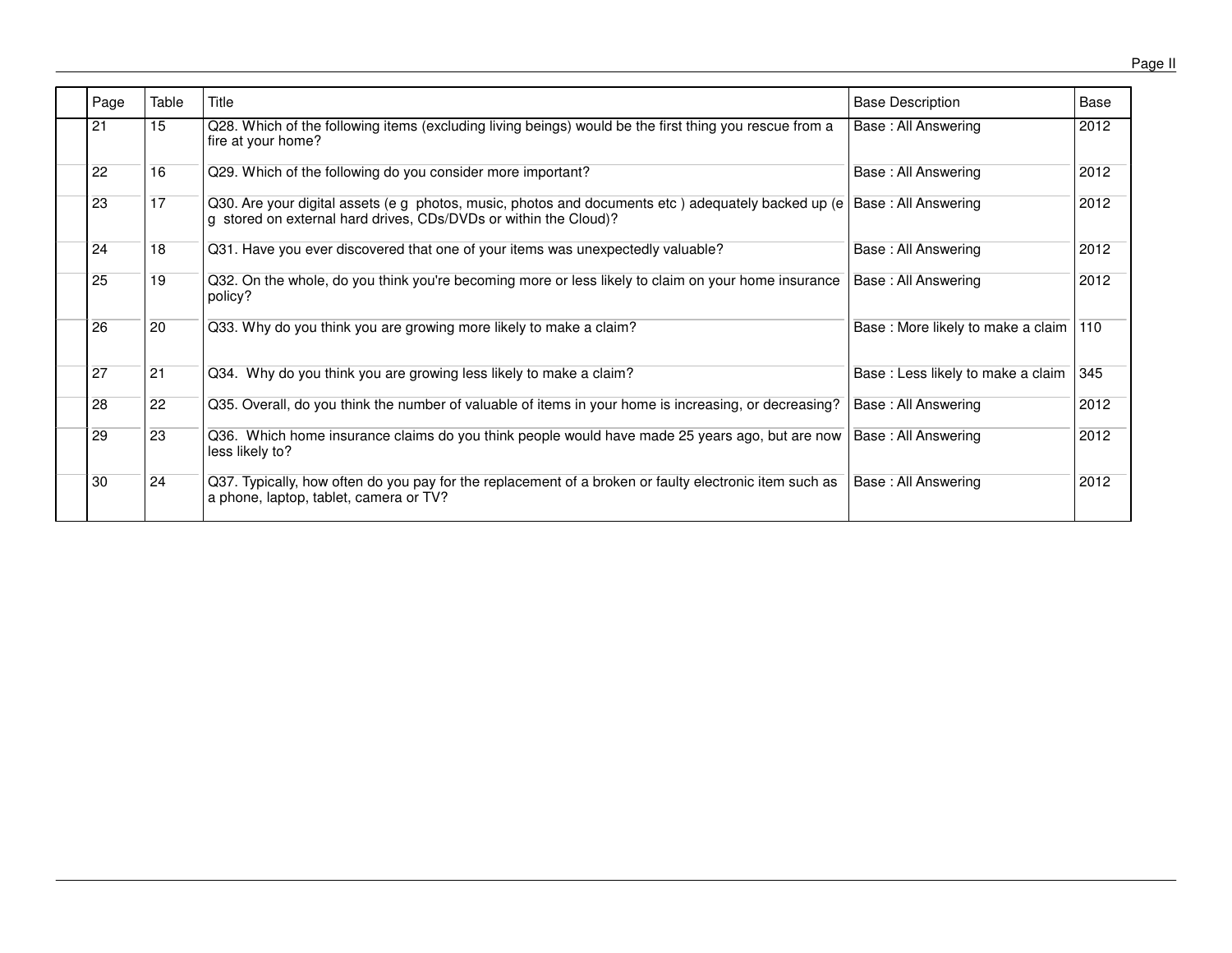| Page | Table | Title | Base Description | Base |
|---|---|---|---|---|
| 21 | 15 | Q28. Which of the following items (excluding living beings) would be the first thing you rescue from a fire at your home? | Base : All Answering | 2012 |
| 22 | 16 | Q29. Which of the following do you consider more important? | Base : All Answering | 2012 |
| 23 | 17 | Q30. Are your digital assets (e g  photos, music, photos and documents etc ) adequately backed up (e g  stored on external hard drives, CDs/DVDs or within the Cloud)? | Base : All Answering | 2012 |
| 24 | 18 | Q31. Have you ever discovered that one of your items was unexpectedly valuable? | Base : All Answering | 2012 |
| 25 | 19 | Q32. On the whole, do you think you're becoming more or less likely to claim on your home insurance policy? | Base : All Answering | 2012 |
| 26 | 20 | Q33. Why do you think you are growing more likely to make a claim? | Base : More likely to make a claim | 110 |
| 27 | 21 | Q34.  Why do you think you are growing less likely to make a claim? | Base : Less likely to make a claim | 345 |
| 28 | 22 | Q35. Overall, do you think the number of valuable of items in your home is increasing, or decreasing? | Base : All Answering | 2012 |
| 29 | 23 | Q36.  Which home insurance claims do you think people would have made 25 years ago, but are now less likely to? | Base : All Answering | 2012 |
| 30 | 24 | Q37. Typically, how often do you pay for the replacement of a broken or faulty electronic item such as a phone, laptop, tablet, camera or TV? | Base : All Answering | 2012 |